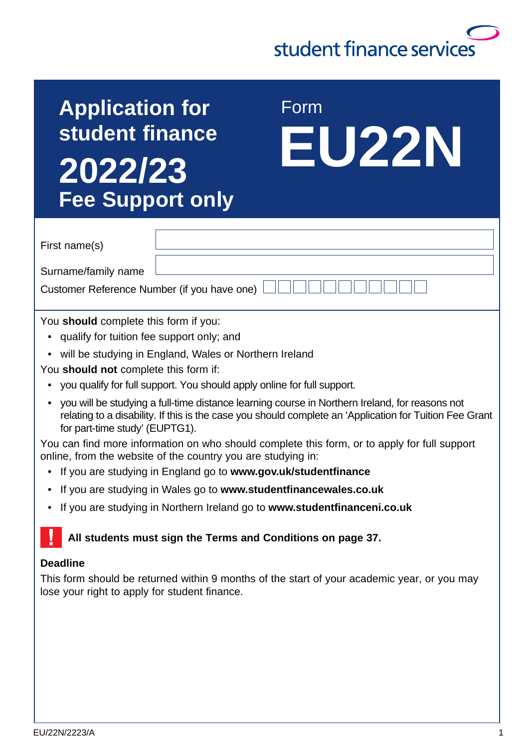student finance services

# Application for student finance 2022/23 Fee Support only

# Form EU22N

First name(s)

Surname/family name

Customer Reference Number (if you have one)

You **should** complete this form if you:

- qualify for tuition fee support only; and
- will be studying in England, Wales or Northern Ireland

You **should not** complete this form if:

- you qualify for full support. You should apply online for full support.
- you will be studying a full-time distance learning course in Northern Ireland, for reasons not relating to a disability. If this is the case you should complete an 'Application for Tuition Fee Grant for part-time study' (EUPTG1).

You can find more information on who should complete this form, or to apply for full support online, from the website of the country you are studying in:

- If you are studying in England go to **www.gov.uk/studentfinance**
- If you are studying in Wales go to **www.studentfinancewales.co.uk**
- If you are studying in Northern Ireland go to **www.studentfinanceni.co.uk**

**All students must sign the Terms and Conditions on page 37.**

**Deadline**

This form should be returned within 9 months of the start of your academic year, or you may lose your right to apply for student finance.

EU/22N/2223/A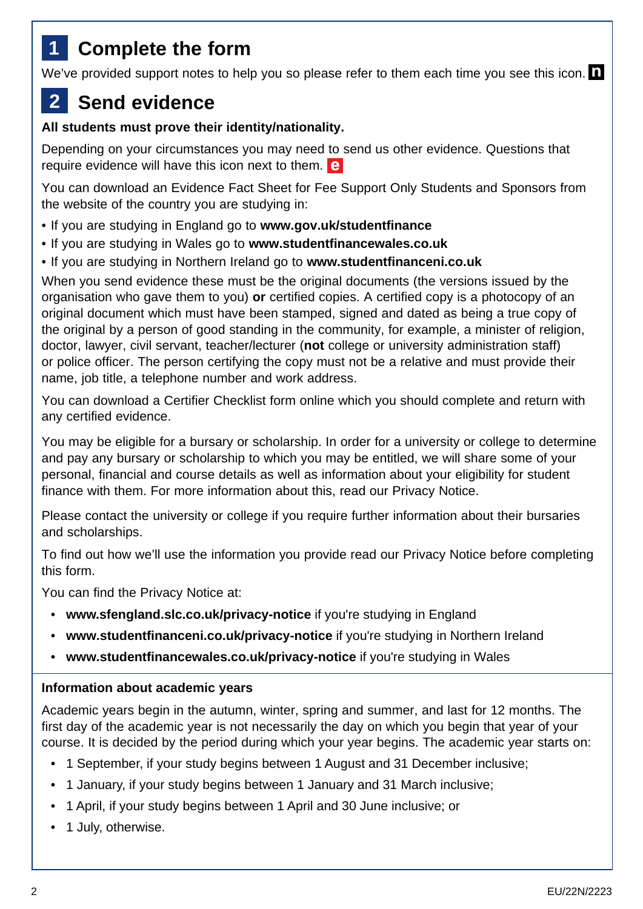## 1 Complete the form

We've provided support notes to help you so please refer to them each time you see this icon. **n**

## 2 Send evidence

**All students must prove their identity/nationality.**

Depending on your circumstances you may need to send us other evidence. Questions that require evidence will have this icon next to them. **e**

You can download an Evidence Fact Sheet for Fee Support Only Students and Sponsors from the website of the country you are studying in:

- If you are studying in England go to **www.gov.uk/studentfinance**
- If you are studying in Wales go to **www.studentfinancewales.co.uk**
- If you are studying in Northern Ireland go to **www.studentfinanceni.co.uk**

When you send evidence these must be the original documents (the versions issued by the organisation who gave them to you) **or** certified copies. A certified copy is a photocopy of an original document which must have been stamped, signed and dated as being a true copy of the original by a person of good standing in the community, for example, a minister of religion, doctor, lawyer, civil servant, teacher/lecturer (**not** college or university administration staff) or police officer. The person certifying the copy must not be a relative and must provide their name, job title, a telephone number and work address.

You can download a Certifier Checklist form online which you should complete and return with any certified evidence.

You may be eligible for a bursary or scholarship. In order for a university or college to determine and pay any bursary or scholarship to which you may be entitled, we will share some of your personal, financial and course details as well as information about your eligibility for student finance with them. For more information about this, read our Privacy Notice.

Please contact the university or college if you require further information about their bursaries and scholarships.

To find out how we'll use the information you provide read our Privacy Notice before completing this form.

You can find the Privacy Notice at:

- **www.sfengland.slc.co.uk/privacy-notice** if you're studying in England
- **www.studentfinanceni.co.uk/privacy-notice** if you're studying in Northern Ireland
- **www.studentfinancewales.co.uk/privacy-notice** if you're studying in Wales

**Information about academic years**

Academic years begin in the autumn, winter, spring and summer, and last for 12 months. The first day of the academic year is not necessarily the day on which you begin that year of your course. It is decided by the period during which your year begins. The academic year starts on:

- 1 September, if your study begins between 1 August and 31 December inclusive;
- 1 January, if your study begins between 1 January and 31 March inclusive;
- 1 April, if your study begins between 1 April and 30 June inclusive; or
- 1 July, otherwise.

EU/22N/2223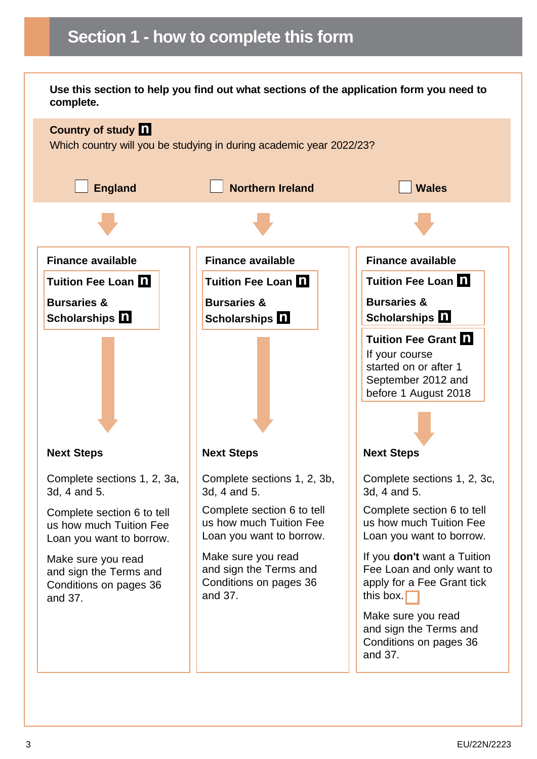# Section 1 - how to complete this form

**Use this section to help you find out what sections of the application form you need to complete.**

**Country of study** n

Which country will you be studying in during academic year 2022/23?

- ☐ **England**
- ☐ **Northern Ireland**
- ☐ **Wales**

## England

**Finance available**

- **Tuition Fee Loan** n
- **Bursaries & Scholarships** n

**Next Steps**

Complete sections 1, 2, 3a, 3d, 4 and 5.

Complete section 6 to tell us how much Tuition Fee Loan you want to borrow.

Make sure you read and sign the Terms and Conditions on pages 36 and 37.

## Northern Ireland

**Finance available**

- **Tuition Fee Loan** n
- **Bursaries & Scholarships** n

**Next Steps**

Complete sections 1, 2, 3b, 3d, 4 and 5.

Complete section 6 to tell us how much Tuition Fee Loan you want to borrow.

Make sure you read and sign the Terms and Conditions on pages 36 and 37.

## Wales

**Finance available**

- **Tuition Fee Loan** n
- **Bursaries & Scholarships** n
- **Tuition Fee Grant** n
  If your course started on or after 1 September 2012 and before 1 August 2018

**Next Steps**

Complete sections 1, 2, 3c, 3d, 4 and 5.

Complete section 6 to tell us how much Tuition Fee Loan you want to borrow.

If you **don't** want a Tuition Fee Loan and only want to apply for a Fee Grant tick this box. ☐

Make sure you read and sign the Terms and Conditions on pages 36 and 37.

EU/22N/2223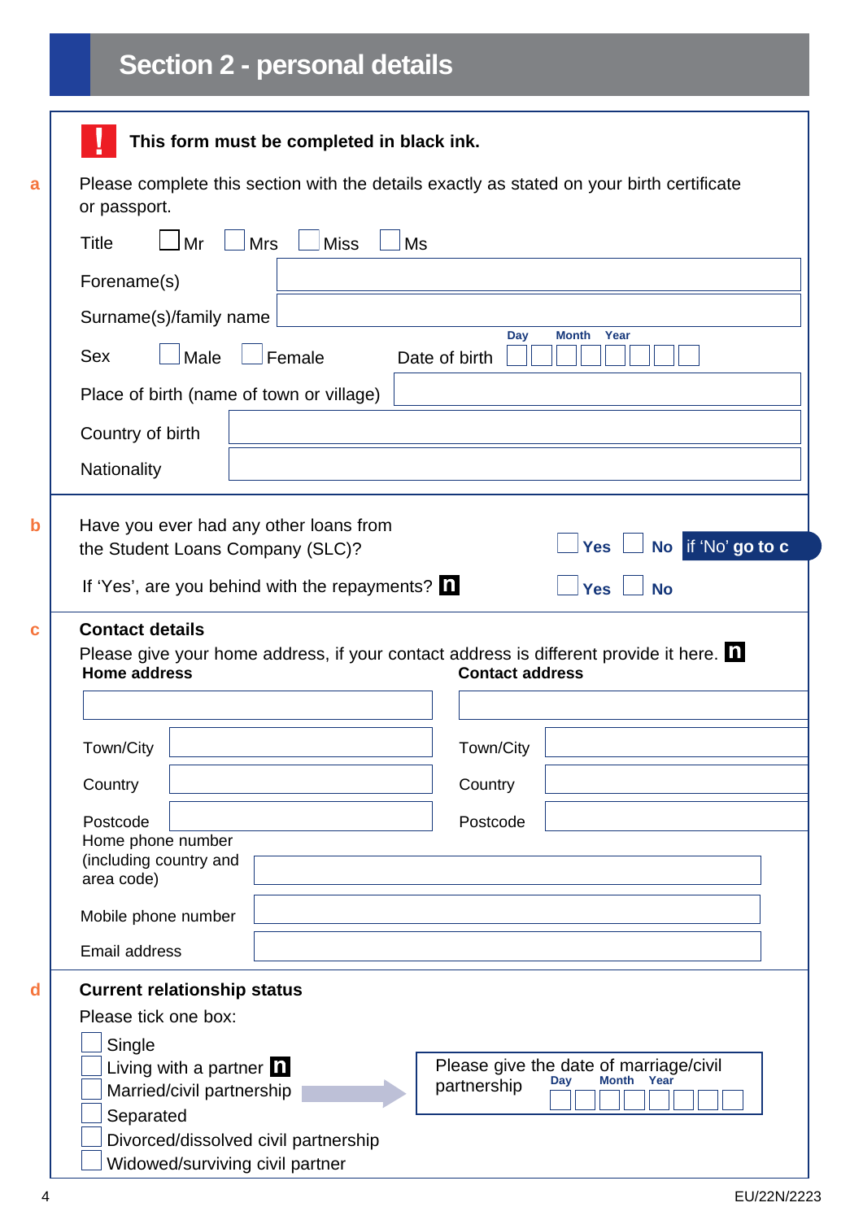## Section 2 - personal details

**This form must be completed in black ink.**

**a** Please complete this section with the details exactly as stated on your birth certificate or passport.

Title ☐ Mr ☐ Mrs ☐ Miss ☐ Ms

Forename(s)

Surname(s)/family name

Sex ☐ Male ☐ Female

Date of birth (Day / Month / Year)

Place of birth (name of town or village)

Country of birth

Nationality

**b** Have you ever had any other loans from the Student Loans Company (SLC)? ☐ **Yes** ☐ **No** if 'No' **go to c**

If 'Yes', are you behind with the repayments? ☐ **Yes** ☐ **No**

**c** **Contact details**

Please give your home address, if your contact address is different provide it here.

| **Home address** | **Contact address** |
|---|---|
| | |
| Town/City | Town/City |
| Country | Country |
| Postcode | Postcode |

Home phone number (including country and area code)

Mobile phone number

Email address

**d** **Current relationship status**

Please tick one box:

- ☐ Single
- ☐ Living with a partner
- ☐ Married/civil partnership
- ☐ Separated
- ☐ Divorced/dissolved civil partnership
- ☐ Widowed/surviving civil partner

Please give the date of marriage/civil partnership (Day / Month / Year)

EU/22N/2223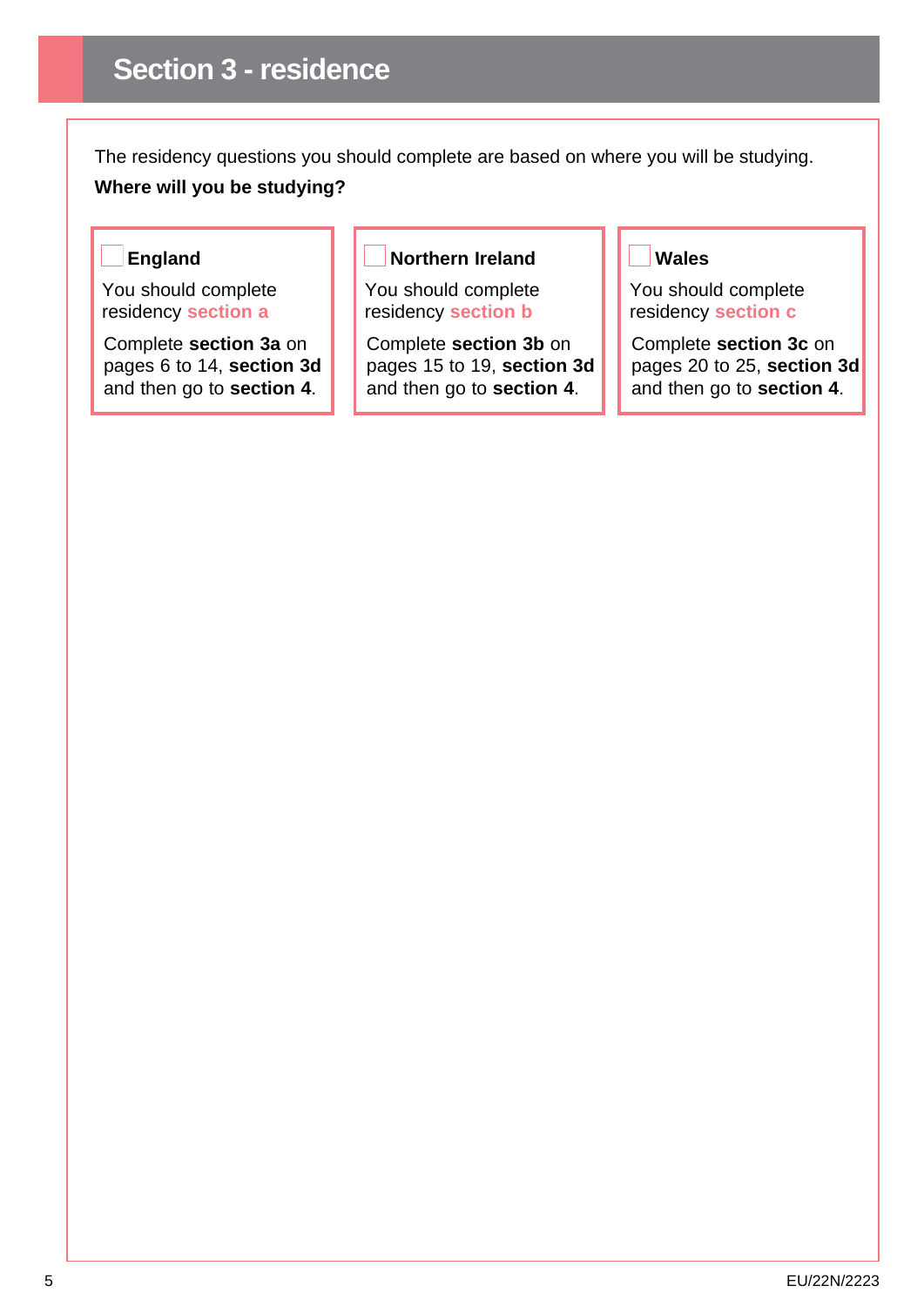# Section 3 - residence

The residency questions you should complete are based on where you will be studying.

**Where will you be studying?**

☐ **England**

You should complete residency **section a**

Complete **section 3a** on pages 6 to 14, **section 3d** and then go to **section 4**.

☐ **Northern Ireland**

You should complete residency **section b**

Complete **section 3b** on pages 15 to 19, **section 3d** and then go to **section 4**.

☐ **Wales**

You should complete residency **section c**

Complete **section 3c** on pages 20 to 25, **section 3d** and then go to **section 4**.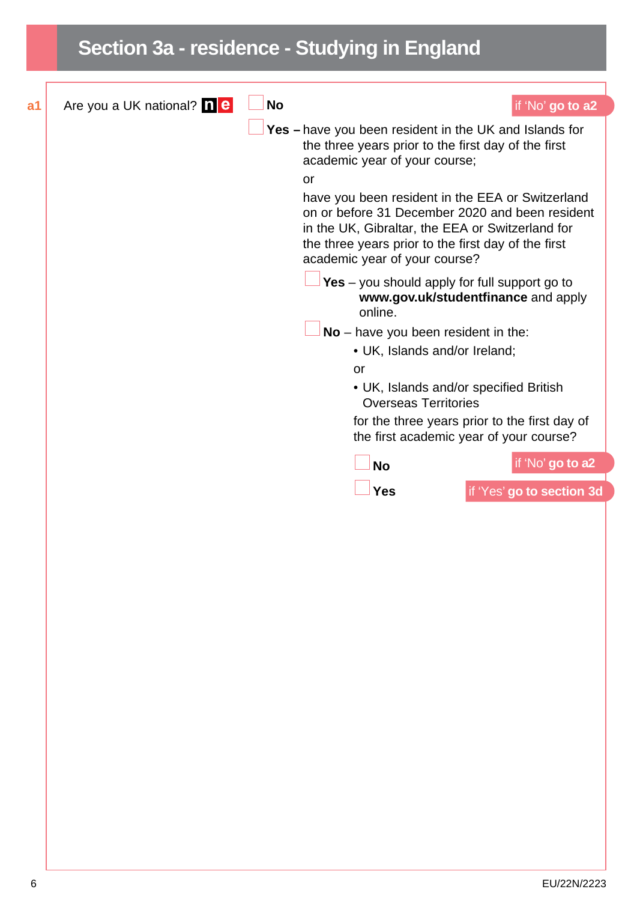# Section 3a - residence - Studying in England

**a1** Are you a UK national? **n** **e**

- ☐ **No** — if 'No' **go to a2**
- ☐ **Yes –** have you been resident in the UK and Islands for the three years prior to the first day of the first academic year of your course;

  or

  have you been resident in the EEA or Switzerland on or before 31 December 2020 and been resident in the UK, Gibraltar, the EEA or Switzerland for the three years prior to the first day of the first academic year of your course?

  - ☐ **Yes** – you should apply for full support go to **www.gov.uk/studentfinance** and apply online.
  - ☐ **No** – have you been resident in the:
    - UK, Islands and/or Ireland;

    or

    - UK, Islands and/or specified British Overseas Territories

    for the three years prior to the first day of the first academic year of your course?

    - ☐ **No** — if 'No' **go to a2**
    - ☐ **Yes** — if 'Yes' **go to section 3d**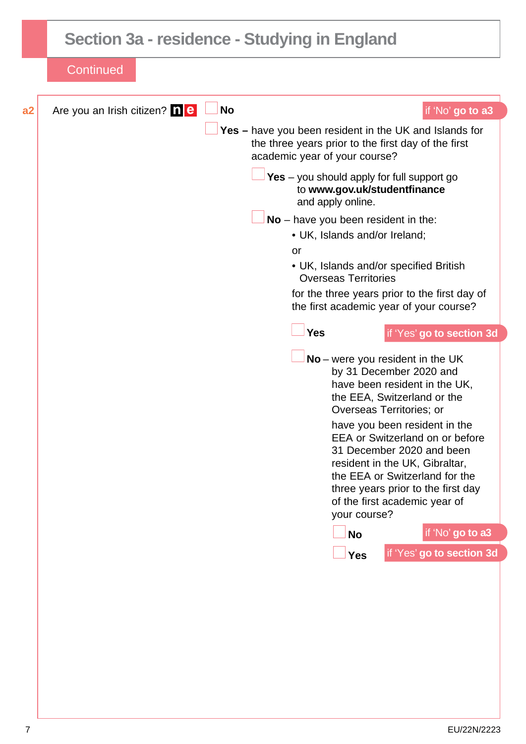## Section 3a - residence - Studying in England

Continued

**a2** Are you an Irish citizen? **n** **e**

☐ **No** — if 'No' **go to a3**

☐ **Yes –** have you been resident in the UK and Islands for the three years prior to the first day of the first academic year of your course?

- ☐ **Yes** – you should apply for full support go to **www.gov.uk/studentfinance** and apply online.
- ☐ **No** – have you been resident in the:
  - UK, Islands and/or Ireland;

  or

  - UK, Islands and/or specified British Overseas Territories

  for the three years prior to the first day of the first academic year of your course?

  - ☐ **Yes** — if 'Yes' **go to section 3d**
  - ☐ **No** – were you resident in the UK by 31 December 2020 and have been resident in the UK, the EEA, Switzerland or the Overseas Territories; or

    have you been resident in the EEA or Switzerland on or before 31 December 2020 and been resident in the UK, Gibraltar, the EEA or Switzerland for the three years prior to the first day of the first academic year of your course?

    - ☐ **No** — if 'No' **go to a3**
    - ☐ **Yes** — if 'Yes' **go to section 3d**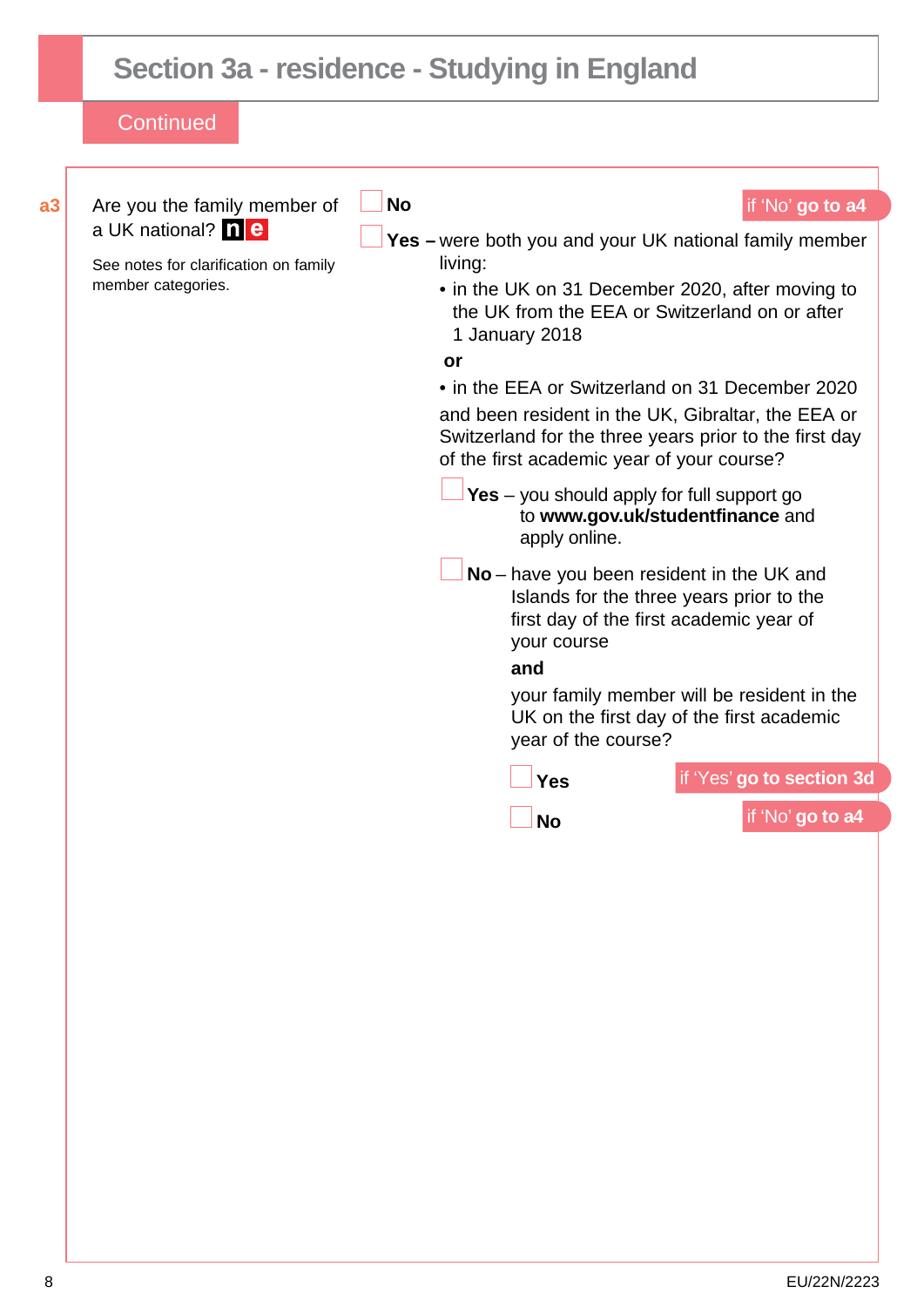# Section 3a - residence - Studying in England

Continued

**a3** Are you the family member of a UK national? **n e**

See notes for clarification on family member categories.

- ☐ **No** — if 'No' **go to a4**
- ☐ **Yes –** were both you and your UK national family member living:
  - in the UK on 31 December 2020, after moving to the UK from the EEA or Switzerland on or after 1 January 2018

  **or**

  - in the EEA or Switzerland on 31 December 2020

  and been resident in the UK, Gibraltar, the EEA or Switzerland for the three years prior to the first day of the first academic year of your course?

  - ☐ **Yes** – you should apply for full support go to **www.gov.uk/studentfinance** and apply online.
  - ☐ **No** – have you been resident in the UK and Islands for the three years prior to the first day of the first academic year of your course

    **and**

    your family member will be resident in the UK on the first day of the first academic year of the course?

    - ☐ **Yes** — if 'Yes' **go to section 3d**
    - ☐ **No** — if 'No' **go to a4**

EU/22N/2223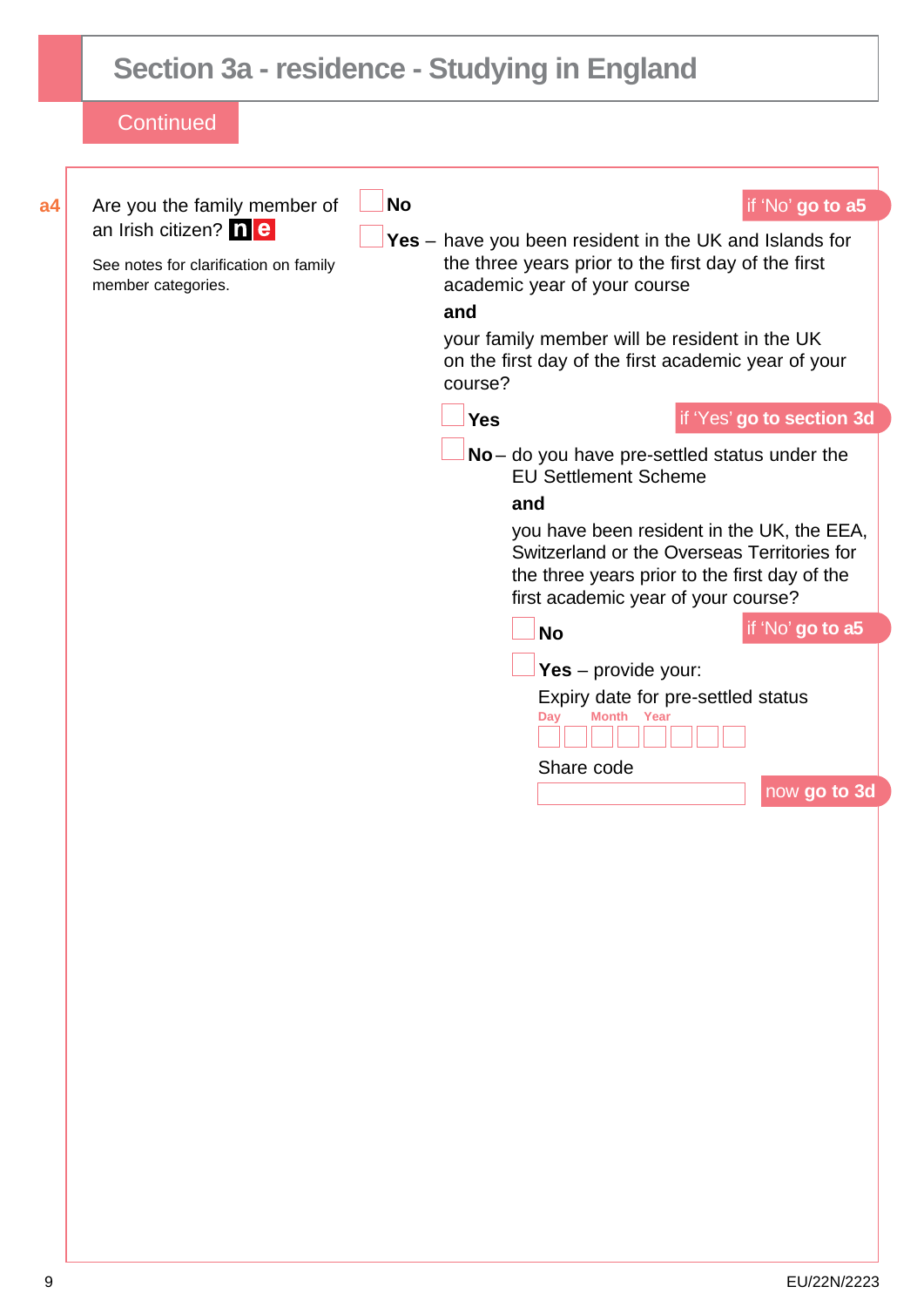# Section 3a - residence - Studying in England

Continued

**a4** Are you the family member of an Irish citizen? **n e**

See notes for clarification on family member categories.

- ☐ **No** — if 'No' **go to a5**
- ☐ **Yes** – have you been resident in the UK and Islands for the three years prior to the first day of the first academic year of your course

  **and**

  your family member will be resident in the UK on the first day of the first academic year of your course?

  - ☐ **Yes** — if 'Yes' **go to section 3d**
  - ☐ **No** – do you have pre-settled status under the EU Settlement Scheme

    **and**

    you have been resident in the UK, the EEA, Switzerland or the Overseas Territories for the three years prior to the first day of the first academic year of your course?

    - ☐ **No** — if 'No' **go to a5**
    - ☐ **Yes** – provide your:

      Expiry date for pre-settled status

      Day ☐☐ Month ☐☐ Year ☐☐☐☐

      Share code

      ☐

      now **go to 3d**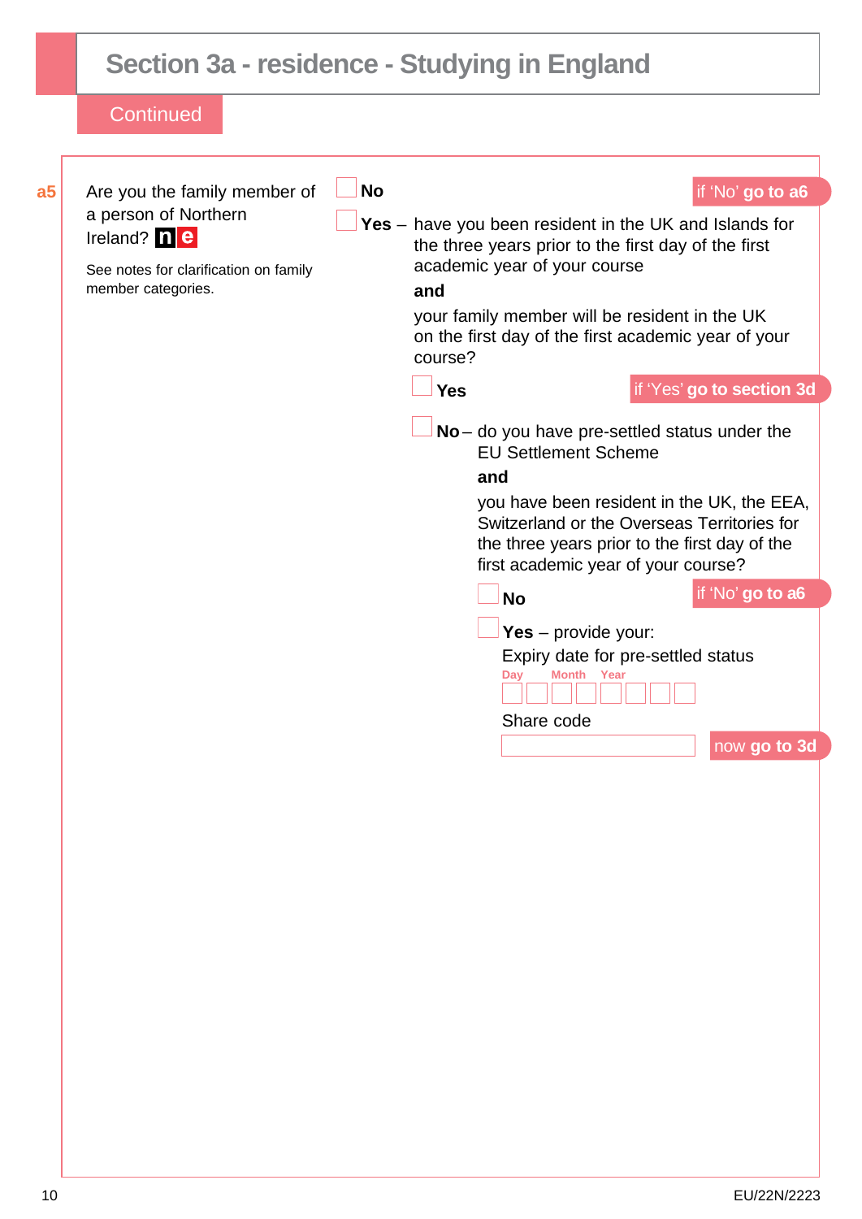# Section 3a - residence - Studying in England

Continued

**a5** Are you the family member of a person of Northern Ireland? **n e**

See notes for clarification on family member categories.

- ☐ **No** — if 'No' **go to a6**
- ☐ **Yes** – have you been resident in the UK and Islands for the three years prior to the first day of the first academic year of your course

  **and**

  your family member will be resident in the UK on the first day of the first academic year of your course?

  - ☐ **Yes** — if 'Yes' **go to section 3d**
  - ☐ **No** – do you have pre-settled status under the EU Settlement Scheme

    **and**

    you have been resident in the UK, the EEA, Switzerland or the Overseas Territories for the three years prior to the first day of the first academic year of your course?

    - ☐ **No** — if 'No' **go to a6**
    - ☐ **Yes** – provide your:

      Expiry date for pre-settled status

      Day ☐☐ Month ☐☐ Year ☐☐☐☐

      Share code

      ☐ — now **go to 3d**

EU/22N/2223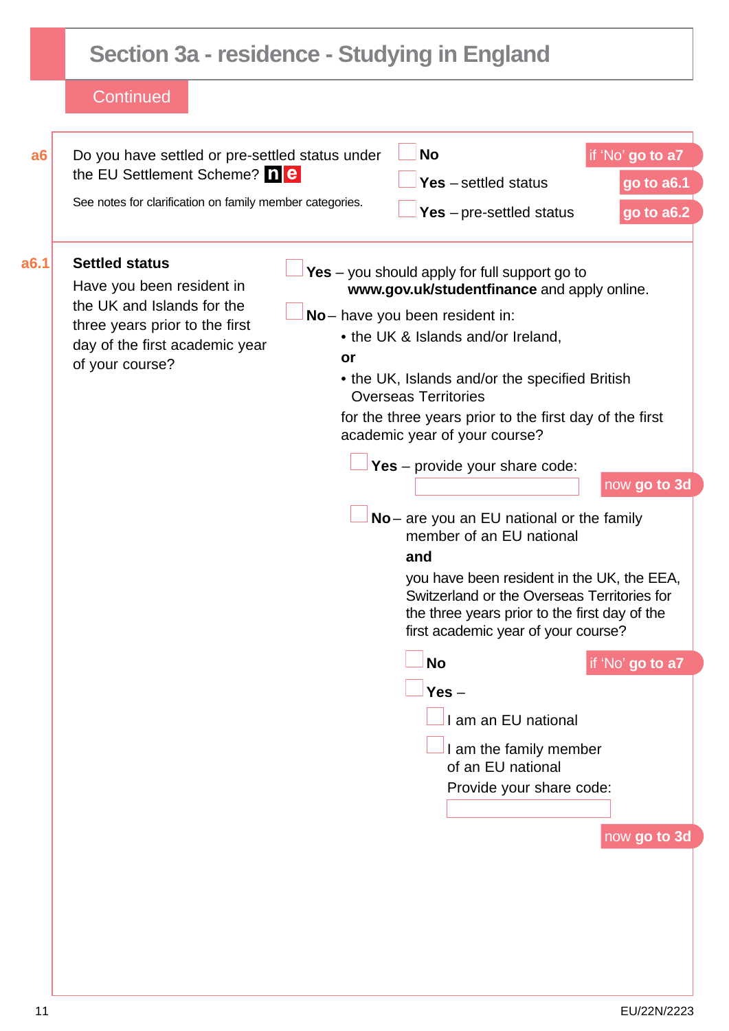# Section 3a - residence - Studying in England

Continued

**a6** Do you have settled or pre-settled status under the EU Settlement Scheme? **n e**

See notes for clarification on family member categories.

- ☐ **No** — if 'No' **go to a7**
- ☐ **Yes** – settled status — **go to a6.1**
- ☐ **Yes** – pre-settled status — **go to a6.2**

**a6.1** **Settled status**

Have you been resident in the UK and Islands for the three years prior to the first day of the first academic year of your course?

- ☐ **Yes** – you should apply for full support go to **www.gov.uk/studentfinance** and apply online.
- ☐ **No** – have you been resident in:
  - the UK & Islands and/or Ireland,

  **or**

  - the UK, Islands and/or the specified British Overseas Territories

  for the three years prior to the first day of the first academic year of your course?

  - ☐ **Yes** – provide your share code: ____________ — now **go to 3d**
  - ☐ **No** – are you an EU national or the family member of an EU national

    **and**

    you have been resident in the UK, the EEA, Switzerland or the Overseas Territories for the three years prior to the first day of the first academic year of your course?

    - ☐ **No** — if 'No' **go to a7**
    - ☐ **Yes** –
      - ☐ I am an EU national
      - ☐ I am the family member of an EU national

      Provide your share code: ____________

      now **go to 3d**

EU/22N/2223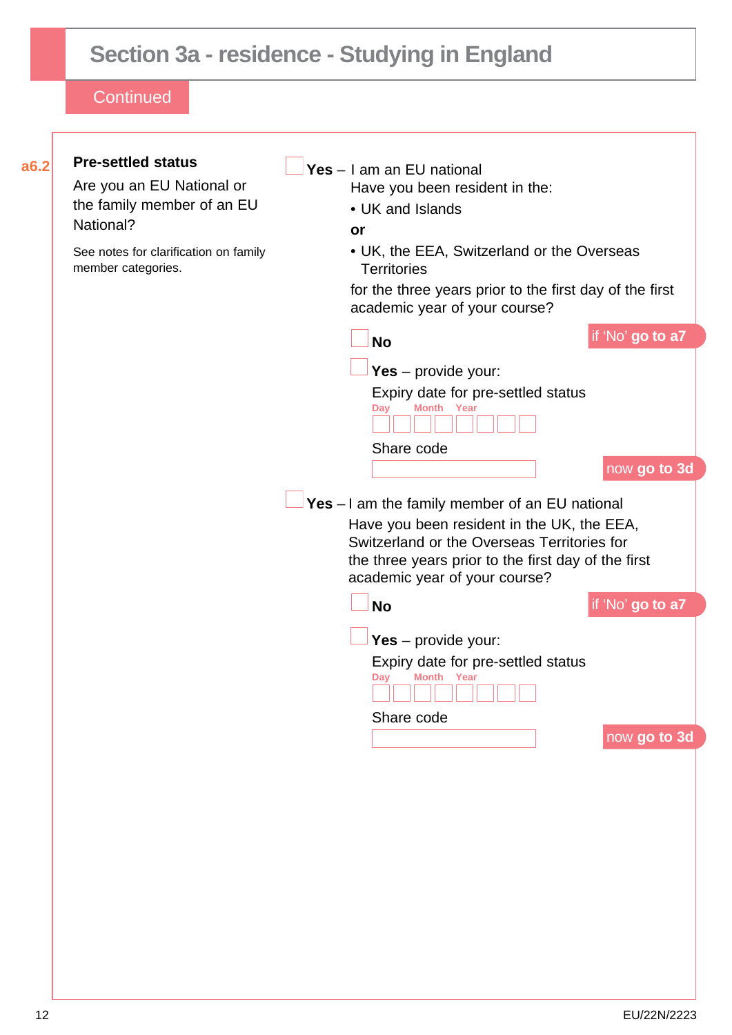# Section 3a - residence - Studying in England

Continued

**a6.2** **Pre-settled status**

Are you an EU National or the family member of an EU National?

See notes for clarification on family member categories.

☐ **Yes** – I am an EU national

Have you been resident in the:

- UK and Islands

**or**

- UK, the EEA, Switzerland or the Overseas Territories

for the three years prior to the first day of the first academic year of your course?

☐ **No** — if 'No' **go to a7**

☐ **Yes** – provide your:

Expiry date for pre-settled status

Day | Month | Year: ☐☐ ☐☐ ☐☐☐☐

Share code

________________

now **go to 3d**

☐ **Yes** – I am the family member of an EU national

Have you been resident in the UK, the EEA, Switzerland or the Overseas Territories for the three years prior to the first day of the first academic year of your course?

☐ **No** — if 'No' **go to a7**

☐ **Yes** – provide your:

Expiry date for pre-settled status

Day | Month | Year: ☐☐ ☐☐ ☐☐☐☐

Share code

________________

now **go to 3d**

EU/22N/2223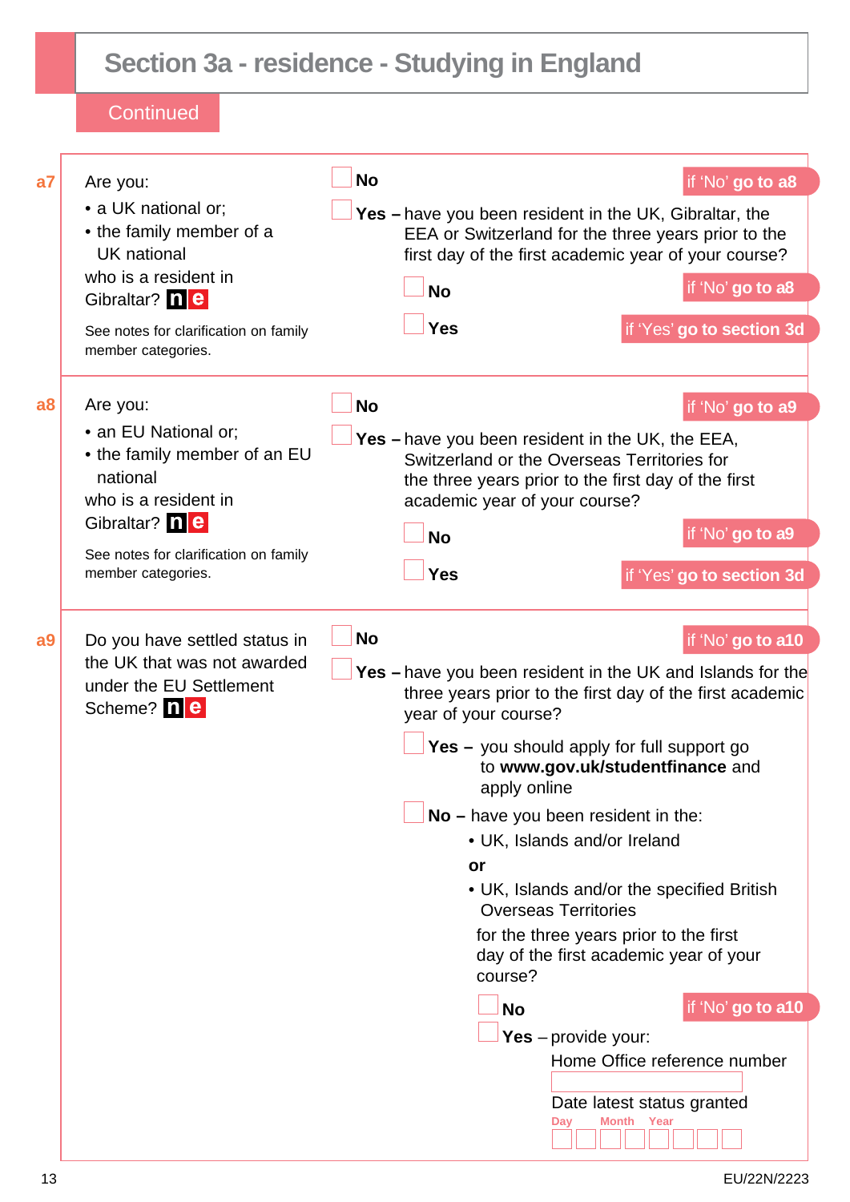# Section 3a - residence - Studying in England

Continued

**a7** Are you:

- a UK national or;
- the family member of a UK national

who is a resident in Gibraltar? **n e**

See notes for clarification on family member categories.

☐ **No** — if 'No' **go to a8**

☐ **Yes –** have you been resident in the UK, Gibraltar, the EEA or Switzerland for the three years prior to the first day of the first academic year of your course?

- ☐ **No** — if 'No' **go to a8**
- ☐ **Yes** — if 'Yes' **go to section 3d**

**a8** Are you:

- an EU National or;
- the family member of an EU national

who is a resident in Gibraltar? **n e**

See notes for clarification on family member categories.

☐ **No** — if 'No' **go to a9**

☐ **Yes –** have you been resident in the UK, the EEA, Switzerland or the Overseas Territories for the three years prior to the first day of the first academic year of your course?

- ☐ **No** — if 'No' **go to a9**
- ☐ **Yes** — if 'Yes' **go to section 3d**

**a9** Do you have settled status in the UK that was not awarded under the EU Settlement Scheme? **n e**

☐ **No** — if 'No' **go to a10**

☐ **Yes –** have you been resident in the UK and Islands for the three years prior to the first day of the first academic year of your course?

- ☐ **Yes –** you should apply for full support go to **www.gov.uk/studentfinance** and apply online
- ☐ **No –** have you been resident in the:
  - UK, Islands and/or Ireland

  **or**

  - UK, Islands and/or the specified British Overseas Territories

  for the three years prior to the first day of the first academic year of your course?

  - ☐ **No** — if 'No' **go to a10**
  - ☐ **Yes** – provide your:

    Home Office reference number

    ☐

    Date latest status granted

    Day ☐☐ Month ☐☐ Year ☐☐☐☐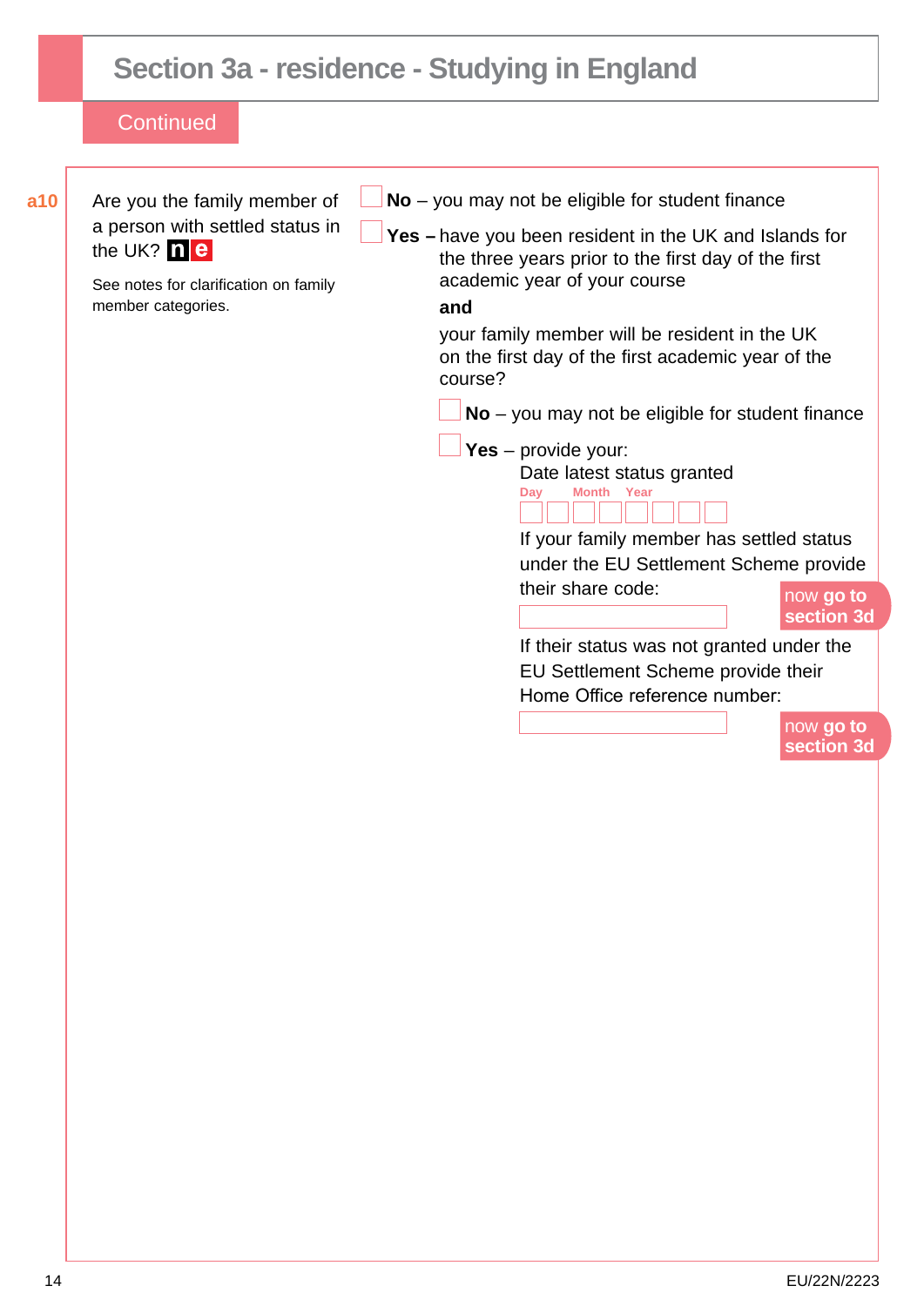# Section 3a - residence - Studying in England

Continued

**a10** Are you the family member of a person with settled status in the UK? **n** **e**

See notes for clarification on family member categories.

☐ **No** – you may not be eligible for student finance

☐ **Yes –** have you been resident in the UK and Islands for the three years prior to the first day of the first academic year of your course

**and**

your family member will be resident in the UK on the first day of the first academic year of the course?

☐ **No** – you may not be eligible for student finance

☐ **Yes** – provide your:

Date latest status granted

Day | Month | Year

☐☐ ☐☐ ☐☐☐☐

If your family member has settled status under the EU Settlement Scheme provide their share code:

\_\_\_\_\_\_\_\_\_\_\_\_ now **go to section 3d**

If their status was not granted under the EU Settlement Scheme provide their Home Office reference number:

\_\_\_\_\_\_\_\_\_\_\_\_ now **go to section 3d**

EU/22N/2223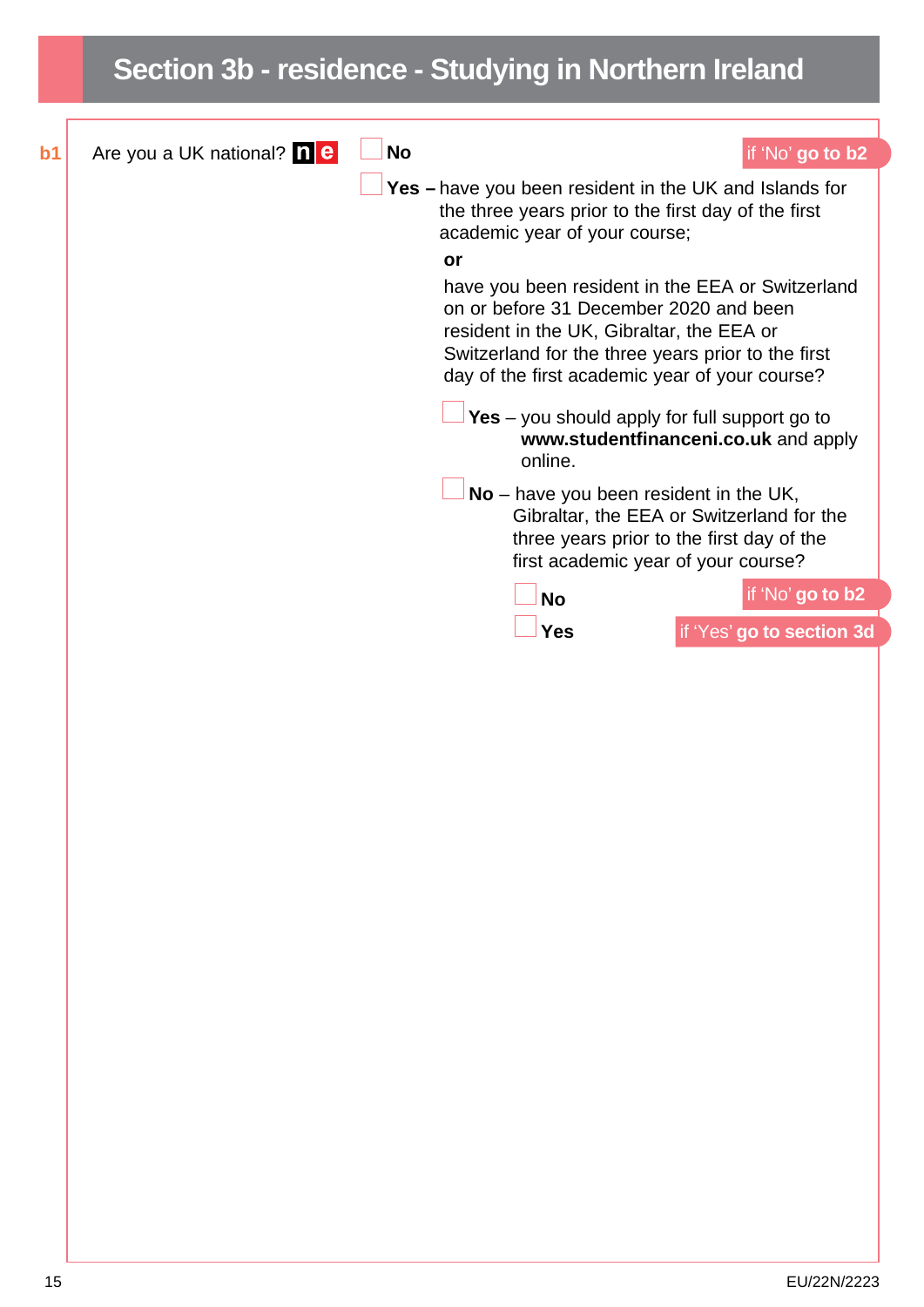# Section 3b - residence - Studying in Northern Ireland

**b1** Are you a UK national? **n** **e**

- ☐ **No** — if 'No' **go to b2**
- ☐ **Yes –** have you been resident in the UK and Islands for the three years prior to the first day of the first academic year of your course;

  **or**

  have you been resident in the EEA or Switzerland on or before 31 December 2020 and been resident in the UK, Gibraltar, the EEA or Switzerland for the three years prior to the first day of the first academic year of your course?

  - ☐ **Yes** – you should apply for full support go to **www.studentfinanceni.co.uk** and apply online.
  - ☐ **No** – have you been resident in the UK, Gibraltar, the EEA or Switzerland for the three years prior to the first day of the first academic year of your course?
    - ☐ **No** — if 'No' **go to b2**
    - ☐ **Yes** — if 'Yes' **go to section 3d**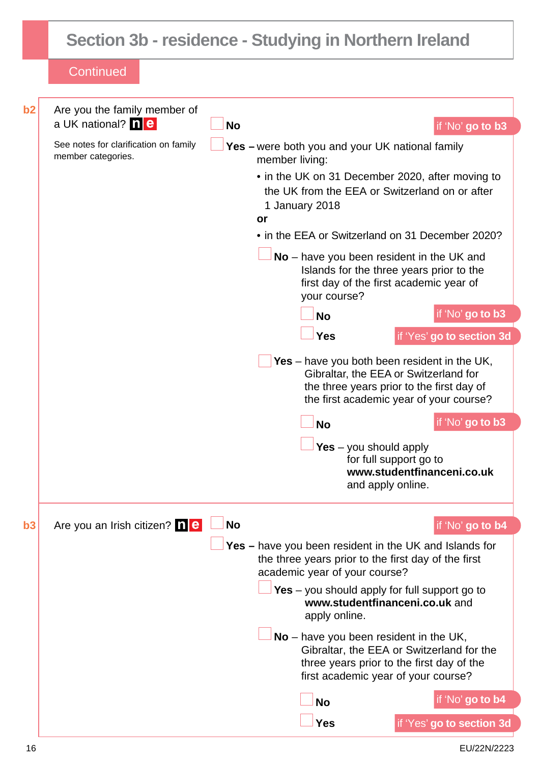# Section 3b - residence - Studying in Northern Ireland

Continued

**b2** Are you the family member of a UK national? **n e**

See notes for clarification on family member categories.

- ☐ **No** — if 'No' **go to b3**
- ☐ **Yes –** were both you and your UK national family member living:
  - in the UK on 31 December 2020, after moving to the UK from the EEA or Switzerland on or after 1 January 2018

  **or**

  - in the EEA or Switzerland on 31 December 2020?

  - ☐ **No** – have you been resident in the UK and Islands for the three years prior to the first day of the first academic year of your course?
    - ☐ **No** — if 'No' **go to b3**
    - ☐ **Yes** — if 'Yes' **go to section 3d**
  - ☐ **Yes** – have you both been resident in the UK, Gibraltar, the EEA or Switzerland for the three years prior to the first day of the first academic year of your course?
    - ☐ **No** — if 'No' **go to b3**
    - ☐ **Yes** – you should apply for full support go to **www.studentfinanceni.co.uk** and apply online.

**b3** Are you an Irish citizen? **n e**

- ☐ **No** — if 'No' **go to b4**
- ☐ **Yes –** have you been resident in the UK and Islands for the three years prior to the first day of the first academic year of your course?
  - ☐ **Yes** – you should apply for full support go to **www.studentfinanceni.co.uk** and apply online.
  - ☐ **No** – have you been resident in the UK, Gibraltar, the EEA or Switzerland for the three years prior to the first day of the first academic year of your course?
    - ☐ **No** — if 'No' **go to b4**
    - ☐ **Yes** — if 'Yes' **go to section 3d**

EU/22N/2223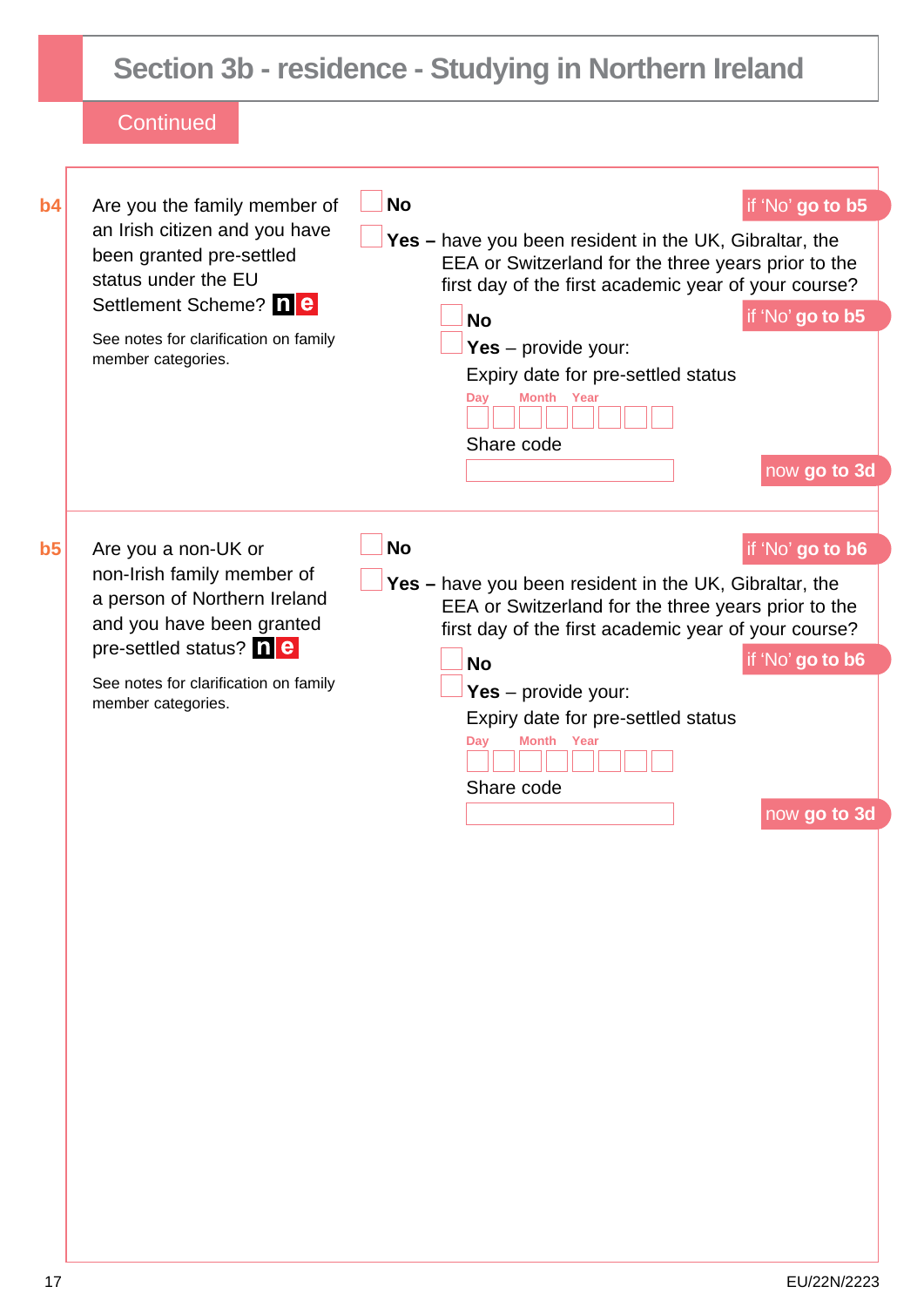# Section 3b - residence - Studying in Northern Ireland

Continued

**b4** Are you the family member of an Irish citizen and you have been granted pre-settled status under the EU Settlement Scheme? **n e**

See notes for clarification on family member categories.

☐ **No** — if 'No' **go to b5**

☐ **Yes –** have you been resident in the UK, Gibraltar, the EEA or Switzerland for the three years prior to the first day of the first academic year of your course?

☐ **No** — if 'No' **go to b5**

☐ **Yes** – provide your:

Expiry date for pre-settled status

Day / Month / Year: ☐☐ ☐☐ ☐☐☐☐

Share code

☐

now **go to 3d**

**b5** Are you a non-UK or non-Irish family member of a person of Northern Ireland and you have been granted pre-settled status? **n e**

See notes for clarification on family member categories.

☐ **No** — if 'No' **go to b6**

☐ **Yes –** have you been resident in the UK, Gibraltar, the EEA or Switzerland for the three years prior to the first day of the first academic year of your course?

☐ **No** — if 'No' **go to b6**

☐ **Yes** – provide your:

Expiry date for pre-settled status

Day / Month / Year: ☐☐ ☐☐ ☐☐☐☐

Share code

☐

now **go to 3d**

EU/22N/2223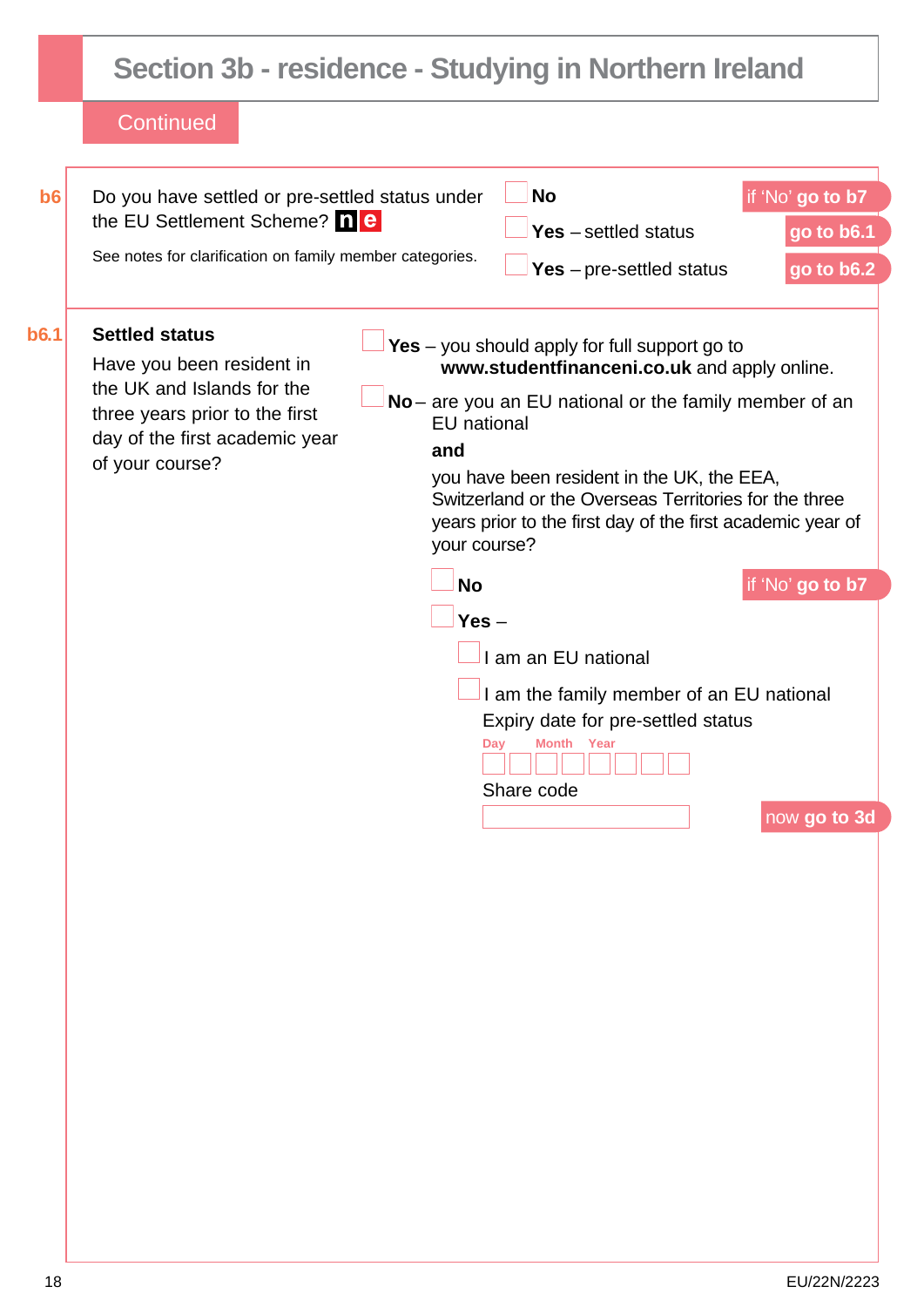# Section 3b - residence - Studying in Northern Ireland

Continued

**b6** Do you have settled or pre-settled status under the EU Settlement Scheme? **n e**

See notes for clarification on family member categories.

- ☐ **No** — if 'No' **go to b7**
- ☐ **Yes** – settled status — **go to b6.1**
- ☐ **Yes** – pre-settled status — **go to b6.2**

**b6.1** **Settled status**

Have you been resident in the UK and Islands for the three years prior to the first day of the first academic year of your course?

- ☐ **Yes** – you should apply for full support go to **www.studentfinanceni.co.uk** and apply online.
- ☐ **No** – are you an EU national or the family member of an EU national

  **and**

  you have been resident in the UK, the EEA, Switzerland or the Overseas Territories for the three years prior to the first day of the first academic year of your course?

  - ☐ **No** — if 'No' **go to b7**
  - ☐ **Yes** –
    - ☐ I am an EU national
    - ☐ I am the family member of an EU national

    Expiry date for pre-settled status

    Day ☐☐ Month ☐☐ Year ☐☐☐☐

    Share code ____________________

    now **go to 3d**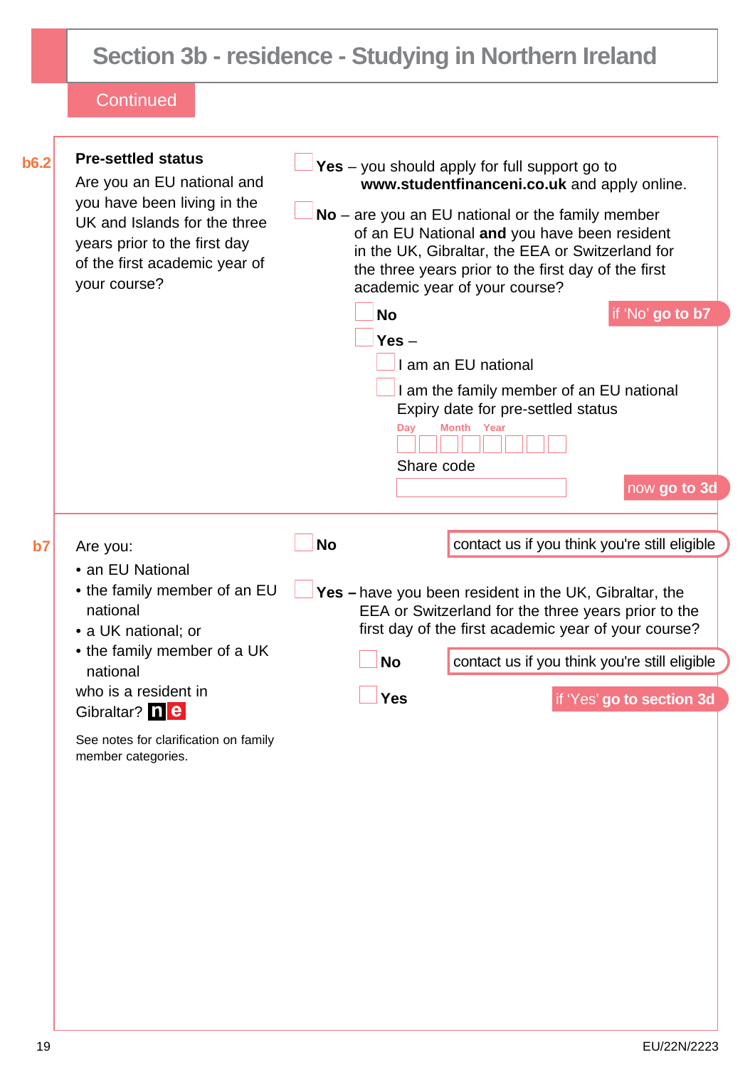# Section 3b - residence - Studying in Northern Ireland

Continued

**b6.2**

**Pre-settled status**

Are you an EU national and you have been living in the UK and Islands for the three years prior to the first day of the first academic year of your course?

- **Yes** – you should apply for full support go to **www.studentfinanceni.co.uk** and apply online.
- **No** – are you an EU national or the family member of an EU National **and** you have been resident in the UK, Gibraltar, the EEA or Switzerland for the three years prior to the first day of the first academic year of your course?
  - **No** — if 'No' **go to b7**
  - **Yes** –
    - I am an EU national
    - I am the family member of an EU national

    Expiry date for pre-settled status

    Day | Month | Year

    Share code

    now **go to 3d**

**b7**

Are you:

- an EU National
- the family member of an EU national
- a UK national; or
- the family member of a UK national

who is a resident in Gibraltar? **ne**

See notes for clarification on family member categories.

- **No** — contact us if you think you're still eligible
- **Yes –** have you been resident in the UK, Gibraltar, the EEA or Switzerland for the three years prior to the first day of the first academic year of your course?
  - **No** — contact us if you think you're still eligible
  - **Yes** — if 'Yes' **go to section 3d**

EU/22N/2223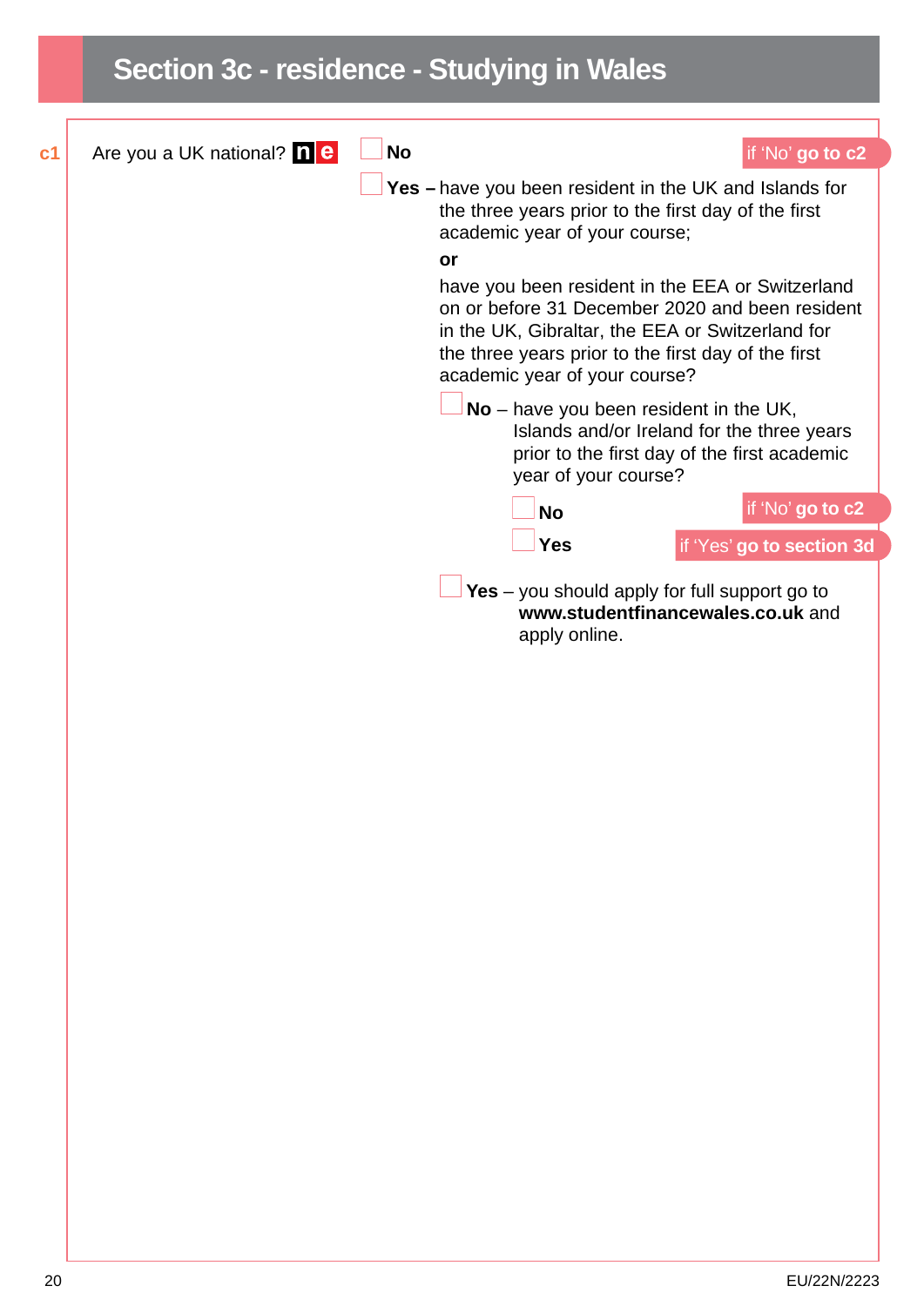# Section 3c - residence - Studying in Wales

**c1** Are you a UK national? **n** **e**

- ☐ **No** — if 'No' **go to c2**
- ☐ **Yes –** have you been resident in the UK and Islands for the three years prior to the first day of the first academic year of your course;

  **or**

  have you been resident in the EEA or Switzerland on or before 31 December 2020 and been resident in the UK, Gibraltar, the EEA or Switzerland for the three years prior to the first day of the first academic year of your course?

  - ☐ **No** – have you been resident in the UK, Islands and/or Ireland for the three years prior to the first day of the first academic year of your course?
    - ☐ **No** — if 'No' **go to c2**
    - ☐ **Yes** — if 'Yes' **go to section 3d**
  - ☐ **Yes** – you should apply for full support go to **www.studentfinancewales.co.uk** and apply online.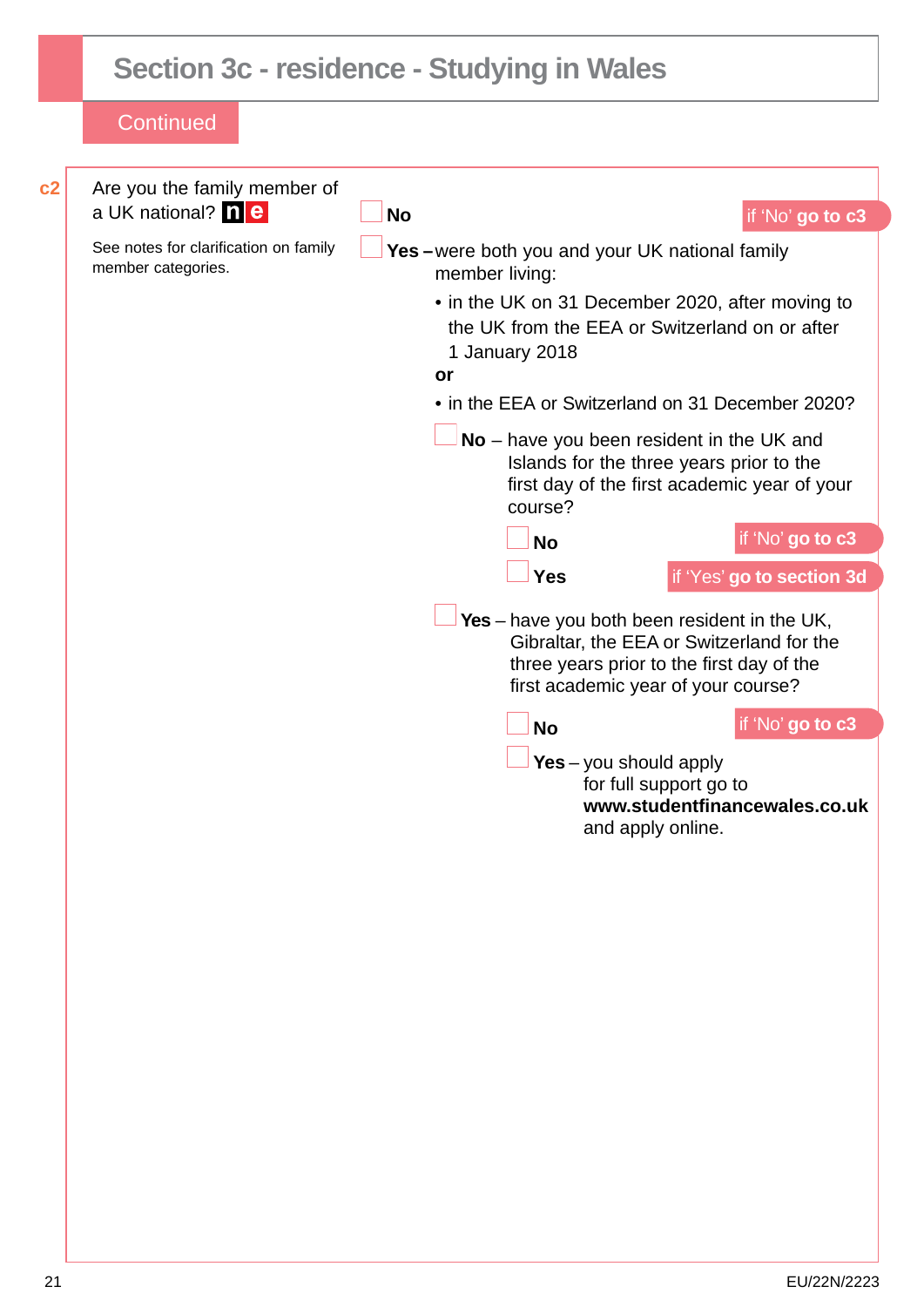# Section 3c - residence - Studying in Wales

Continued

**c2** Are you the family member of a UK national? **n** **e**

See notes for clarification on family member categories.

- **No** — if 'No' **go to c3**
- **Yes** – were both you and your UK national family member living:
  - in the UK on 31 December 2020, after moving to the UK from the EEA or Switzerland on or after 1 January 2018

  **or**

  - in the EEA or Switzerland on 31 December 2020?

  - **No** – have you been resident in the UK and Islands for the three years prior to the first day of the first academic year of your course?
    - **No** — if 'No' **go to c3**
    - **Yes** — if 'Yes' **go to section 3d**
  - **Yes** – have you both been resident in the UK, Gibraltar, the EEA or Switzerland for the three years prior to the first day of the first academic year of your course?
    - **No** — if 'No' **go to c3**
    - **Yes** – you should apply for full support go to **www.studentfinancewales.co.uk** and apply online.

EU/22N/2223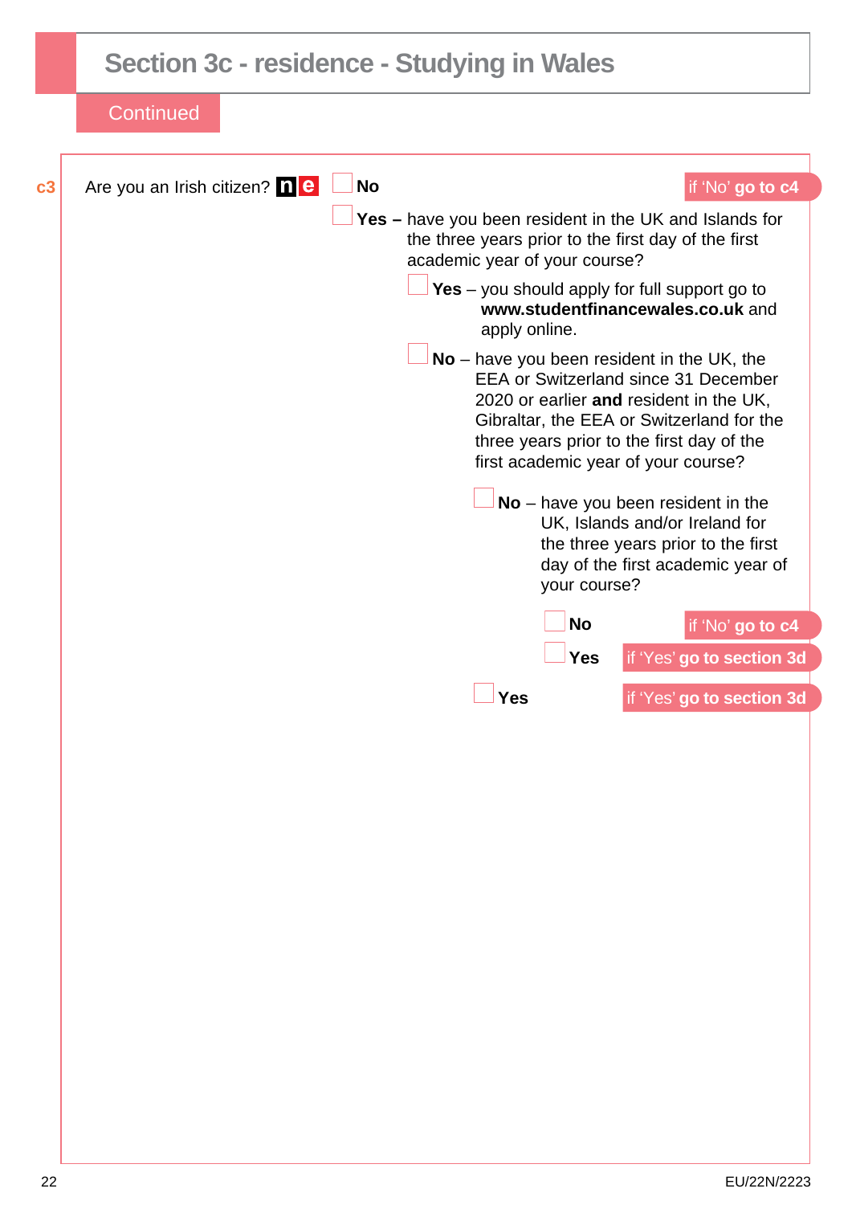## Section 3c - residence - Studying in Wales

Continued

**c3** Are you an Irish citizen? **n e**

- ☐ **No** — if 'No' **go to c4**
- ☐ **Yes –** have you been resident in the UK and Islands for the three years prior to the first day of the first academic year of your course?
  - ☐ **Yes** – you should apply for full support go to **www.studentfinancewales.co.uk** and apply online.
  - ☐ **No** – have you been resident in the UK, the EEA or Switzerland since 31 December 2020 or earlier **and** resident in the UK, Gibraltar, the EEA or Switzerland for the three years prior to the first day of the first academic year of your course?
    - ☐ **No** – have you been resident in the UK, Islands and/or Ireland for the three years prior to the first day of the first academic year of your course?
      - ☐ **No** — if 'No' **go to c4**
      - ☐ **Yes** — if 'Yes' **go to section 3d**
    - ☐ **Yes** — if 'Yes' **go to section 3d**

EU/22N/2223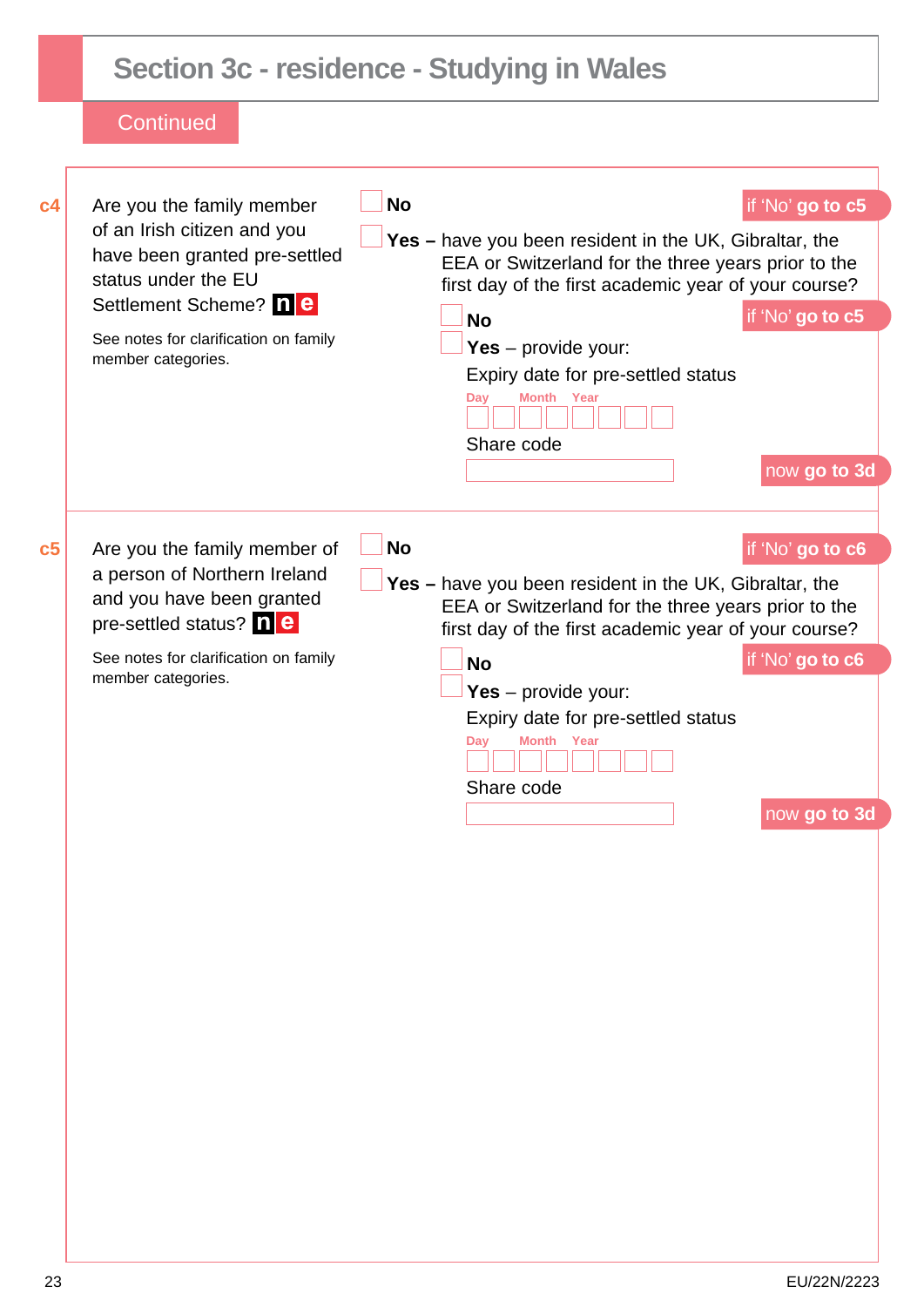## Section 3c - residence - Studying in Wales

Continued

**c4** Are you the family member of an Irish citizen and you have been granted pre-settled status under the EU Settlement Scheme? **n** **e**

See notes for clarification on family member categories.

☐ **No** — if 'No' **go to c5**

☐ **Yes –** have you been resident in the UK, Gibraltar, the EEA or Switzerland for the three years prior to the first day of the first academic year of your course?

☐ **No** — if 'No' **go to c5**

☐ **Yes** – provide your:

Expiry date for pre-settled status

Day ☐☐ Month ☐☐ Year ☐☐☐☐

Share code

☐

now **go to 3d**

**c5** Are you the family member of a person of Northern Ireland and you have been granted pre-settled status? **n** **e**

See notes for clarification on family member categories.

☐ **No** — if 'No' **go to c6**

☐ **Yes –** have you been resident in the UK, Gibraltar, the EEA or Switzerland for the three years prior to the first day of the first academic year of your course?

☐ **No** — if 'No' **go to c6**

☐ **Yes** – provide your:

Expiry date for pre-settled status

Day ☐☐ Month ☐☐ Year ☐☐☐☐

Share code

☐

now **go to 3d**

EU/22N/2223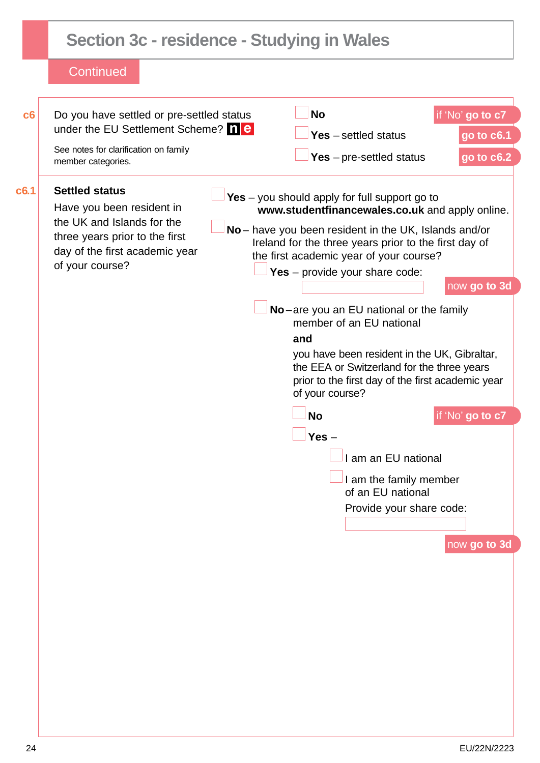## Section 3c - residence - Studying in Wales

Continued

**c6** Do you have settled or pre-settled status under the EU Settlement Scheme? **n e**

See notes for clarification on family member categories.

- ☐ **No** — if 'No' **go to c7**
- ☐ **Yes** – settled status — **go to c6.1**
- ☐ **Yes** – pre-settled status — **go to c6.2**

**c6.1** **Settled status**

Have you been resident in the UK and Islands for the three years prior to the first day of the first academic year of your course?

- ☐ **Yes** – you should apply for full support go to **www.studentfinancewales.co.uk** and apply online.
- ☐ **No** – have you been resident in the UK, Islands and/or Ireland for the three years prior to the first day of the first academic year of your course?
  - ☐ **Yes** – provide your share code: \_\_\_\_\_\_\_\_\_\_ — now **go to 3d**
  - ☐ **No** – are you an EU national or the family member of an EU national

    **and**

    you have been resident in the UK, Gibraltar, the EEA or Switzerland for the three years prior to the first day of the first academic year of your course?
    - ☐ **No** — if 'No' **go to c7**
    - ☐ **Yes** –
      - ☐ I am an EU national
      - ☐ I am the family member of an EU national

      Provide your share code: \_\_\_\_\_\_\_\_\_\_

      now **go to 3d**

EU/22N/2223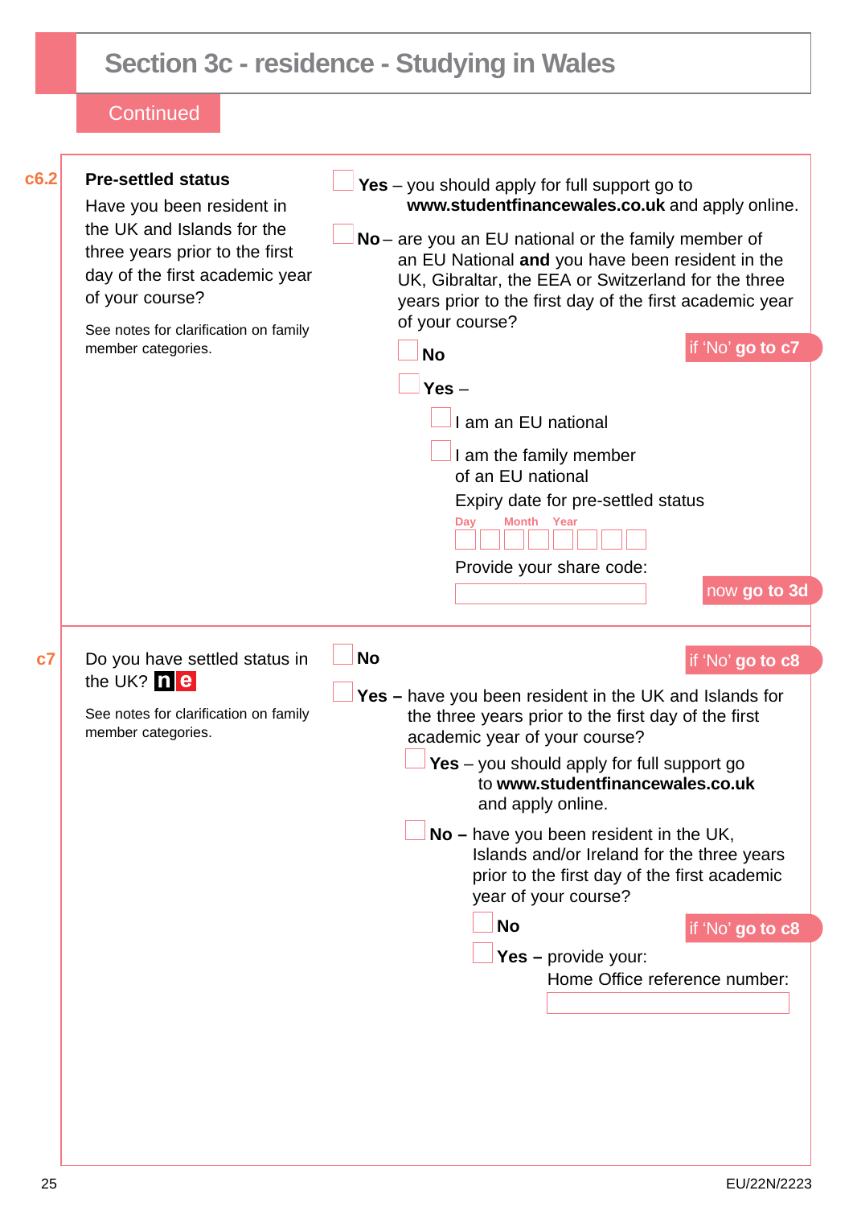## Section 3c - residence - Studying in Wales

Continued

**c6.2** **Pre-settled status**

Have you been resident in the UK and Islands for the three years prior to the first day of the first academic year of your course?

See notes for clarification on family member categories.

- ☐ **Yes** – you should apply for full support go to **www.studentfinancewales.co.uk** and apply online.
- ☐ **No** – are you an EU national or the family member of an EU National **and** you have been resident in the UK, Gibraltar, the EEA or Switzerland for the three years prior to the first day of the first academic year of your course?
  - ☐ **No** — if 'No' **go to c7**
  - ☐ **Yes** –
    - ☐ I am an EU national
    - ☐ I am the family member of an EU national

    Expiry date for pre-settled status

    Day ☐☐ Month ☐☐ Year ☐☐☐☐

    Provide your share code: ________

    now **go to 3d**

**c7** Do you have settled status in the UK? **n** **e**

See notes for clarification on family member categories.

- ☐ **No** — if 'No' **go to c8**
- ☐ **Yes –** have you been resident in the UK and Islands for the three years prior to the first day of the first academic year of your course?
  - ☐ **Yes** – you should apply for full support go to **www.studentfinancewales.co.uk** and apply online.
  - ☐ **No –** have you been resident in the UK, Islands and/or Ireland for the three years prior to the first day of the first academic year of your course?
    - ☐ **No** — if 'No' **go to c8**
    - ☐ **Yes –** provide your:

      Home Office reference number: ________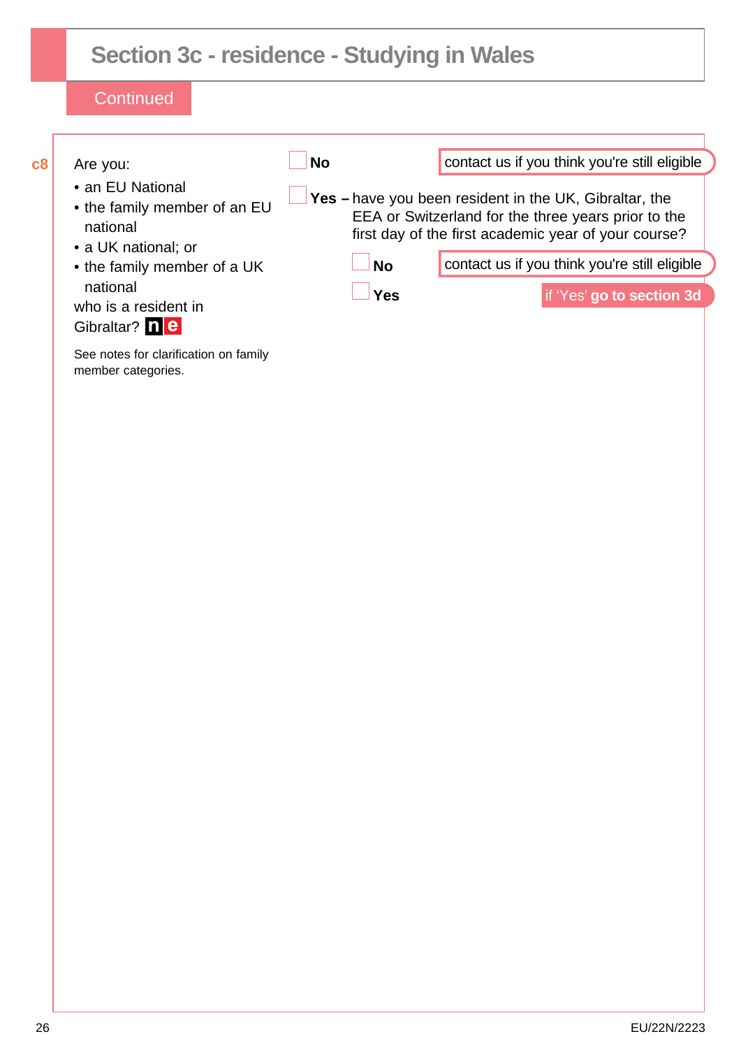# Section 3c - residence - Studying in Wales

Continued

**c8** Are you:

- an EU National
- the family member of an EU national
- a UK national; or
- the family member of a UK national

who is a resident in Gibraltar? **n e**

See notes for clarification on family member categories.

☐ **No** — contact us if you think you're still eligible

☐ **Yes –** have you been resident in the UK, Gibraltar, the EEA or Switzerland for the three years prior to the first day of the first academic year of your course?

☐ **No** — contact us if you think you're still eligible

☐ **Yes** — if 'Yes' **go to section 3d**

EU/22N/2223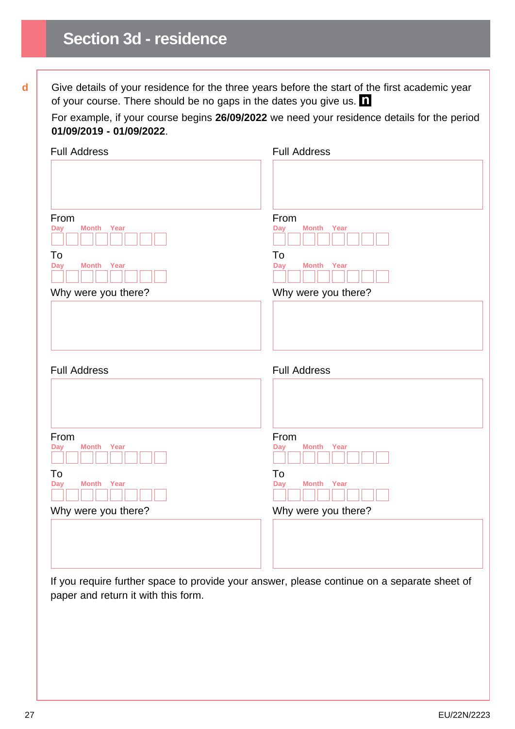# Section 3d - residence

**d** Give details of your residence for the three years before the start of the first academic year of your course. There should be no gaps in the dates you give us. **n**

For example, if your course begins **26/09/2022** we need your residence details for the period **01/09/2019 - 01/09/2022**.

Full Address

From
Day Month Year

To
Day Month Year

Why were you there?

Full Address

From
Day Month Year

To
Day Month Year

Why were you there?

Full Address

From
Day Month Year

To
Day Month Year

Why were you there?

Full Address

From
Day Month Year

To
Day Month Year

Why were you there?

If you require further space to provide your answer, please continue on a separate sheet of paper and return it with this form.

EU/22N/2223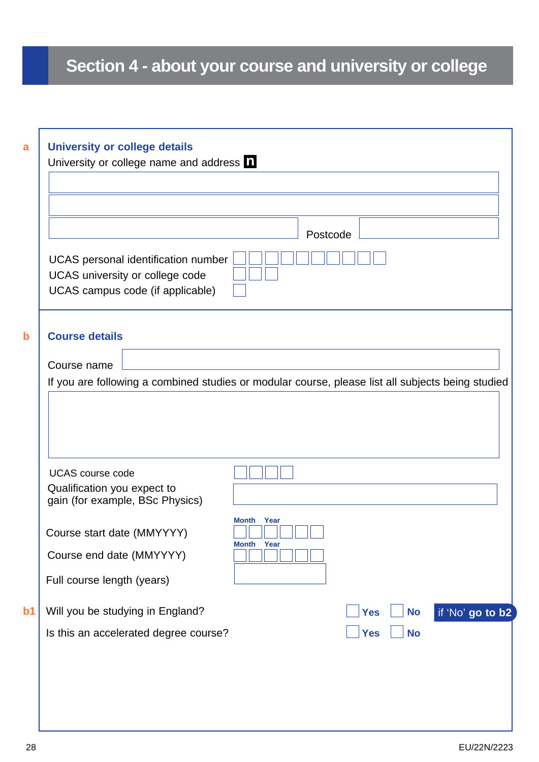# Section 4 - about your course and university or college

**a** **University or college details**

University or college name and address **n**

Postcode

UCAS personal identification number

UCAS university or college code

UCAS campus code (if applicable)

**b** **Course details**

Course name

If you are following a combined studies or modular course, please list all subjects being studied

UCAS course code

Qualification you expect to gain (for example, BSc Physics)

Course start date (MMYYYY) — Month Year

Course end date (MMYYYY) — Month Year

Full course length (years)

**b1** Will you be studying in England? ☐ **Yes** ☐ **No** if 'No' **go to b2**

Is this an accelerated degree course? ☐ **Yes** ☐ **No**

EU/22N/2223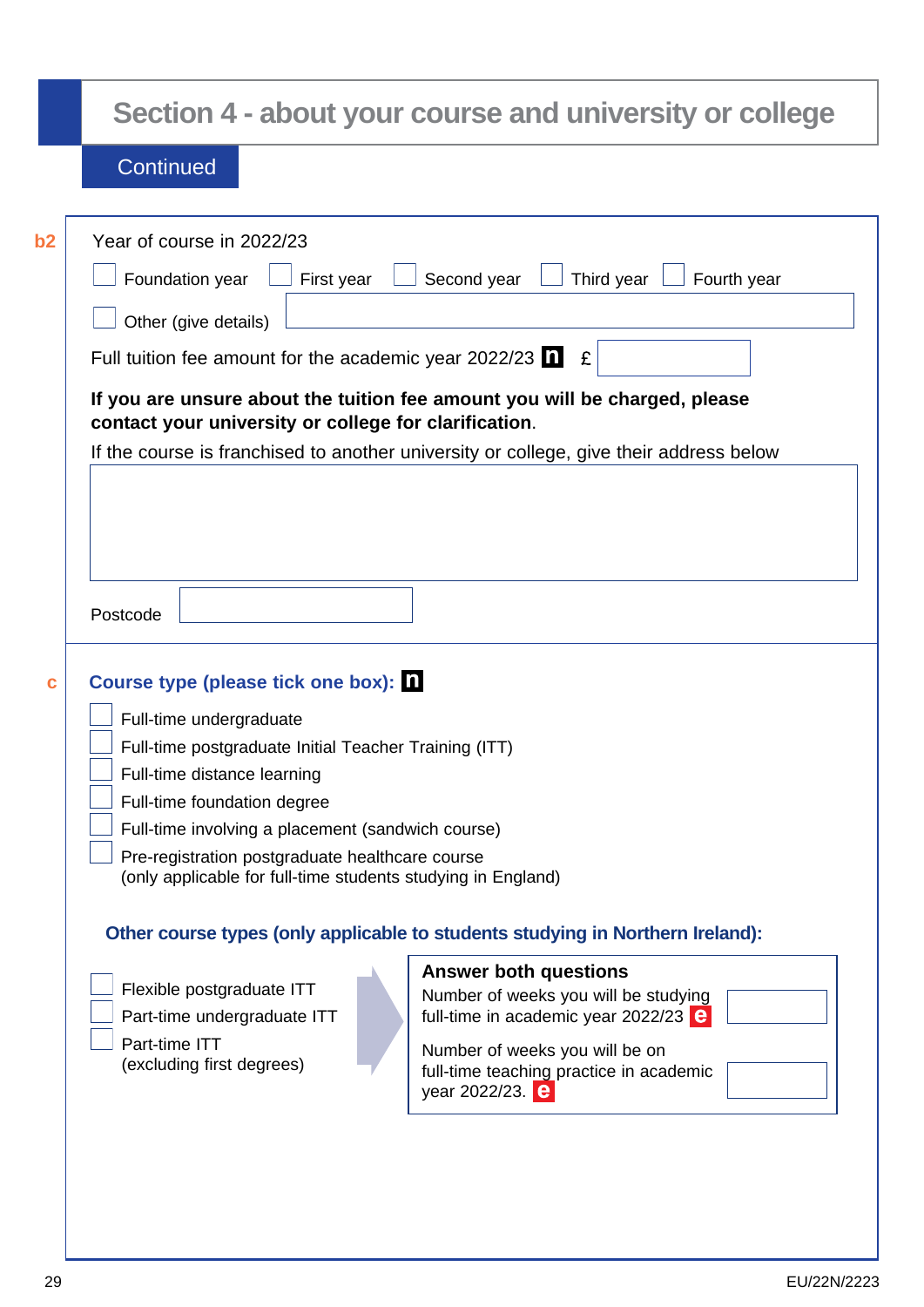## Section 4 - about your course and university or college

Continued

**b2** Year of course in 2022/23

☐ Foundation year ☐ First year ☐ Second year ☐ Third year ☐ Fourth year

☐ Other (give details)

Full tuition fee amount for the academic year 2022/23 **n** £

**If you are unsure about the tuition fee amount you will be charged, please contact your university or college for clarification**.

If the course is franchised to another university or college, give their address below

Postcode

**c** **Course type (please tick one box): n**

☐ Full-time undergraduate
☐ Full-time postgraduate Initial Teacher Training (ITT)
☐ Full-time distance learning
☐ Full-time foundation degree
☐ Full-time involving a placement (sandwich course)
☐ Pre-registration postgraduate healthcare course (only applicable for full-time students studying in England)

**Other course types (only applicable to students studying in Northern Ireland):**

☐ Flexible postgraduate ITT
☐ Part-time undergraduate ITT
☐ Part-time ITT (excluding first degrees)

**Answer both questions**

Number of weeks you will be studying full-time in academic year 2022/23 **e**

Number of weeks you will be on full-time teaching practice in academic year 2022/23. **e**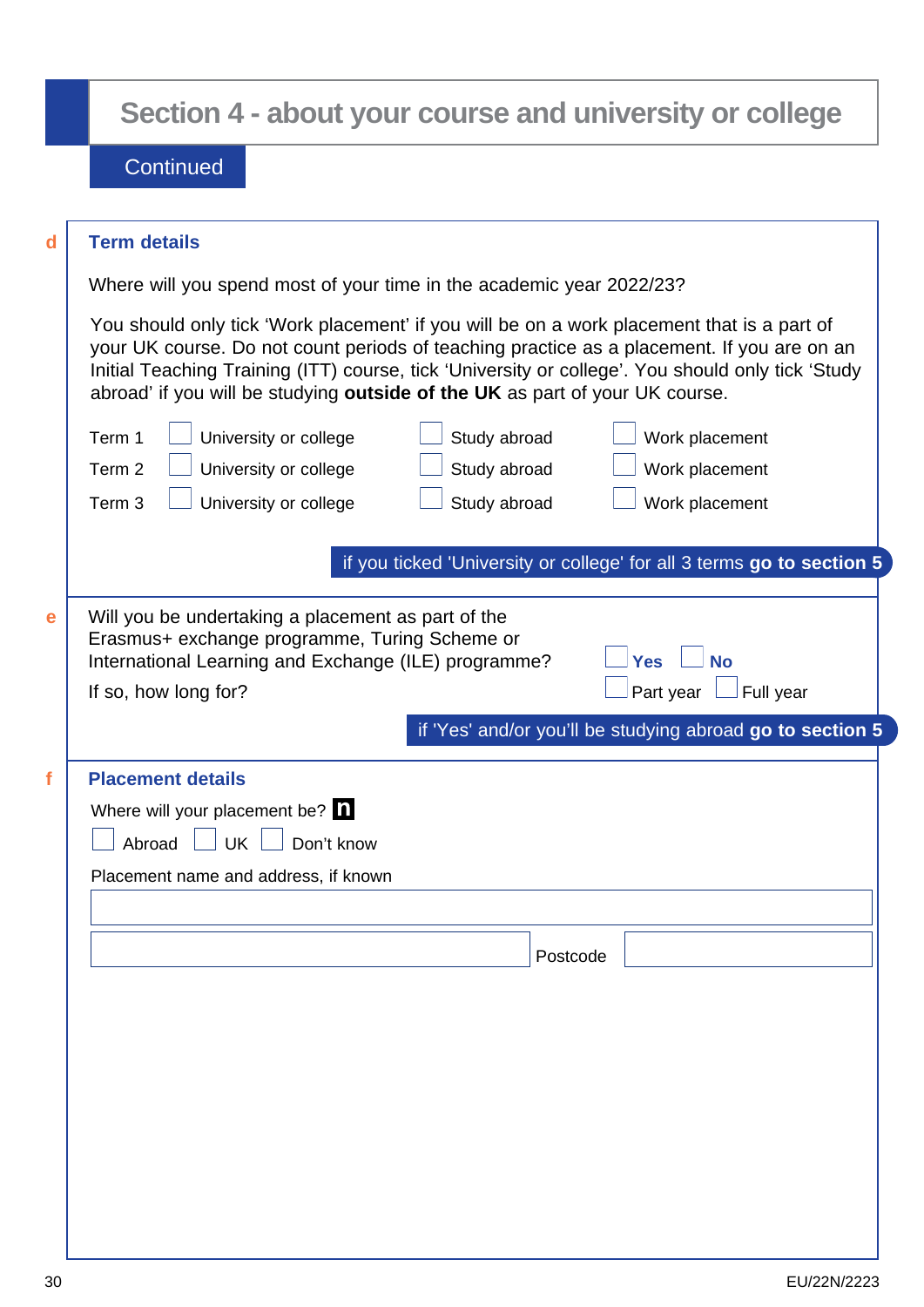## Section 4 - about your course and university or college

Continued

**d** **Term details**

Where will you spend most of your time in the academic year 2022/23?

You should only tick 'Work placement' if you will be on a work placement that is a part of your UK course. Do not count periods of teaching practice as a placement. If you are on an Initial Teaching Training (ITT) course, tick 'University or college'. You should only tick 'Study abroad' if you will be studying **outside of the UK** as part of your UK course.

| | | | |
|---|---|---|---|
| Term 1 | ☐ University or college | ☐ Study abroad | ☐ Work placement |
| Term 2 | ☐ University or college | ☐ Study abroad | ☐ Work placement |
| Term 3 | ☐ University or college | ☐ Study abroad | ☐ Work placement |

if you ticked 'University or college' for all 3 terms **go to section 5**

**e** Will you be undertaking a placement as part of the Erasmus+ exchange programme, Turing Scheme or International Learning and Exchange (ILE) programme?

☐ **Yes** ☐ **No**

If so, how long for?

☐ Part year ☐ Full year

if 'Yes' and/or you'll be studying abroad **go to section 5**

**f** **Placement details**

Where will your placement be? **n**

☐ Abroad ☐ UK ☐ Don't know

Placement name and address, if known

Postcode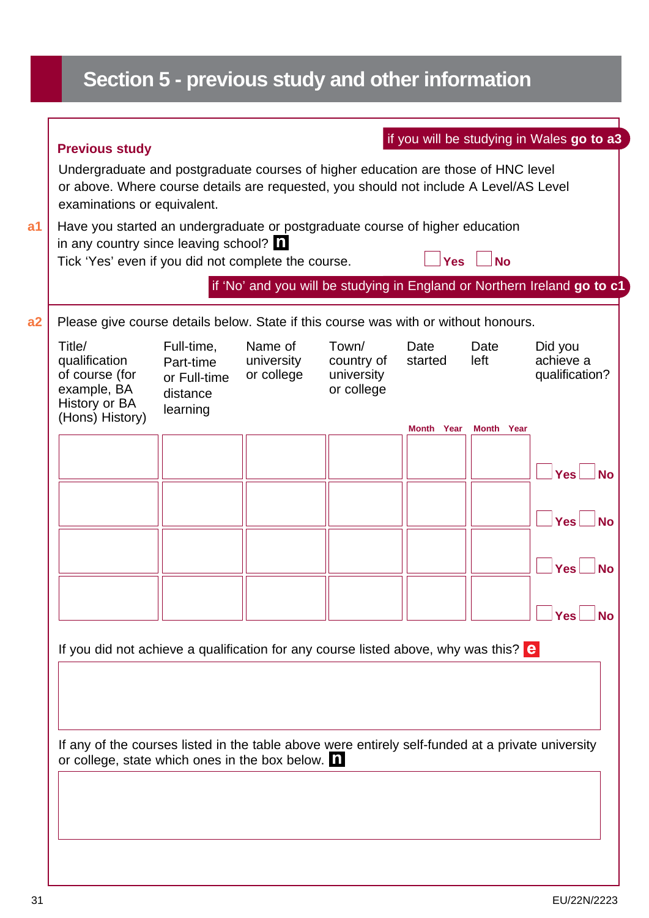# Section 5 - previous study and other information

### Previous study

if you will be studying in Wales **go to a3**

Undergraduate and postgraduate courses of higher education are those of HNC level or above. Where course details are requested, you should not include A Level/AS Level examinations or equivalent.

**a1** Have you started an undergraduate or postgraduate course of higher education in any country since leaving school? **n**

Tick 'Yes' even if you did not complete the course. ☐ **Yes** ☐ **No**

if 'No' and you will be studying in England or Northern Ireland **go to c1**

**a2** Please give course details below. State if this course was with or without honours.

| Title/ qualification of course (for example, BA History or BA (Hons) History) | Full-time, Part-time or Full-time distance learning | Name of university or college | Town/ country of university or college | Date started (Month Year) | Date left (Month Year) | Did you achieve a qualification? |
|---|---|---|---|---|---|---|
| | | | | | | ☐ Yes ☐ No |
| | | | | | | ☐ Yes ☐ No |
| | | | | | | ☐ Yes ☐ No |
| | | | | | | ☐ Yes ☐ No |

If you did not achieve a qualification for any course listed above, why was this? **e**

If any of the courses listed in the table above were entirely self-funded at a private university or college, state which ones in the box below. **n**

EU/22N/2223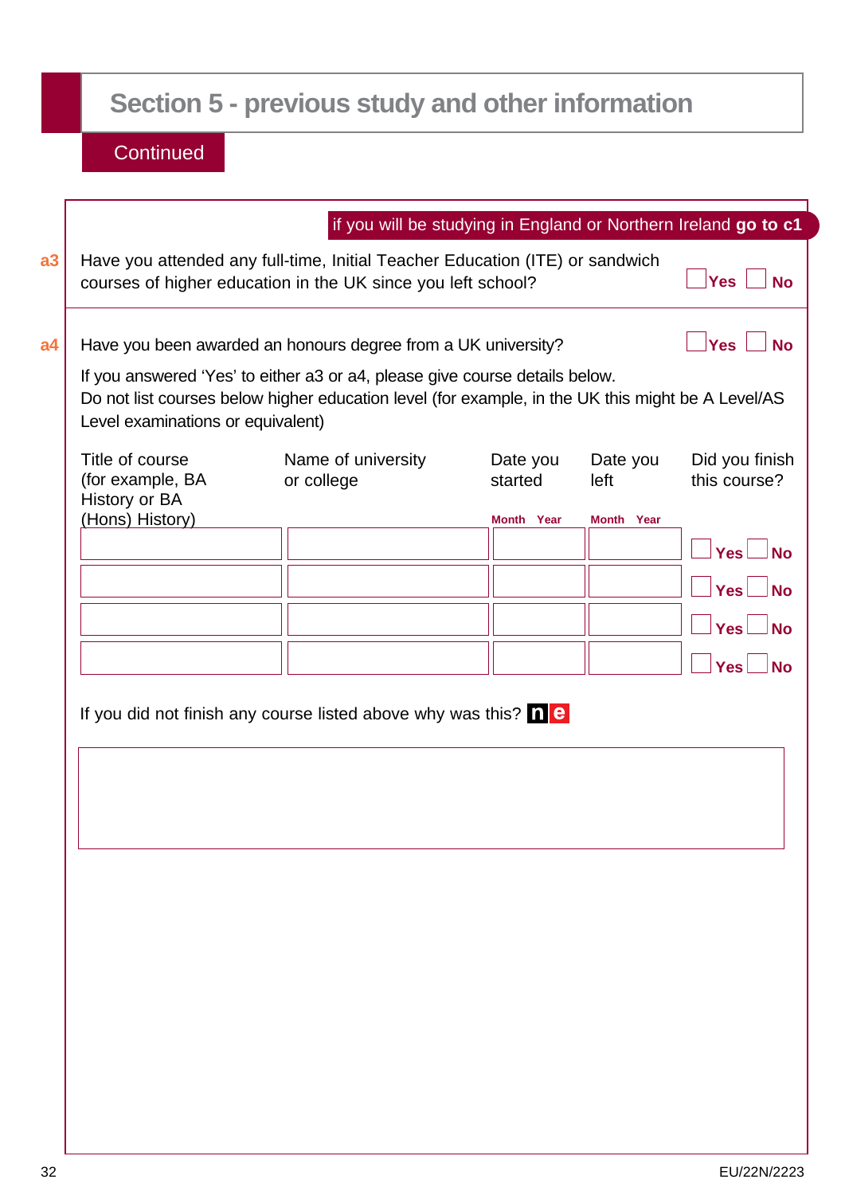## Section 5 - previous study and other information

Continued

if you will be studying in England or Northern Ireland **go to c1**

**a3** Have you attended any full-time, Initial Teacher Education (ITE) or sandwich courses of higher education in the UK since you left school? ☐ **Yes** ☐ **No**

**a4** Have you been awarded an honours degree from a UK university? ☐ **Yes** ☐ **No**

If you answered 'Yes' to either a3 or a4, please give course details below.
Do not list courses below higher education level (for example, in the UK this might be A Level/AS Level examinations or equivalent)

| Title of course (for example, BA History or BA (Hons) History) | Name of university or college | Date you started (Month Year) | Date you left (Month Year) | Did you finish this course? |
|---|---|---|---|---|
| | | | | ☐ Yes ☐ No |
| | | | | ☐ Yes ☐ No |
| | | | | ☐ Yes ☐ No |
| | | | | ☐ Yes ☐ No |

If you did not finish any course listed above why was this? **n e**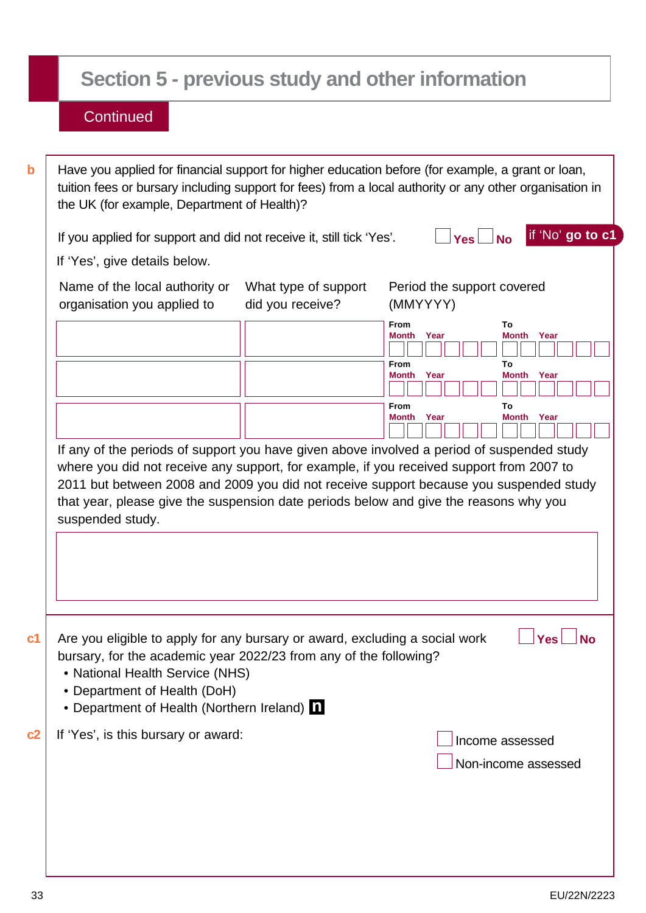## Section 5 - previous study and other information

Continued

**b** Have you applied for financial support for higher education before (for example, a grant or loan, tuition fees or bursary including support for fees) from a local authority or any other organisation in the UK (for example, Department of Health)?

If you applied for support and did not receive it, still tick 'Yes'. ☐ Yes ☐ No — if 'No' **go to c1**

If 'Yes', give details below.

| Name of the local authority or organisation you applied to | What type of support did you receive? | Period the support covered (MMYYYY) |
|---|---|---|
| | | From Month Year ☐☐☐☐☐☐ To Month Year ☐☐☐☐☐☐ |
| | | From Month Year ☐☐☐☐☐☐ To Month Year ☐☐☐☐☐☐ |
| | | From Month Year ☐☐☐☐☐☐ To Month Year ☐☐☐☐☐☐ |

If any of the periods of support you have given above involved a period of suspended study where you did not receive any support, for example, if you received support from 2007 to 2011 but between 2008 and 2009 you did not receive support because you suspended study that year, please give the suspension date periods below and give the reasons why you suspended study.

| |
|---|
| |

**c1** Are you eligible to apply for any bursary or award, excluding a social work bursary, for the academic year 2022/23 from any of the following? ☐ Yes ☐ No

- National Health Service (NHS)
- Department of Health (DoH)
- Department of Health (Northern Ireland) **n**

**c2** If 'Yes', is this bursary or award:

☐ Income assessed

☐ Non-income assessed

EU/22N/2223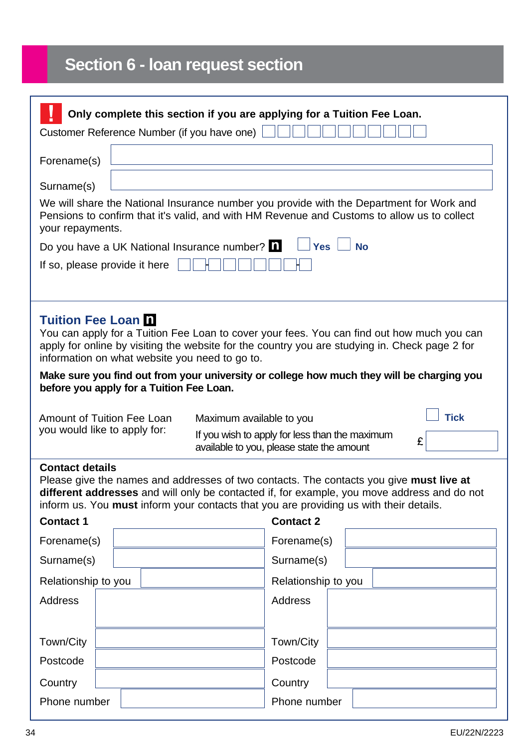## Section 6 - loan request section

**Only complete this section if you are applying for a Tuition Fee Loan.**

Customer Reference Number (if you have one) ☐☐☐☐☐☐☐☐☐☐☐

Forename(s)

Surname(s)

We will share the National Insurance number you provide with the Department for Work and Pensions to confirm that it's valid, and with HM Revenue and Customs to allow us to collect your repayments.

Do you have a UK National Insurance number? ☐ **Yes** ☐ **No**

If so, please provide it here ☐☐-☐☐☐☐☐☐-☐

### Tuition Fee Loan

You can apply for a Tuition Fee Loan to cover your fees. You can find out how much you can apply for online by visiting the website for the country you are studying in. Check page 2 for information on what website you need to go to.

**Make sure you find out from your university or college how much they will be charging you before you apply for a Tuition Fee Loan.**

Amount of Tuition Fee Loan you would like to apply for:

Maximum available to you ☐ **Tick**

If you wish to apply for less than the maximum available to you, please state the amount £

**Contact details**

Please give the names and addresses of two contacts. The contacts you give **must live at different addresses** and will only be contacted if, for example, you move address and do not inform us. You **must** inform your contacts that you are providing us with their details.

| **Contact 1** | | **Contact 2** | |
|---|---|---|---|
| Forename(s) | | Forename(s) | |
| Surname(s) | | Surname(s) | |
| Relationship to you | | Relationship to you | |
| Address | | Address | |
| Town/City | | Town/City | |
| Postcode | | Postcode | |
| Country | | Country | |
| Phone number | | Phone number | |

EU/22N/2223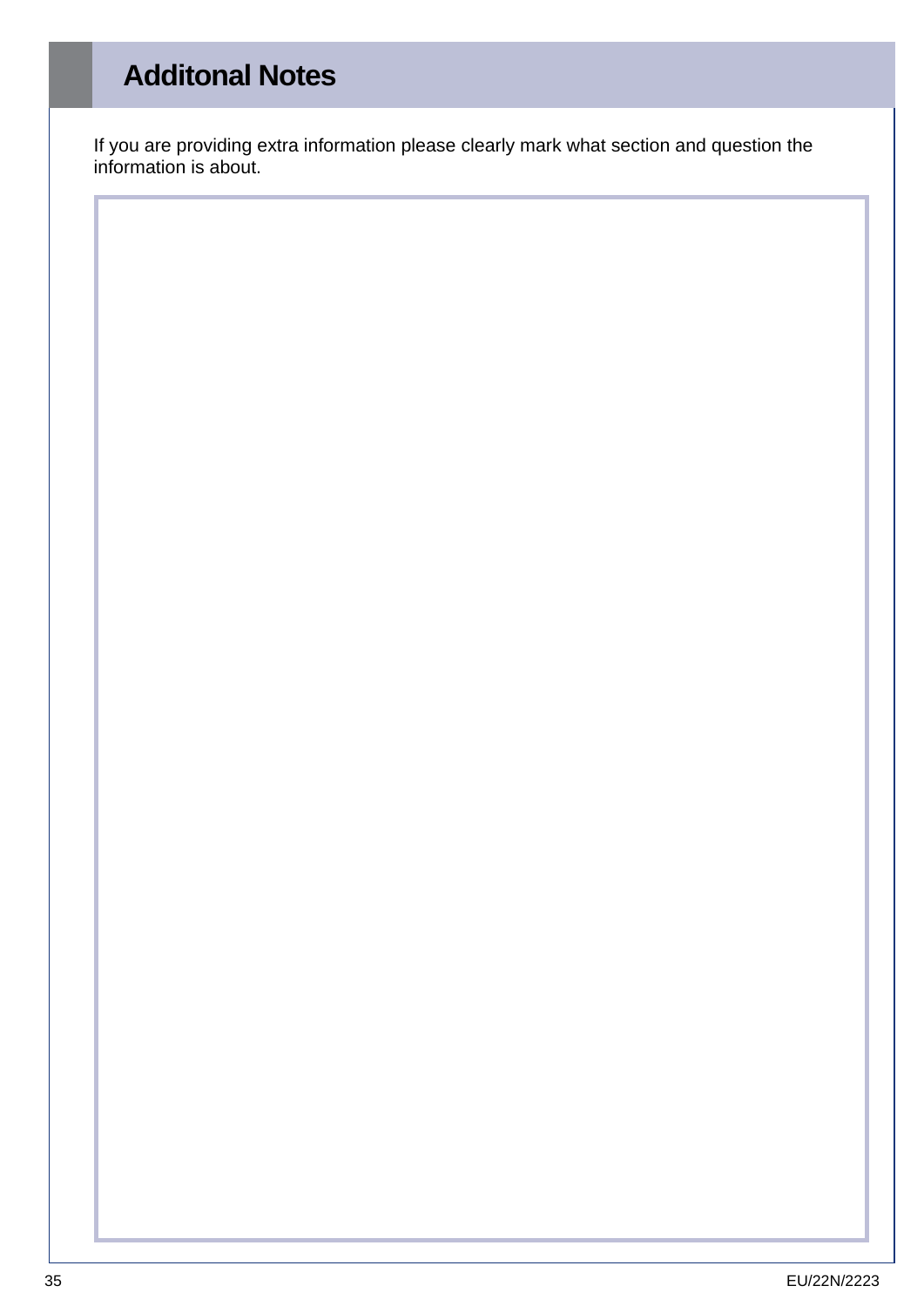## Additonal Notes

If you are providing extra information please clearly mark what section and question the information is about.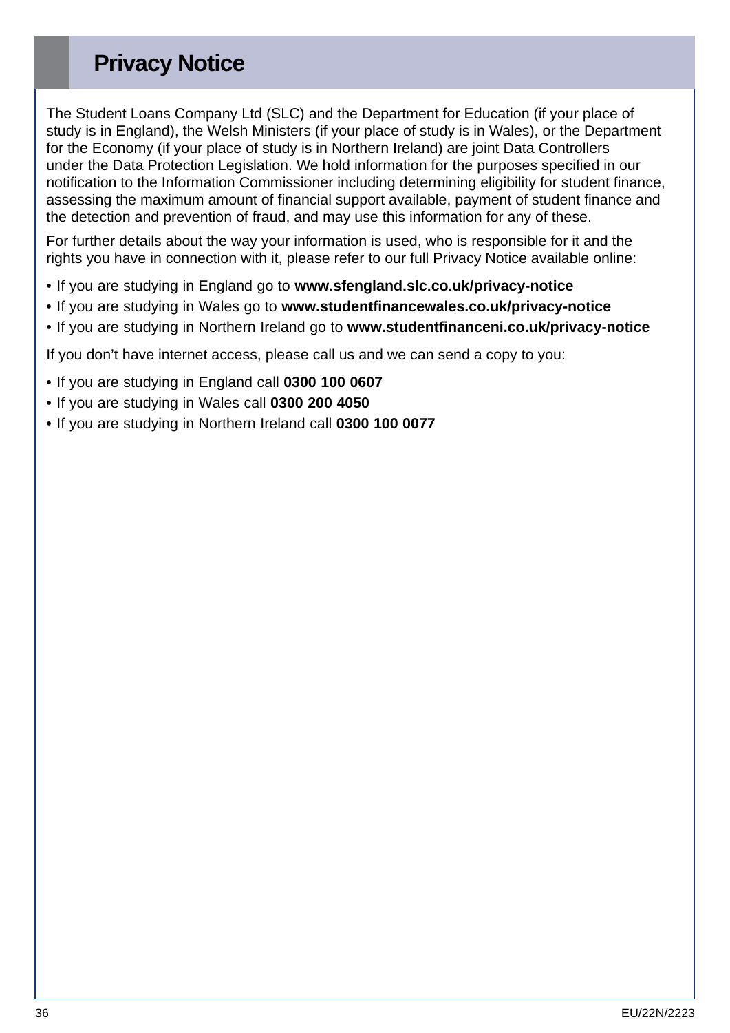# Privacy Notice

The Student Loans Company Ltd (SLC) and the Department for Education (if your place of study is in England), the Welsh Ministers (if your place of study is in Wales), or the Department for the Economy (if your place of study is in Northern Ireland) are joint Data Controllers under the Data Protection Legislation. We hold information for the purposes specified in our notification to the Information Commissioner including determining eligibility for student finance, assessing the maximum amount of financial support available, payment of student finance and the detection and prevention of fraud, and may use this information for any of these.

For further details about the way your information is used, who is responsible for it and the rights you have in connection with it, please refer to our full Privacy Notice available online:

- If you are studying in England go to **www.sfengland.slc.co.uk/privacy-notice**
- If you are studying in Wales go to **www.studentfinancewales.co.uk/privacy-notice**
- If you are studying in Northern Ireland go to **www.studentfinanceni.co.uk/privacy-notice**

If you don't have internet access, please call us and we can send a copy to you:

- If you are studying in England call **0300 100 0607**
- If you are studying in Wales call **0300 200 4050**
- If you are studying in Northern Ireland call **0300 100 0077**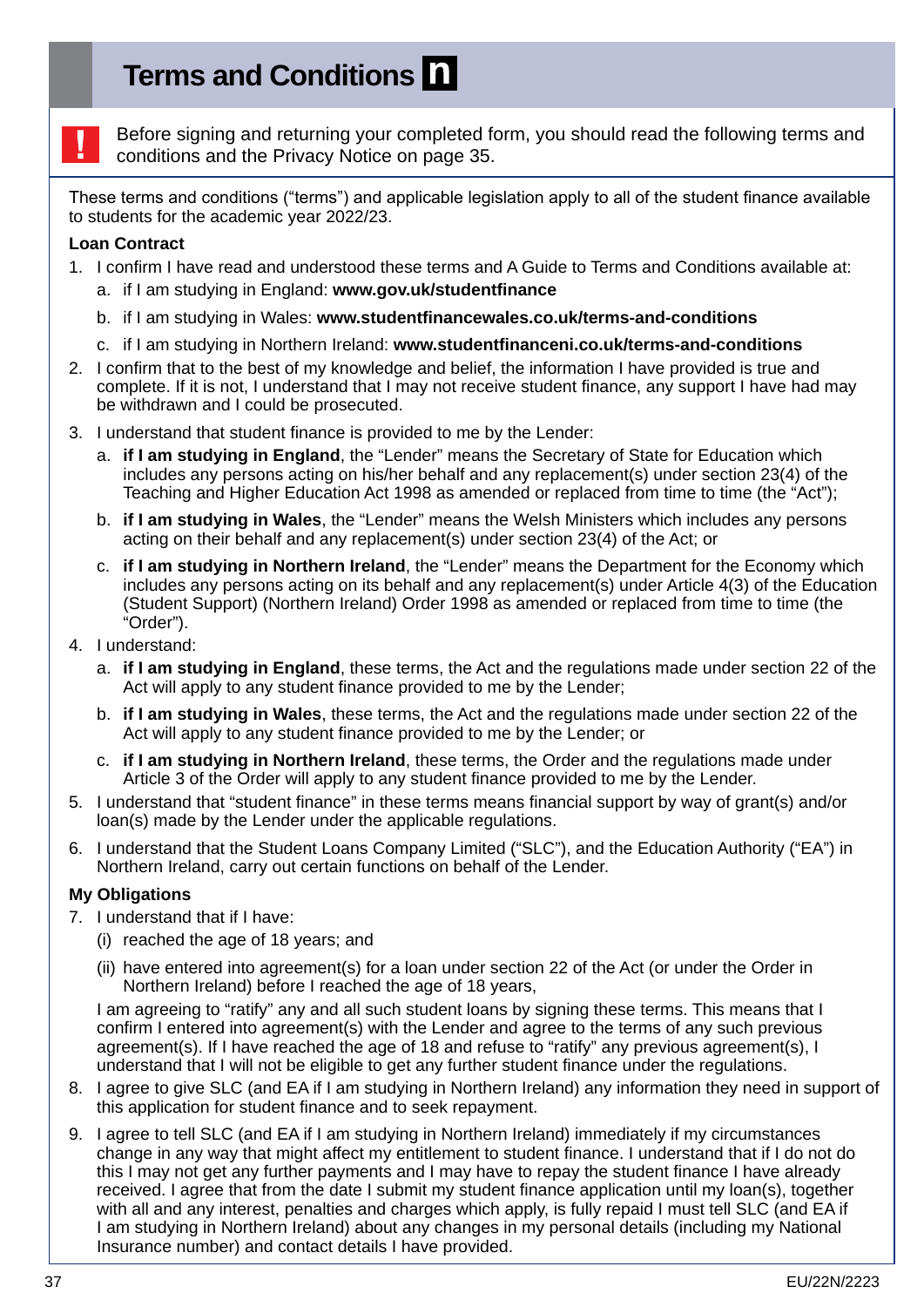# Terms and Conditions n

! Before signing and returning your completed form, you should read the following terms and conditions and the Privacy Notice on page 35.

These terms and conditions ("terms") and applicable legislation apply to all of the student finance available to students for the academic year 2022/23.

**Loan Contract**

1. I confirm I have read and understood these terms and A Guide to Terms and Conditions available at:
   a. if I am studying in England: **www.gov.uk/studentfinance**
   b. if I am studying in Wales: **www.studentfinancewales.co.uk/terms-and-conditions**
   c. if I am studying in Northern Ireland: **www.studentfinanceni.co.uk/terms-and-conditions**
2. I confirm that to the best of my knowledge and belief, the information I have provided is true and complete. If it is not, I understand that I may not receive student finance, any support I have had may be withdrawn and I could be prosecuted.
3. I understand that student finance is provided to me by the Lender:
   a. **if I am studying in England**, the "Lender" means the Secretary of State for Education which includes any persons acting on his/her behalf and any replacement(s) under section 23(4) of the Teaching and Higher Education Act 1998 as amended or replaced from time to time (the "Act");
   b. **if I am studying in Wales**, the "Lender" means the Welsh Ministers which includes any persons acting on their behalf and any replacement(s) under section 23(4) of the Act; or
   c. **if I am studying in Northern Ireland**, the "Lender" means the Department for the Economy which includes any persons acting on its behalf and any replacement(s) under Article 4(3) of the Education (Student Support) (Northern Ireland) Order 1998 as amended or replaced from time to time (the "Order").
4. I understand:
   a. **if I am studying in England**, these terms, the Act and the regulations made under section 22 of the Act will apply to any student finance provided to me by the Lender;
   b. **if I am studying in Wales**, these terms, the Act and the regulations made under section 22 of the Act will apply to any student finance provided to me by the Lender; or
   c. **if I am studying in Northern Ireland**, these terms, the Order and the regulations made under Article 3 of the Order will apply to any student finance provided to me by the Lender.
5. I understand that "student finance" in these terms means financial support by way of grant(s) and/or loan(s) made by the Lender under the applicable regulations.
6. I understand that the Student Loans Company Limited ("SLC"), and the Education Authority ("EA") in Northern Ireland, carry out certain functions on behalf of the Lender.

**My Obligations**

7. I understand that if I have:
   (i) reached the age of 18 years; and
   (ii) have entered into agreement(s) for a loan under section 22 of the Act (or under the Order in Northern Ireland) before I reached the age of 18 years,

   I am agreeing to "ratify" any and all such student loans by signing these terms. This means that I confirm I entered into agreement(s) with the Lender and agree to the terms of any such previous agreement(s). If I have reached the age of 18 and refuse to "ratify" any previous agreement(s), I understand that I will not be eligible to get any further student finance under the regulations.
8. I agree to give SLC (and EA if I am studying in Northern Ireland) any information they need in support of this application for student finance and to seek repayment.
9. I agree to tell SLC (and EA if I am studying in Northern Ireland) immediately if my circumstances change in any way that might affect my entitlement to student finance. I understand that if I do not do this I may not get any further payments and I may have to repay the student finance I have already received. I agree that from the date I submit my student finance application until my loan(s), together with all and any interest, penalties and charges which apply, is fully repaid I must tell SLC (and EA if I am studying in Northern Ireland) about any changes in my personal details (including my National Insurance number) and contact details I have provided.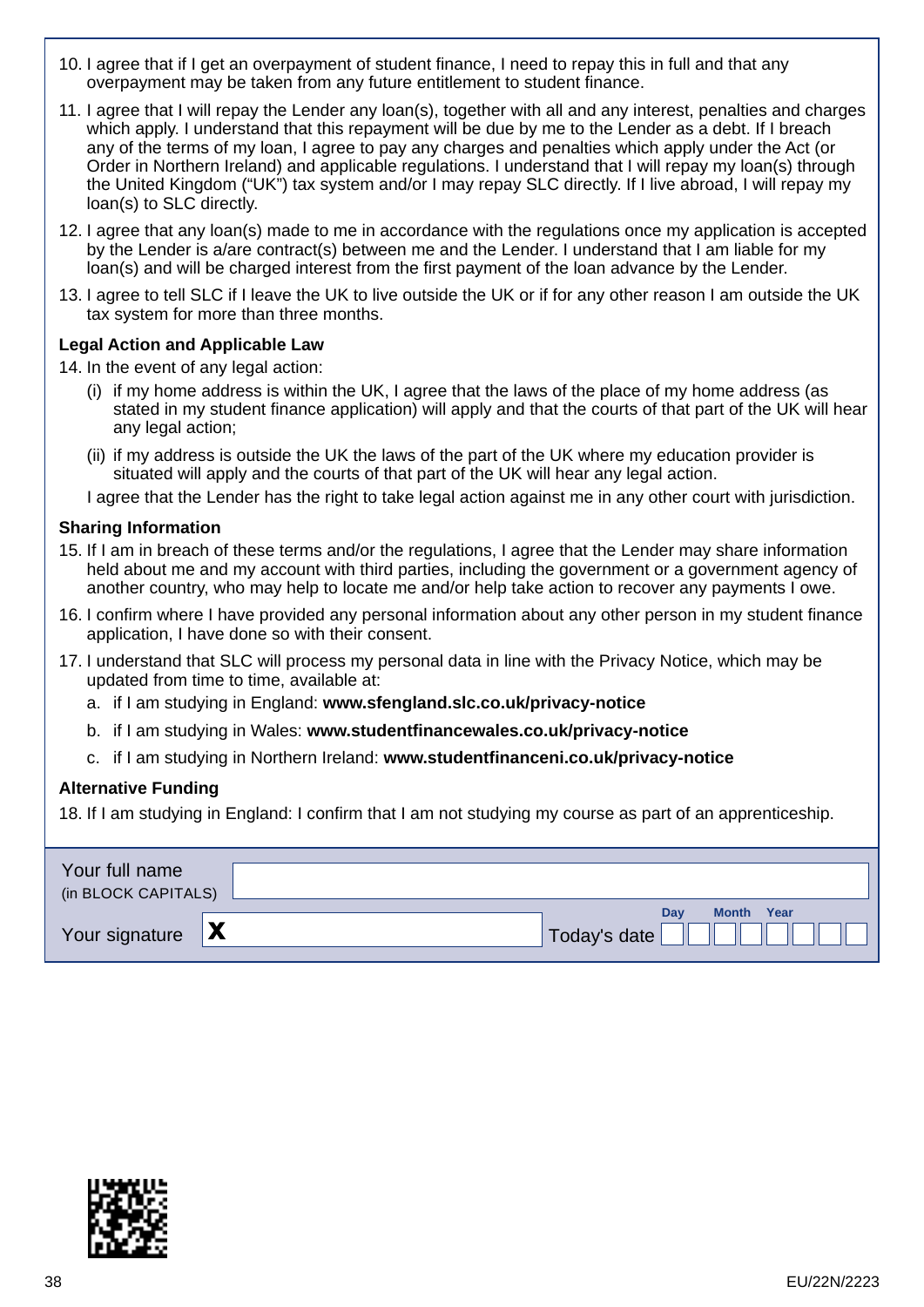10. I agree that if I get an overpayment of student finance, I need to repay this in full and that any overpayment may be taken from any future entitlement to student finance.

11. I agree that I will repay the Lender any loan(s), together with all and any interest, penalties and charges which apply. I understand that this repayment will be due by me to the Lender as a debt. If I breach any of the terms of my loan, I agree to pay any charges and penalties which apply under the Act (or Order in Northern Ireland) and applicable regulations. I understand that I will repay my loan(s) through the United Kingdom ("UK") tax system and/or I may repay SLC directly. If I live abroad, I will repay my loan(s) to SLC directly.

12. I agree that any loan(s) made to me in accordance with the regulations once my application is accepted by the Lender is a/are contract(s) between me and the Lender. I understand that I am liable for my loan(s) and will be charged interest from the first payment of the loan advance by the Lender.

13. I agree to tell SLC if I leave the UK to live outside the UK or if for any other reason I am outside the UK tax system for more than three months.

**Legal Action and Applicable Law**

14. In the event of any legal action:
    (i) if my home address is within the UK, I agree that the laws of the place of my home address (as stated in my student finance application) will apply and that the courts of that part of the UK will hear any legal action;
    (ii) if my address is outside the UK the laws of the part of the UK where my education provider is situated will apply and the courts of that part of the UK will hear any legal action.

    I agree that the Lender has the right to take legal action against me in any other court with jurisdiction.

**Sharing Information**

15. If I am in breach of these terms and/or the regulations, I agree that the Lender may share information held about me and my account with third parties, including the government or a government agency of another country, who may help to locate me and/or help take action to recover any payments I owe.

16. I confirm where I have provided any personal information about any other person in my student finance application, I have done so with their consent.

17. I understand that SLC will process my personal data in line with the Privacy Notice, which may be updated from time to time, available at:
    a. if I am studying in England: **www.sfengland.slc.co.uk/privacy-notice**
    b. if I am studying in Wales: **www.studentfinancewales.co.uk/privacy-notice**
    c. if I am studying in Northern Ireland: **www.studentfinanceni.co.uk/privacy-notice**

**Alternative Funding**

18. If I am studying in England: I confirm that I am not studying my course as part of an apprenticeship.

| | |
|---|---|
| Your full name (in BLOCK CAPITALS) | |
| Your signature | X |
| Today's date | Day ☐☐ Month ☐☐ Year ☐☐☐☐ |

EU/22N/2223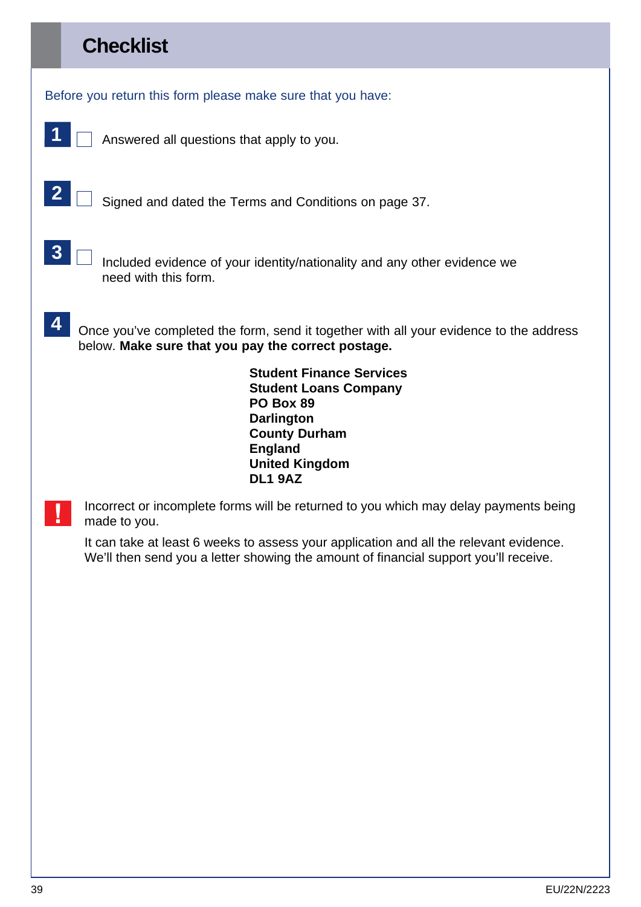# Checklist

Before you return this form please make sure that you have:

**1** ☐ Answered all questions that apply to you.

**2** ☐ Signed and dated the Terms and Conditions on page 37.

**3** ☐ Included evidence of your identity/nationality and any other evidence we need with this form.

**4** Once you've completed the form, send it together with all your evidence to the address below. **Make sure that you pay the correct postage.**

**Student Finance Services**
**Student Loans Company**
**PO Box 89**
**Darlington**
**County Durham**
**England**
**United Kingdom**
**DL1 9AZ**

**!** Incorrect or incomplete forms will be returned to you which may delay payments being made to you.

It can take at least 6 weeks to assess your application and all the relevant evidence. We'll then send you a letter showing the amount of financial support you'll receive.

EU/22N/2223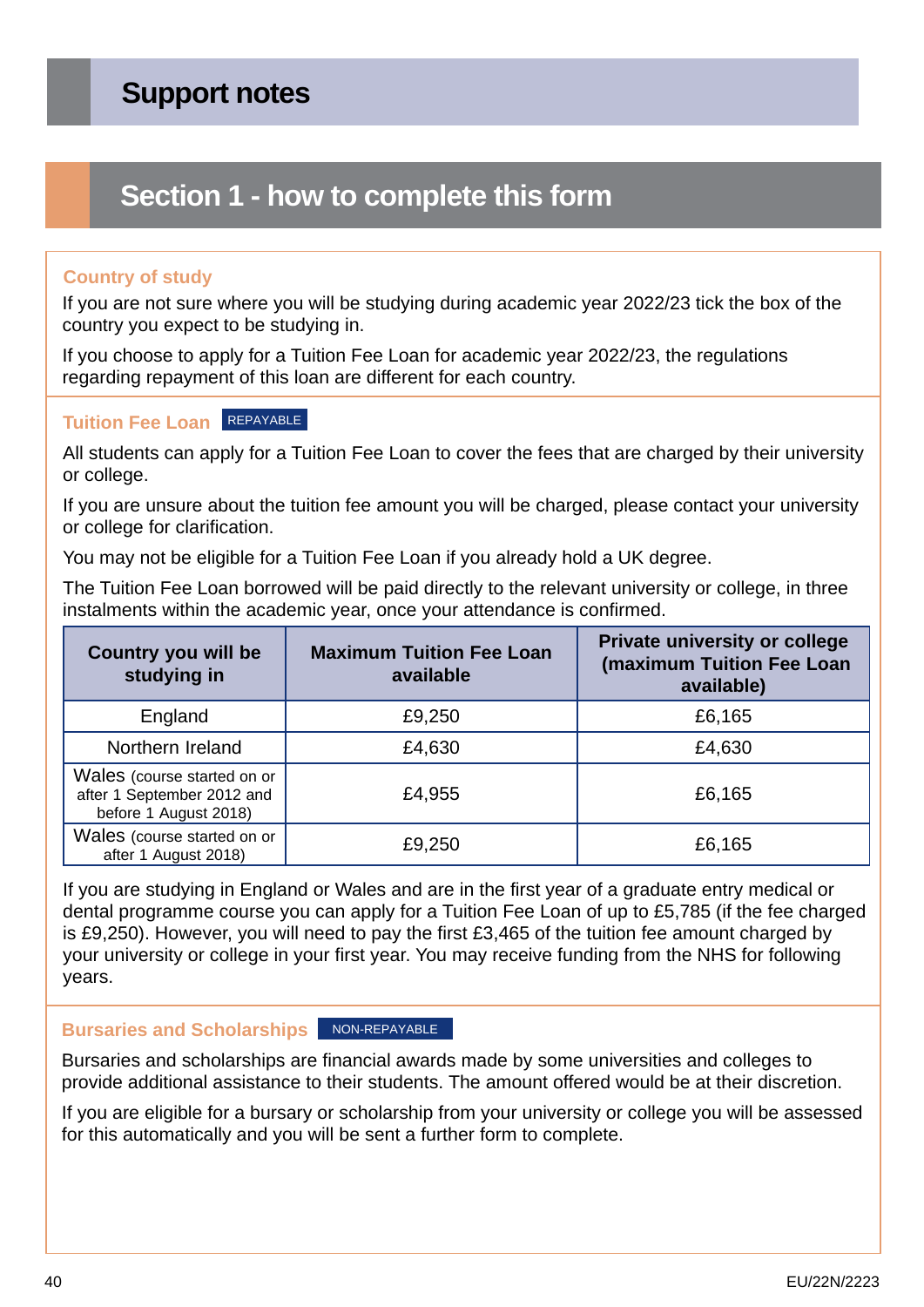# Support notes

## Section 1 - how to complete this form

### Country of study

If you are not sure where you will be studying during academic year 2022/23 tick the box of the country you expect to be studying in.

If you choose to apply for a Tuition Fee Loan for academic year 2022/23, the regulations regarding repayment of this loan are different for each country.

### Tuition Fee Loan REPAYABLE

All students can apply for a Tuition Fee Loan to cover the fees that are charged by their university or college.

If you are unsure about the tuition fee amount you will be charged, please contact your university or college for clarification.

You may not be eligible for a Tuition Fee Loan if you already hold a UK degree.

The Tuition Fee Loan borrowed will be paid directly to the relevant university or college, in three instalments within the academic year, once your attendance is confirmed.

| Country you will be studying in | Maximum Tuition Fee Loan available | Private university or college (maximum Tuition Fee Loan available) |
|---|---|---|
| England | £9,250 | £6,165 |
| Northern Ireland | £4,630 | £4,630 |
| Wales (course started on or after 1 September 2012 and before 1 August 2018) | £4,955 | £6,165 |
| Wales (course started on or after 1 August 2018) | £9,250 | £6,165 |

If you are studying in England or Wales and are in the first year of a graduate entry medical or dental programme course you can apply for a Tuition Fee Loan of up to £5,785 (if the fee charged is £9,250). However, you will need to pay the first £3,465 of the tuition fee amount charged by your university or college in your first year. You may receive funding from the NHS for following years.

### Bursaries and Scholarships NON-REPAYABLE

Bursaries and scholarships are financial awards made by some universities and colleges to provide additional assistance to their students. The amount offered would be at their discretion.

If you are eligible for a bursary or scholarship from your university or college you will be assessed for this automatically and you will be sent a further form to complete.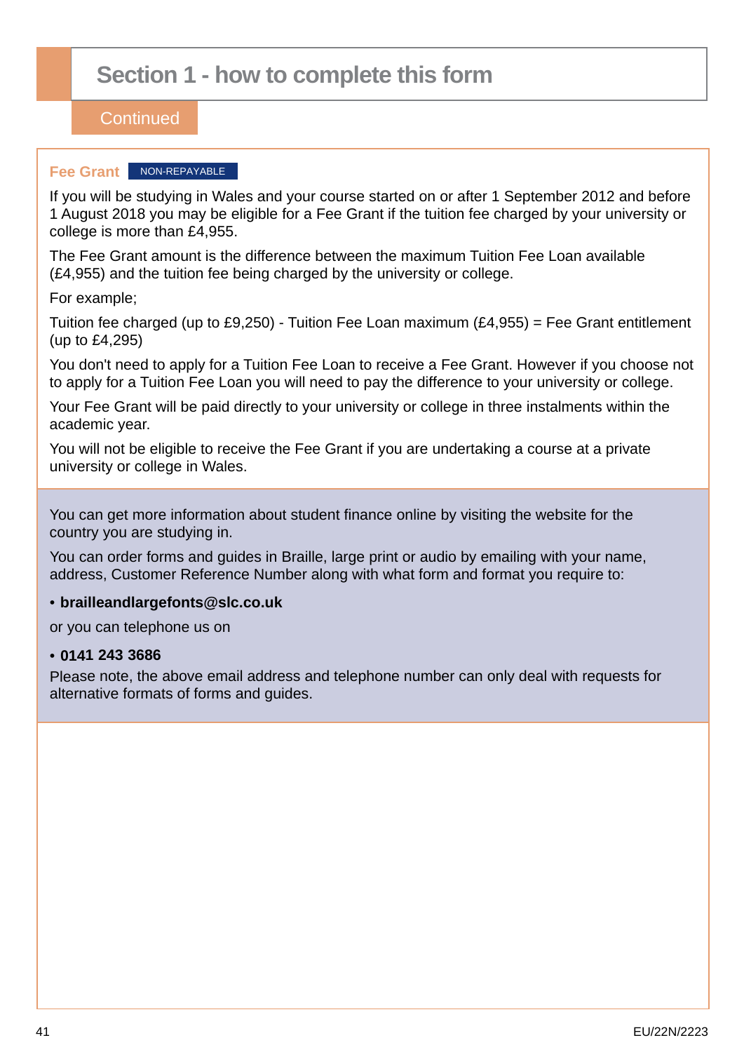# Section 1 - how to complete this form

Continued

### Fee Grant NON-REPAYABLE

If you will be studying in Wales and your course started on or after 1 September 2012 and before 1 August 2018 you may be eligible for a Fee Grant if the tuition fee charged by your university or college is more than £4,955.

The Fee Grant amount is the difference between the maximum Tuition Fee Loan available (£4,955) and the tuition fee being charged by the university or college.

For example;

Tuition fee charged (up to £9,250) - Tuition Fee Loan maximum (£4,955) = Fee Grant entitlement (up to £4,295)

You don't need to apply for a Tuition Fee Loan to receive a Fee Grant. However if you choose not to apply for a Tuition Fee Loan you will need to pay the difference to your university or college.

Your Fee Grant will be paid directly to your university or college in three instalments within the academic year.

You will not be eligible to receive the Fee Grant if you are undertaking a course at a private university or college in Wales.

You can get more information about student finance online by visiting the website for the country you are studying in.

You can order forms and guides in Braille, large print or audio by emailing with your name, address, Customer Reference Number along with what form and format you require to:

- **brailleandlargefonts@slc.co.uk**

or you can telephone us on

- **0141 243 3686**

Please note, the above email address and telephone number can only deal with requests for alternative formats of forms and guides.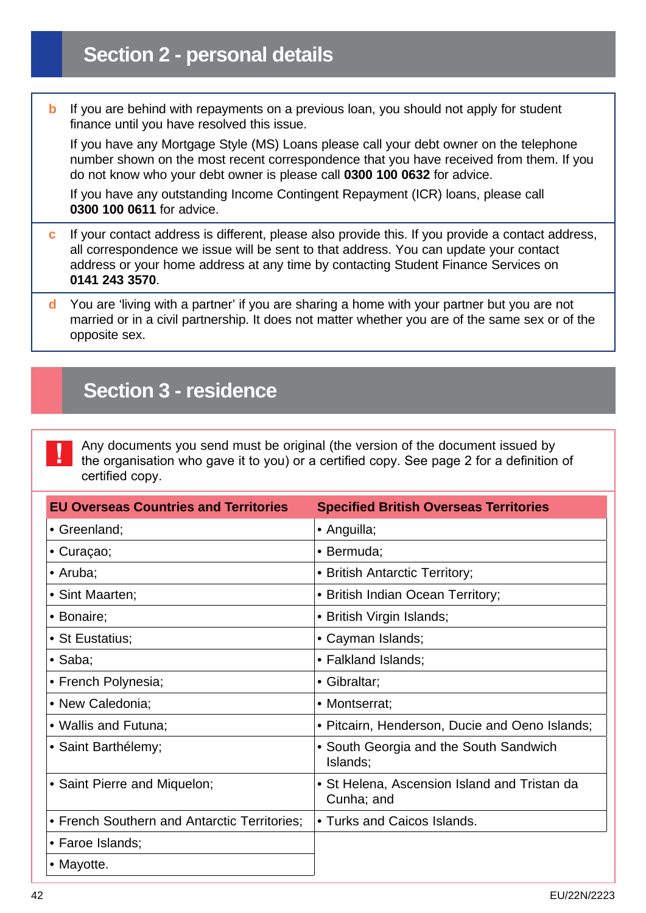## Section 2 - personal details

**b** If you are behind with repayments on a previous loan, you should not apply for student finance until you have resolved this issue.

If you have any Mortgage Style (MS) Loans please call your debt owner on the telephone number shown on the most recent correspondence that you have received from them. If you do not know who your debt owner is please call **0300 100 0632** for advice.

If you have any outstanding Income Contingent Repayment (ICR) loans, please call **0300 100 0611** for advice.

**c** If your contact address is different, please also provide this. If you provide a contact address, all correspondence we issue will be sent to that address. You can update your contact address or your home address at any time by contacting Student Finance Services on **0141 243 3570**.

**d** You are 'living with a partner' if you are sharing a home with your partner but you are not married or in a civil partnership. It does not matter whether you are of the same sex or of the opposite sex.

## Section 3 - residence

**!** Any documents you send must be original (the version of the document issued by the organisation who gave it to you) or a certified copy. See page 2 for a definition of certified copy.

| EU Overseas Countries and Territories | Specified British Overseas Territories |
|---|---|
| • Greenland; | • Anguilla; |
| • Curaçao; | • Bermuda; |
| • Aruba; | • British Antarctic Territory; |
| • Sint Maarten; | • British Indian Ocean Territory; |
| • Bonaire; | • British Virgin Islands; |
| • St Eustatius; | • Cayman Islands; |
| • Saba; | • Falkland Islands; |
| • French Polynesia; | • Gibraltar; |
| • New Caledonia; | • Montserrat; |
| • Wallis and Futuna; | • Pitcairn, Henderson, Ducie and Oeno Islands; |
| • Saint Barthélemy; | • South Georgia and the South Sandwich Islands; |
| • Saint Pierre and Miquelon; | • St Helena, Ascension Island and Tristan da Cunha; and |
| • French Southern and Antarctic Territories; | • Turks and Caicos Islands. |
| • Faroe Islands; | |
| • Mayotte. | |

EU/22N/2223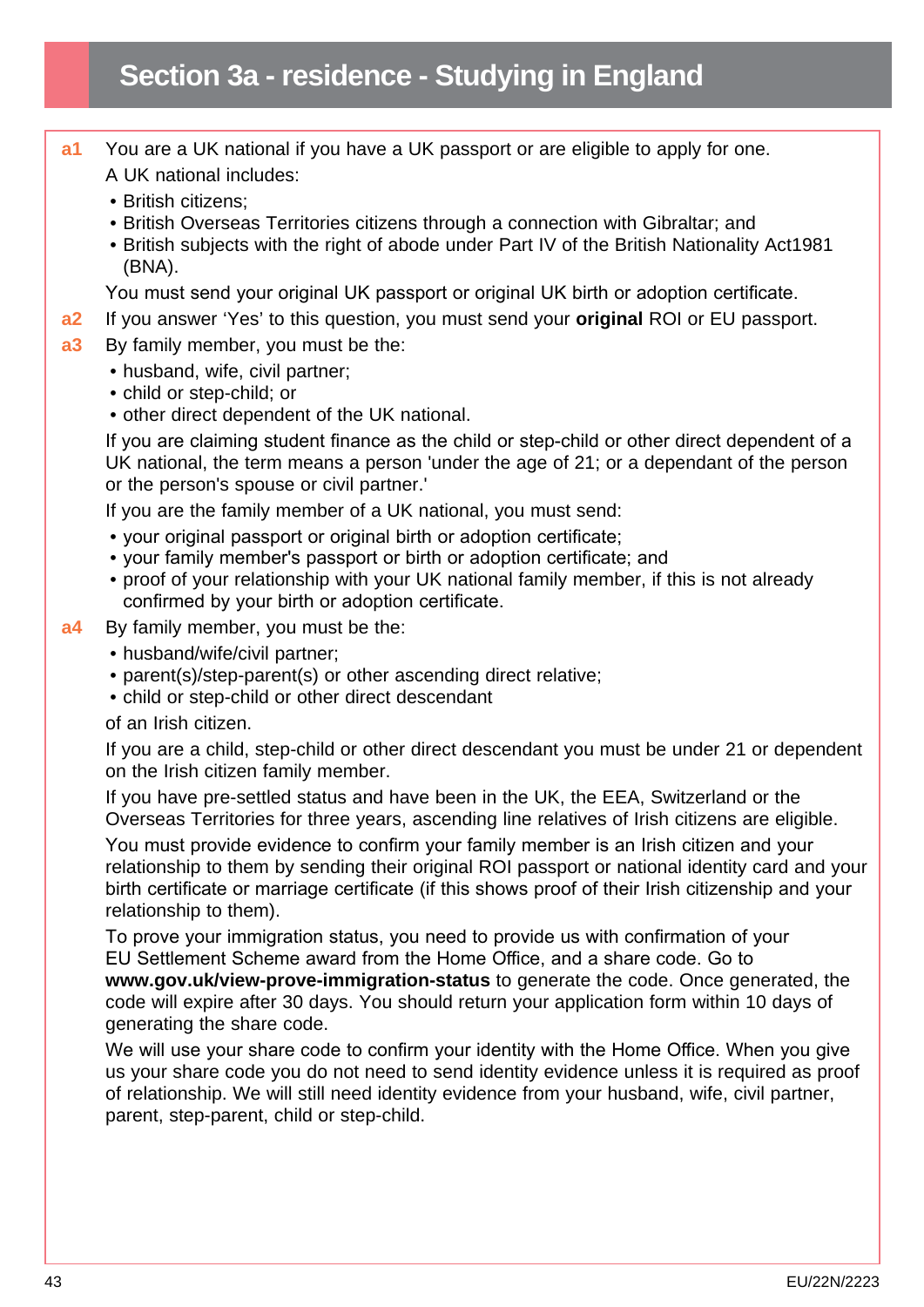# Section 3a - residence - Studying in England

**a1** You are a UK national if you have a UK passport or are eligible to apply for one.

A UK national includes:

- British citizens;
- British Overseas Territories citizens through a connection with Gibraltar; and
- British subjects with the right of abode under Part IV of the British Nationality Act1981 (BNA).

You must send your original UK passport or original UK birth or adoption certificate.

**a2** If you answer 'Yes' to this question, you must send your **original** ROI or EU passport.

**a3** By family member, you must be the:

- husband, wife, civil partner;
- child or step-child; or
- other direct dependent of the UK national.

If you are claiming student finance as the child or step-child or other direct dependent of a UK national, the term means a person 'under the age of 21; or a dependant of the person or the person's spouse or civil partner.'

If you are the family member of a UK national, you must send:

- your original passport or original birth or adoption certificate;
- your family member's passport or birth or adoption certificate; and
- proof of your relationship with your UK national family member, if this is not already confirmed by your birth or adoption certificate.

**a4** By family member, you must be the:

- husband/wife/civil partner;
- parent(s)/step-parent(s) or other ascending direct relative;
- child or step-child or other direct descendant

of an Irish citizen.

If you are a child, step-child or other direct descendant you must be under 21 or dependent on the Irish citizen family member.

If you have pre-settled status and have been in the UK, the EEA, Switzerland or the Overseas Territories for three years, ascending line relatives of Irish citizens are eligible.

You must provide evidence to confirm your family member is an Irish citizen and your relationship to them by sending their original ROI passport or national identity card and your birth certificate or marriage certificate (if this shows proof of their Irish citizenship and your relationship to them).

To prove your immigration status, you need to provide us with confirmation of your EU Settlement Scheme award from the Home Office, and a share code. Go to **www.gov.uk/view-prove-immigration-status** to generate the code. Once generated, the code will expire after 30 days. You should return your application form within 10 days of generating the share code.

We will use your share code to confirm your identity with the Home Office. When you give us your share code you do not need to send identity evidence unless it is required as proof of relationship. We will still need identity evidence from your husband, wife, civil partner, parent, step-parent, child or step-child.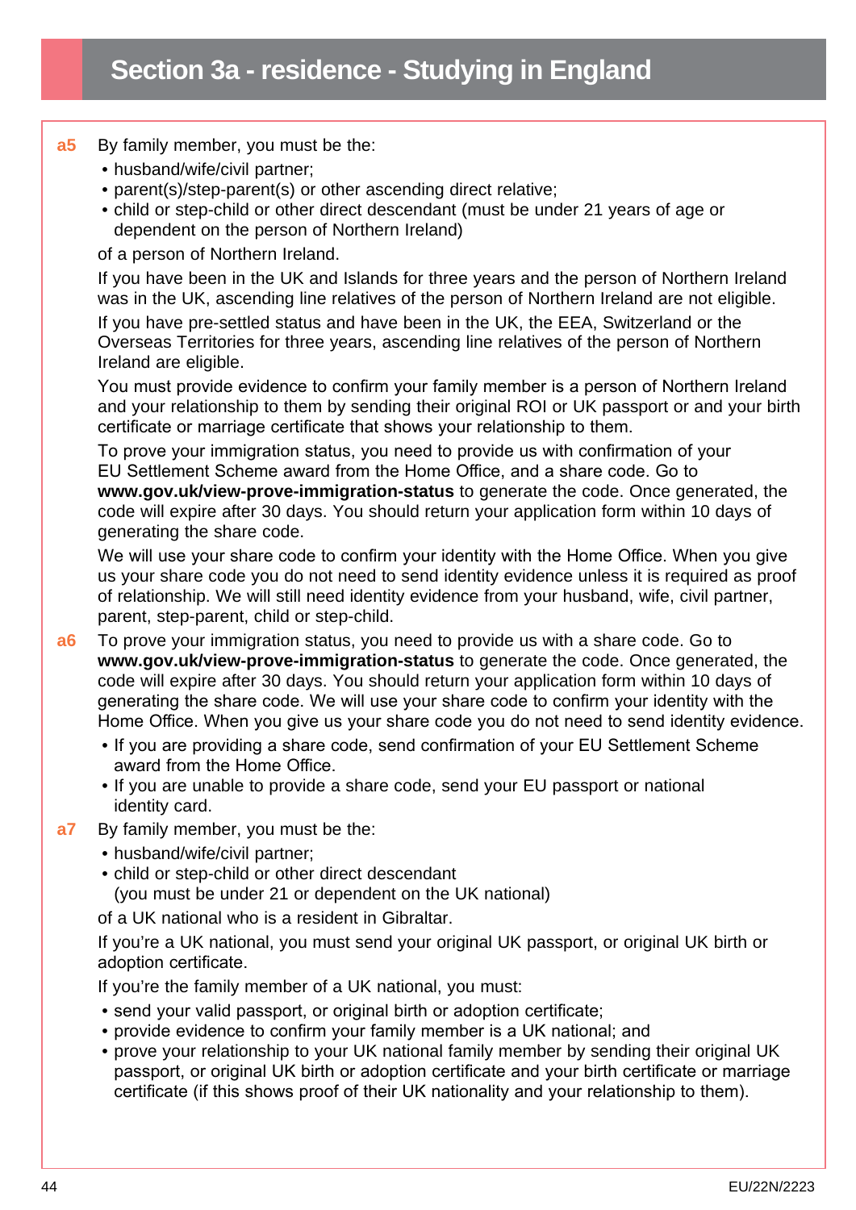# Section 3a - residence - Studying in England

**a5** By family member, you must be the:

- husband/wife/civil partner;
- parent(s)/step-parent(s) or other ascending direct relative;
- child or step-child or other direct descendant (must be under 21 years of age or dependent on the person of Northern Ireland)

of a person of Northern Ireland.

If you have been in the UK and Islands for three years and the person of Northern Ireland was in the UK, ascending line relatives of the person of Northern Ireland are not eligible.

If you have pre-settled status and have been in the UK, the EEA, Switzerland or the Overseas Territories for three years, ascending line relatives of the person of Northern Ireland are eligible.

You must provide evidence to confirm your family member is a person of Northern Ireland and your relationship to them by sending their original ROI or UK passport or and your birth certificate or marriage certificate that shows your relationship to them.

To prove your immigration status, you need to provide us with confirmation of your EU Settlement Scheme award from the Home Office, and a share code. Go to **www.gov.uk/view-prove-immigration-status** to generate the code. Once generated, the code will expire after 30 days. You should return your application form within 10 days of generating the share code.

We will use your share code to confirm your identity with the Home Office. When you give us your share code you do not need to send identity evidence unless it is required as proof of relationship. We will still need identity evidence from your husband, wife, civil partner, parent, step-parent, child or step-child.

**a6** To prove your immigration status, you need to provide us with a share code. Go to **www.gov.uk/view-prove-immigration-status** to generate the code. Once generated, the code will expire after 30 days. You should return your application form within 10 days of generating the share code. We will use your share code to confirm your identity with the Home Office. When you give us your share code you do not need to send identity evidence.

- If you are providing a share code, send confirmation of your EU Settlement Scheme award from the Home Office.
- If you are unable to provide a share code, send your EU passport or national identity card.

**a7** By family member, you must be the:

- husband/wife/civil partner;
- child or step-child or other direct descendant (you must be under 21 or dependent on the UK national)

of a UK national who is a resident in Gibraltar.

If you're a UK national, you must send your original UK passport, or original UK birth or adoption certificate.

If you're the family member of a UK national, you must:

- send your valid passport, or original birth or adoption certificate;
- provide evidence to confirm your family member is a UK national; and
- prove your relationship to your UK national family member by sending their original UK passport, or original UK birth or adoption certificate and your birth certificate or marriage certificate (if this shows proof of their UK nationality and your relationship to them).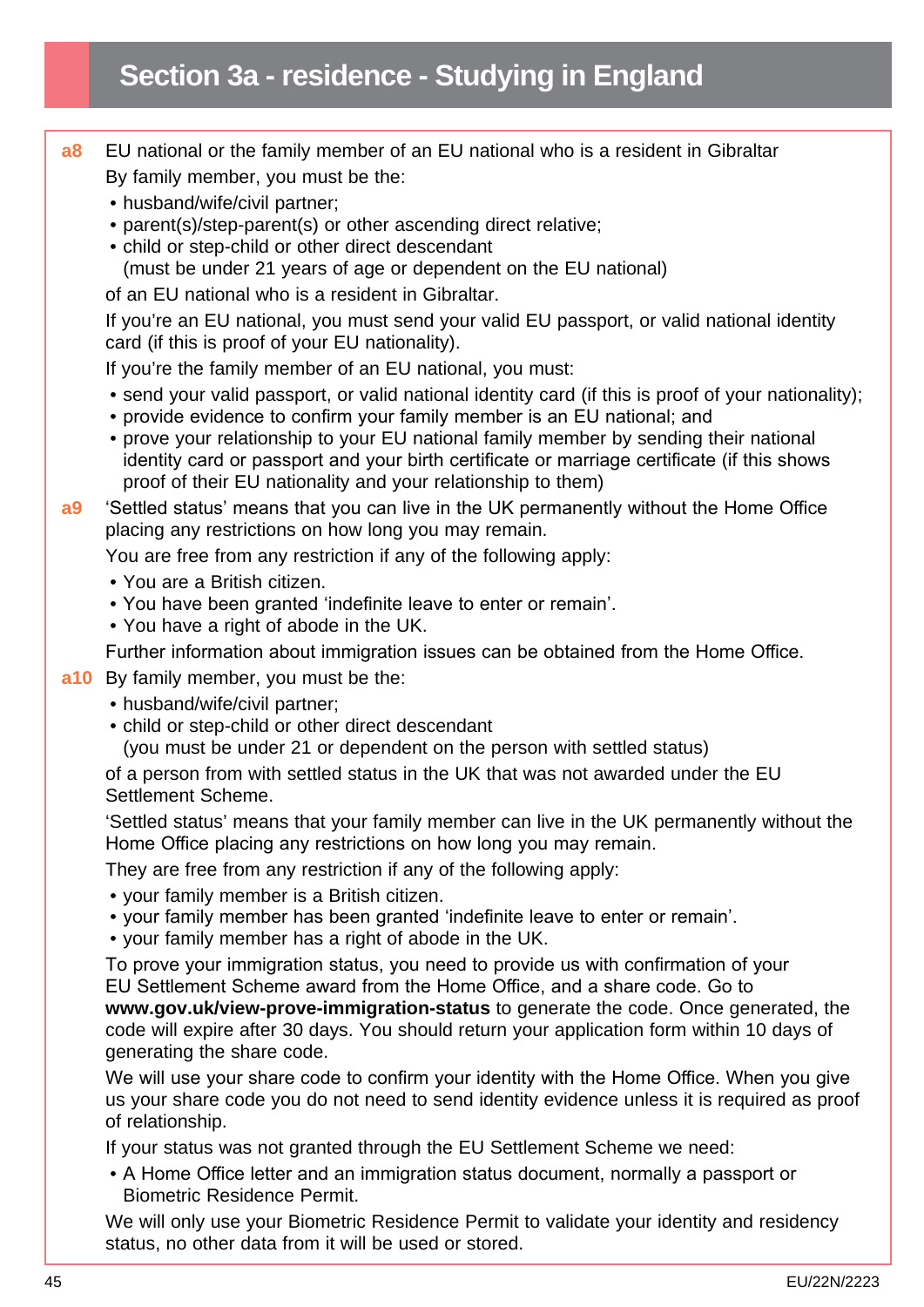# Section 3a - residence - Studying in England

**a8** EU national or the family member of an EU national who is a resident in Gibraltar

By family member, you must be the:

- husband/wife/civil partner;
- parent(s)/step-parent(s) or other ascending direct relative;
- child or step-child or other direct descendant
  (must be under 21 years of age or dependent on the EU national)

of an EU national who is a resident in Gibraltar.

If you're an EU national, you must send your valid EU passport, or valid national identity card (if this is proof of your EU nationality).

If you're the family member of an EU national, you must:

- send your valid passport, or valid national identity card (if this is proof of your nationality);
- provide evidence to confirm your family member is an EU national; and
- prove your relationship to your EU national family member by sending their national identity card or passport and your birth certificate or marriage certificate (if this shows proof of their EU nationality and your relationship to them)

**a9** 'Settled status' means that you can live in the UK permanently without the Home Office placing any restrictions on how long you may remain.

You are free from any restriction if any of the following apply:

- You are a British citizen.
- You have been granted 'indefinite leave to enter or remain'.
- You have a right of abode in the UK.

Further information about immigration issues can be obtained from the Home Office.

**a10** By family member, you must be the:

- husband/wife/civil partner;
- child or step-child or other direct descendant
  (you must be under 21 or dependent on the person with settled status)

of a person from with settled status in the UK that was not awarded under the EU Settlement Scheme.

'Settled status' means that your family member can live in the UK permanently without the Home Office placing any restrictions on how long you may remain.

They are free from any restriction if any of the following apply:

- your family member is a British citizen.
- your family member has been granted 'indefinite leave to enter or remain'.
- your family member has a right of abode in the UK.

To prove your immigration status, you need to provide us with confirmation of your EU Settlement Scheme award from the Home Office, and a share code. Go to **www.gov.uk/view-prove-immigration-status** to generate the code. Once generated, the code will expire after 30 days. You should return your application form within 10 days of generating the share code.

We will use your share code to confirm your identity with the Home Office. When you give us your share code you do not need to send identity evidence unless it is required as proof of relationship.

If your status was not granted through the EU Settlement Scheme we need:

- A Home Office letter and an immigration status document, normally a passport or Biometric Residence Permit.

We will only use your Biometric Residence Permit to validate your identity and residency status, no other data from it will be used or stored.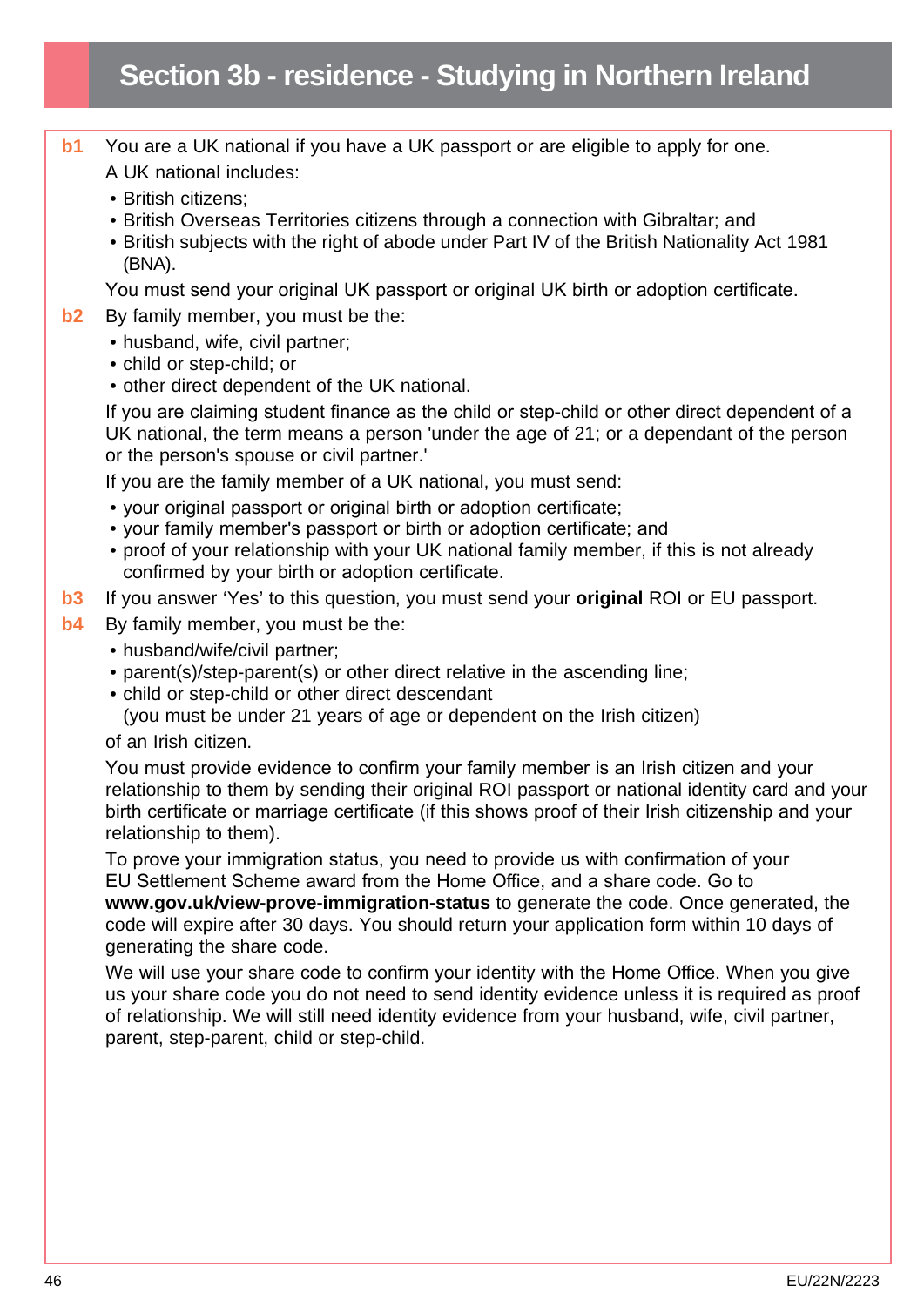# Section 3b - residence - Studying in Northern Ireland

**b1** You are a UK national if you have a UK passport or are eligible to apply for one.

A UK national includes:

- British citizens;
- British Overseas Territories citizens through a connection with Gibraltar; and
- British subjects with the right of abode under Part IV of the British Nationality Act 1981 (BNA).

You must send your original UK passport or original UK birth or adoption certificate.

**b2** By family member, you must be the:

- husband, wife, civil partner;
- child or step-child; or
- other direct dependent of the UK national.

If you are claiming student finance as the child or step-child or other direct dependent of a UK national, the term means a person 'under the age of 21; or a dependant of the person or the person's spouse or civil partner.'

If you are the family member of a UK national, you must send:

- your original passport or original birth or adoption certificate;
- your family member's passport or birth or adoption certificate; and
- proof of your relationship with your UK national family member, if this is not already confirmed by your birth or adoption certificate.

**b3** If you answer 'Yes' to this question, you must send your **original** ROI or EU passport.

**b4** By family member, you must be the:

- husband/wife/civil partner;
- parent(s)/step-parent(s) or other direct relative in the ascending line;
- child or step-child or other direct descendant (you must be under 21 years of age or dependent on the Irish citizen)

of an Irish citizen.

You must provide evidence to confirm your family member is an Irish citizen and your relationship to them by sending their original ROI passport or national identity card and your birth certificate or marriage certificate (if this shows proof of their Irish citizenship and your relationship to them).

To prove your immigration status, you need to provide us with confirmation of your EU Settlement Scheme award from the Home Office, and a share code. Go to **www.gov.uk/view-prove-immigration-status** to generate the code. Once generated, the code will expire after 30 days. You should return your application form within 10 days of generating the share code.

We will use your share code to confirm your identity with the Home Office. When you give us your share code you do not need to send identity evidence unless it is required as proof of relationship. We will still need identity evidence from your husband, wife, civil partner, parent, step-parent, child or step-child.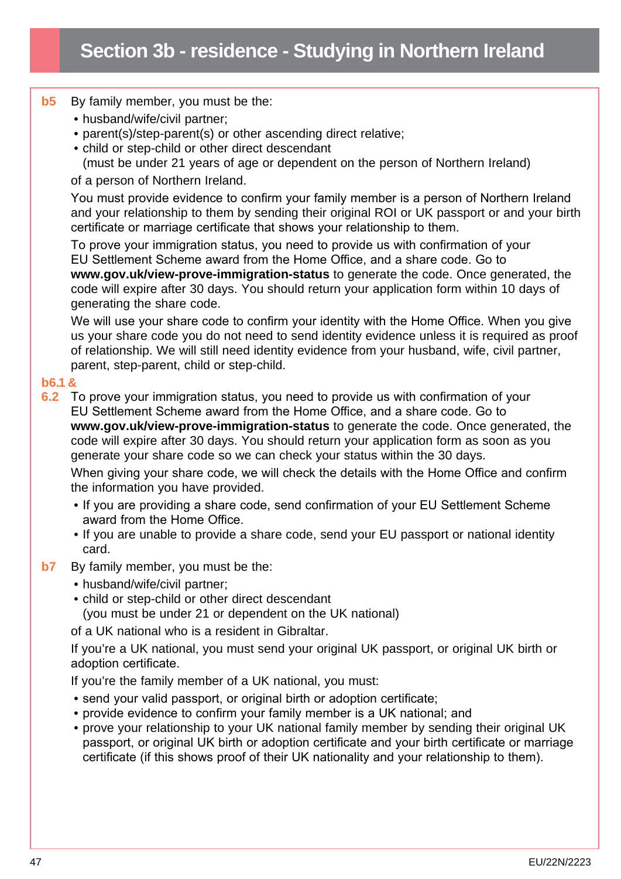# Section 3b - residence - Studying in Northern Ireland

**b5** By family member, you must be the:

- husband/wife/civil partner;
- parent(s)/step-parent(s) or other ascending direct relative;
- child or step-child or other direct descendant
  (must be under 21 years of age or dependent on the person of Northern Ireland)

of a person of Northern Ireland.

You must provide evidence to confirm your family member is a person of Northern Ireland and your relationship to them by sending their original ROI or UK passport or and your birth certificate or marriage certificate that shows your relationship to them.

To prove your immigration status, you need to provide us with confirmation of your EU Settlement Scheme award from the Home Office, and a share code. Go to **www.gov.uk/view-prove-immigration-status** to generate the code. Once generated, the code will expire after 30 days. You should return your application form within 10 days of generating the share code.

We will use your share code to confirm your identity with the Home Office. When you give us your share code you do not need to send identity evidence unless it is required as proof of relationship. We will still need identity evidence from your husband, wife, civil partner, parent, step-parent, child or step-child.

**b6.1 & 6.2** To prove your immigration status, you need to provide us with confirmation of your EU Settlement Scheme award from the Home Office, and a share code. Go to **www.gov.uk/view-prove-immigration-status** to generate the code. Once generated, the code will expire after 30 days. You should return your application form as soon as you generate your share code so we can check your status within the 30 days.

When giving your share code, we will check the details with the Home Office and confirm the information you have provided.

- If you are providing a share code, send confirmation of your EU Settlement Scheme award from the Home Office.
- If you are unable to provide a share code, send your EU passport or national identity card.

**b7** By family member, you must be the:

- husband/wife/civil partner;
- child or step-child or other direct descendant
  (you must be under 21 or dependent on the UK national)

of a UK national who is a resident in Gibraltar.

If you're a UK national, you must send your original UK passport, or original UK birth or adoption certificate.

If you're the family member of a UK national, you must:

- send your valid passport, or original birth or adoption certificate;
- provide evidence to confirm your family member is a UK national; and
- prove your relationship to your UK national family member by sending their original UK passport, or original UK birth or adoption certificate and your birth certificate or marriage certificate (if this shows proof of their UK nationality and your relationship to them).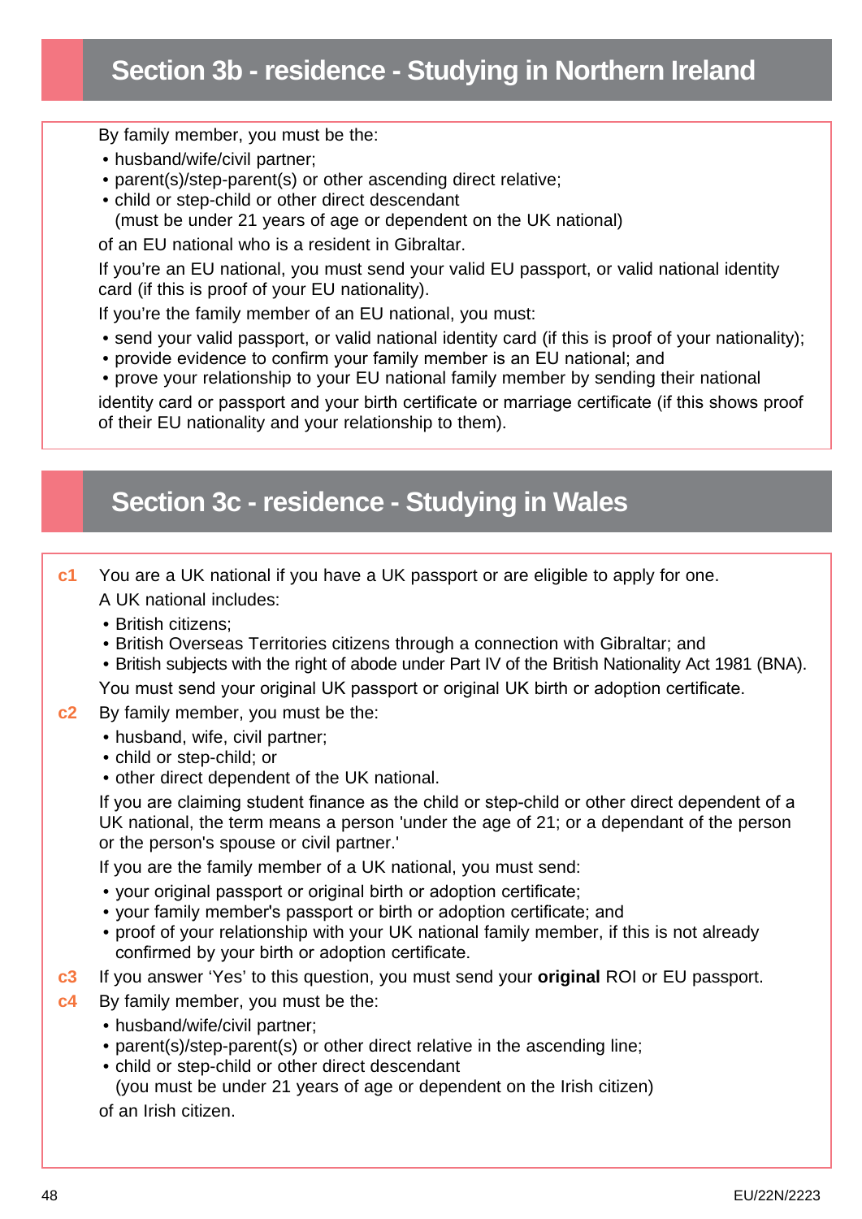## Section 3b - residence - Studying in Northern Ireland

By family member, you must be the:

- husband/wife/civil partner;
- parent(s)/step-parent(s) or other ascending direct relative;
- child or step-child or other direct descendant (must be under 21 years of age or dependent on the UK national)

of an EU national who is a resident in Gibraltar.

If you're an EU national, you must send your valid EU passport, or valid national identity card (if this is proof of your EU nationality).

If you're the family member of an EU national, you must:

- send your valid passport, or valid national identity card (if this is proof of your nationality);
- provide evidence to confirm your family member is an EU national; and
- prove your relationship to your EU national family member by sending their national

identity card or passport and your birth certificate or marriage certificate (if this shows proof of their EU nationality and your relationship to them).

## Section 3c - residence - Studying in Wales

**c1** You are a UK national if you have a UK passport or are eligible to apply for one.

A UK national includes:

- British citizens;
- British Overseas Territories citizens through a connection with Gibraltar; and
- British subjects with the right of abode under Part IV of the British Nationality Act 1981 (BNA).

You must send your original UK passport or original UK birth or adoption certificate.

**c2** By family member, you must be the:

- husband, wife, civil partner;
- child or step-child; or
- other direct dependent of the UK national.

If you are claiming student finance as the child or step-child or other direct dependent of a UK national, the term means a person 'under the age of 21; or a dependant of the person or the person's spouse or civil partner.'

If you are the family member of a UK national, you must send:

- your original passport or original birth or adoption certificate;
- your family member's passport or birth or adoption certificate; and
- proof of your relationship with your UK national family member, if this is not already confirmed by your birth or adoption certificate.

**c3** If you answer 'Yes' to this question, you must send your **original** ROI or EU passport.

**c4** By family member, you must be the:

- husband/wife/civil partner;
- parent(s)/step-parent(s) or other direct relative in the ascending line;
- child or step-child or other direct descendant (you must be under 21 years of age or dependent on the Irish citizen)

of an Irish citizen.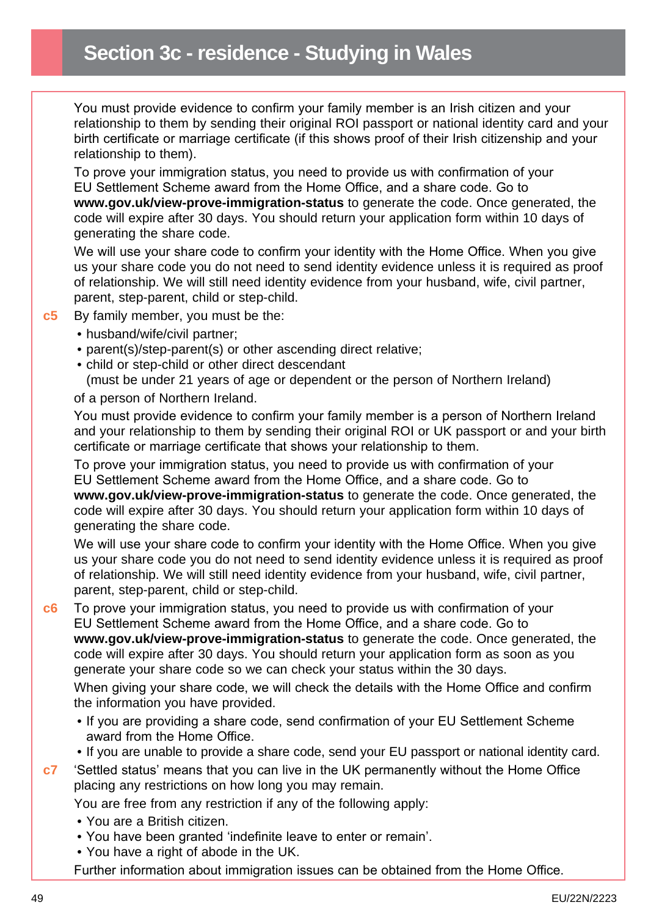# Section 3c - residence - Studying in Wales

You must provide evidence to confirm your family member is an Irish citizen and your relationship to them by sending their original ROI passport or national identity card and your birth certificate or marriage certificate (if this shows proof of their Irish citizenship and your relationship to them).

To prove your immigration status, you need to provide us with confirmation of your EU Settlement Scheme award from the Home Office, and a share code. Go to **www.gov.uk/view-prove-immigration-status** to generate the code. Once generated, the code will expire after 30 days. You should return your application form within 10 days of generating the share code.

We will use your share code to confirm your identity with the Home Office. When you give us your share code you do not need to send identity evidence unless it is required as proof of relationship. We will still need identity evidence from your husband, wife, civil partner, parent, step-parent, child or step-child.

**c5** By family member, you must be the:

- husband/wife/civil partner;
- parent(s)/step-parent(s) or other ascending direct relative;
- child or step-child or other direct descendant (must be under 21 years of age or dependent or the person of Northern Ireland)

of a person of Northern Ireland.

You must provide evidence to confirm your family member is a person of Northern Ireland and your relationship to them by sending their original ROI or UK passport or and your birth certificate or marriage certificate that shows your relationship to them.

To prove your immigration status, you need to provide us with confirmation of your EU Settlement Scheme award from the Home Office, and a share code. Go to **www.gov.uk/view-prove-immigration-status** to generate the code. Once generated, the code will expire after 30 days. You should return your application form within 10 days of generating the share code.

We will use your share code to confirm your identity with the Home Office. When you give us your share code you do not need to send identity evidence unless it is required as proof of relationship. We will still need identity evidence from your husband, wife, civil partner, parent, step-parent, child or step-child.

**c6** To prove your immigration status, you need to provide us with confirmation of your EU Settlement Scheme award from the Home Office, and a share code. Go to **www.gov.uk/view-prove-immigration-status** to generate the code. Once generated, the code will expire after 30 days. You should return your application form as soon as you generate your share code so we can check your status within the 30 days.

When giving your share code, we will check the details with the Home Office and confirm the information you have provided.

- If you are providing a share code, send confirmation of your EU Settlement Scheme award from the Home Office.
- If you are unable to provide a share code, send your EU passport or national identity card.

**c7** 'Settled status' means that you can live in the UK permanently without the Home Office placing any restrictions on how long you may remain.

You are free from any restriction if any of the following apply:

- You are a British citizen.
- You have been granted 'indefinite leave to enter or remain'.
- You have a right of abode in the UK.

Further information about immigration issues can be obtained from the Home Office.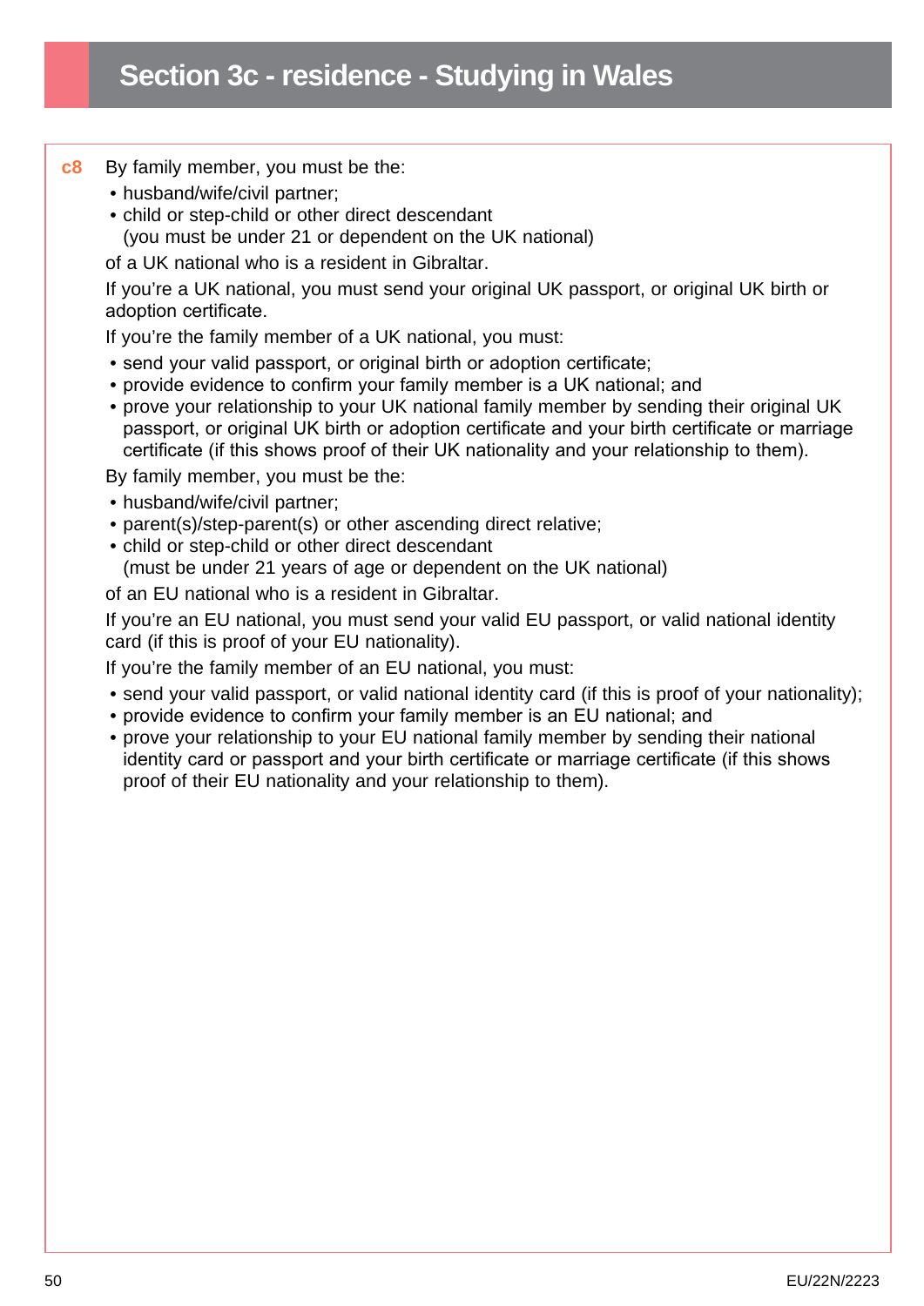## Section 3c - residence - Studying in Wales

**c8** By family member, you must be the:

- husband/wife/civil partner;
- child or step-child or other direct descendant
  (you must be under 21 or dependent on the UK national)

of a UK national who is a resident in Gibraltar.

If you're a UK national, you must send your original UK passport, or original UK birth or adoption certificate.

If you're the family member of a UK national, you must:

- send your valid passport, or original birth or adoption certificate;
- provide evidence to confirm your family member is a UK national; and
- prove your relationship to your UK national family member by sending their original UK passport, or original UK birth or adoption certificate and your birth certificate or marriage certificate (if this shows proof of their UK nationality and your relationship to them).

By family member, you must be the:

- husband/wife/civil partner;
- parent(s)/step-parent(s) or other ascending direct relative;
- child or step-child or other direct descendant
  (must be under 21 years of age or dependent on the UK national)

of an EU national who is a resident in Gibraltar.

If you're an EU national, you must send your valid EU passport, or valid national identity card (if this is proof of your EU nationality).

If you're the family member of an EU national, you must:

- send your valid passport, or valid national identity card (if this is proof of your nationality);
- provide evidence to confirm your family member is an EU national; and
- prove your relationship to your EU national family member by sending their national identity card or passport and your birth certificate or marriage certificate (if this shows proof of their EU nationality and your relationship to them).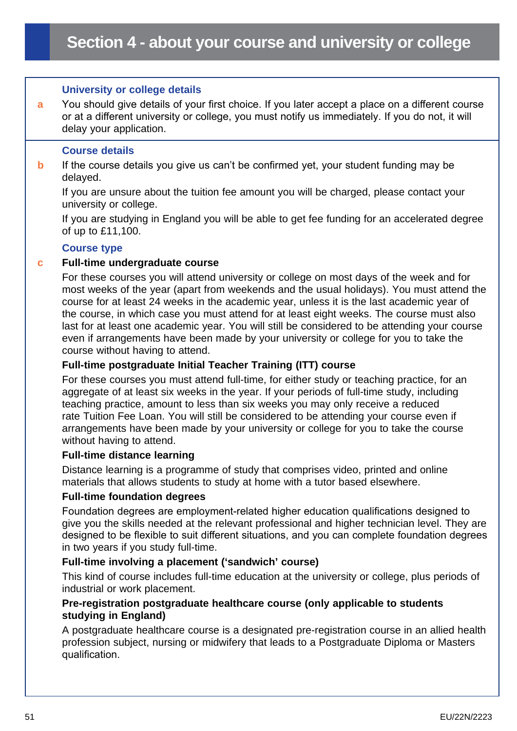# Section 4 - about your course and university or college

### University or college details

**a** You should give details of your first choice. If you later accept a place on a different course or at a different university or college, you must notify us immediately. If you do not, it will delay your application.

### Course details

**b** If the course details you give us can't be confirmed yet, your student funding may be delayed.

If you are unsure about the tuition fee amount you will be charged, please contact your university or college.

If you are studying in England you will be able to get fee funding for an accelerated degree of up to £11,100.

### Course type

**c** **Full-time undergraduate course**

For these courses you will attend university or college on most days of the week and for most weeks of the year (apart from weekends and the usual holidays). You must attend the course for at least 24 weeks in the academic year, unless it is the last academic year of the course, in which case you must attend for at least eight weeks. The course must also last for at least one academic year. You will still be considered to be attending your course even if arrangements have been made by your university or college for you to take the course without having to attend.

**Full-time postgraduate Initial Teacher Training (ITT) course**

For these courses you must attend full-time, for either study or teaching practice, for an aggregate of at least six weeks in the year. If your periods of full-time study, including teaching practice, amount to less than six weeks you may only receive a reduced rate Tuition Fee Loan. You will still be considered to be attending your course even if arrangements have been made by your university or college for you to take the course without having to attend.

**Full-time distance learning**

Distance learning is a programme of study that comprises video, printed and online materials that allows students to study at home with a tutor based elsewhere.

**Full-time foundation degrees**

Foundation degrees are employment-related higher education qualifications designed to give you the skills needed at the relevant professional and higher technician level. They are designed to be flexible to suit different situations, and you can complete foundation degrees in two years if you study full-time.

**Full-time involving a placement ('sandwich' course)**

This kind of course includes full-time education at the university or college, plus periods of industrial or work placement.

**Pre-registration postgraduate healthcare course (only applicable to students studying in England)**

A postgraduate healthcare course is a designated pre-registration course in an allied health profession subject, nursing or midwifery that leads to a Postgraduate Diploma or Masters qualification.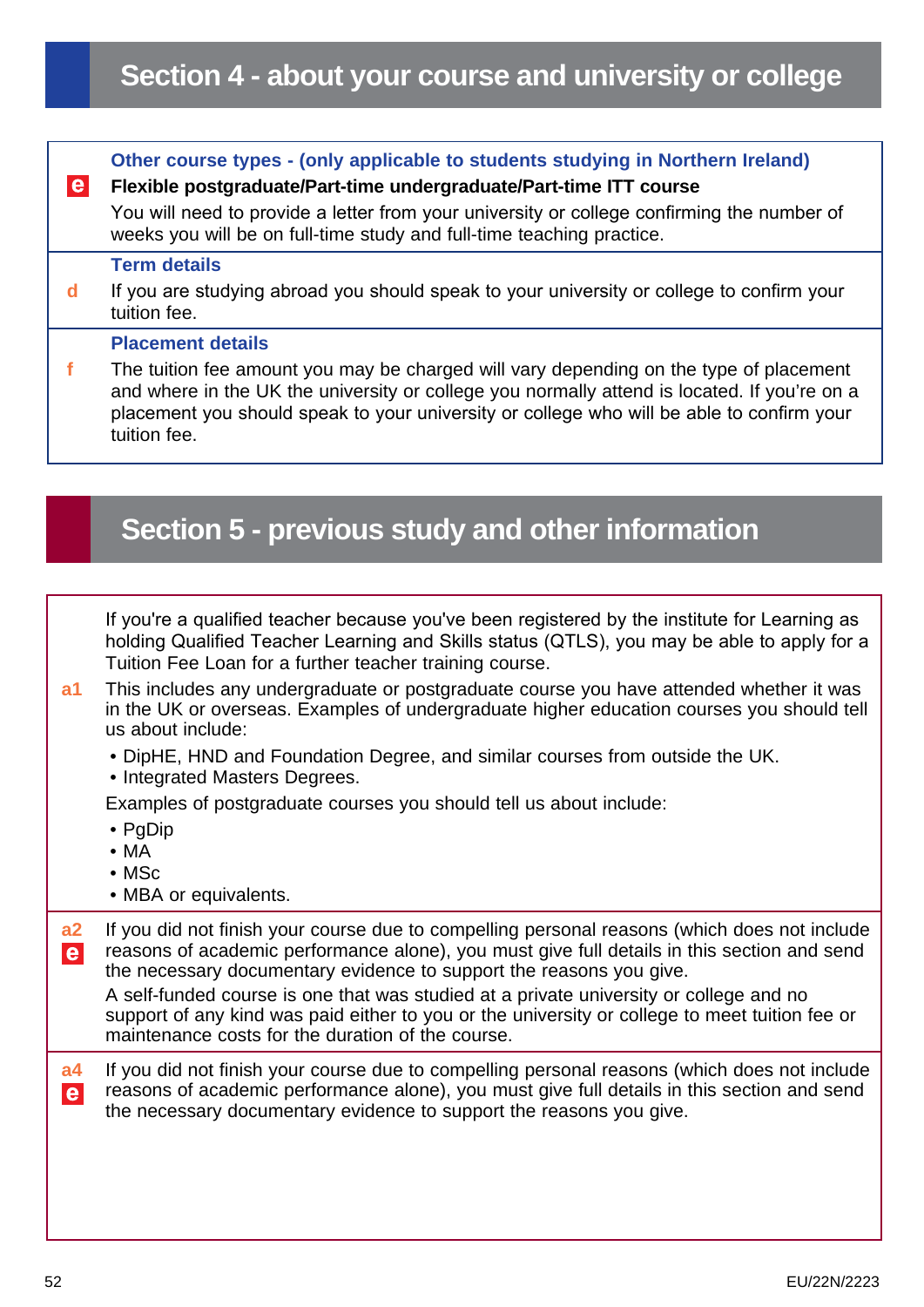## Section 4 - about your course and university or college

**Other course types - (only applicable to students studying in Northern Ireland)**

**e** **Flexible postgraduate/Part-time undergraduate/Part-time ITT course**

You will need to provide a letter from your university or college confirming the number of weeks you will be on full-time study and full-time teaching practice.

**Term details**

**d** If you are studying abroad you should speak to your university or college to confirm your tuition fee.

**Placement details**

**f** The tuition fee amount you may be charged will vary depending on the type of placement and where in the UK the university or college you normally attend is located. If you're on a placement you should speak to your university or college who will be able to confirm your tuition fee.

## Section 5 - previous study and other information

If you're a qualified teacher because you've been registered by the institute for Learning as holding Qualified Teacher Learning and Skills status (QTLS), you may be able to apply for a Tuition Fee Loan for a further teacher training course.

**a1** This includes any undergraduate or postgraduate course you have attended whether it was in the UK or overseas. Examples of undergraduate higher education courses you should tell us about include:

- DipHE, HND and Foundation Degree, and similar courses from outside the UK.
- Integrated Masters Degrees.

Examples of postgraduate courses you should tell us about include:

- PgDip
- MA
- MSc
- MBA or equivalents.

**a2** **e** If you did not finish your course due to compelling personal reasons (which does not include reasons of academic performance alone), you must give full details in this section and send the necessary documentary evidence to support the reasons you give.

A self-funded course is one that was studied at a private university or college and no support of any kind was paid either to you or the university or college to meet tuition fee or maintenance costs for the duration of the course.

**a4** **e** If you did not finish your course due to compelling personal reasons (which does not include reasons of academic performance alone), you must give full details in this section and send the necessary documentary evidence to support the reasons you give.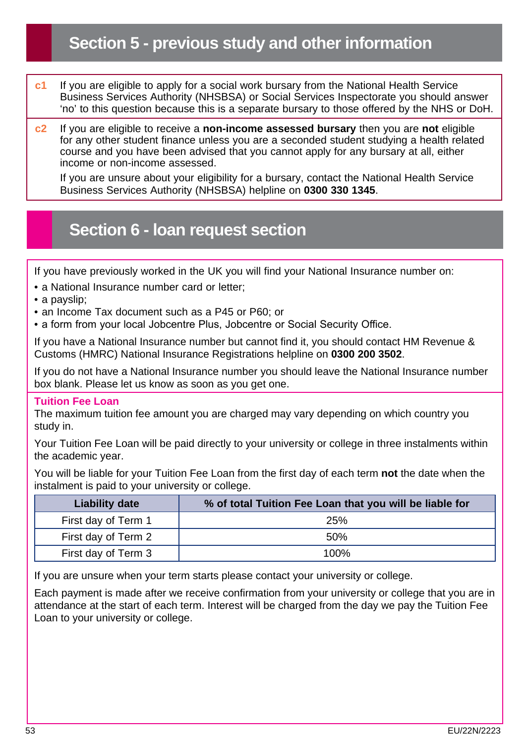## Section 5 - previous study and other information

**c1** If you are eligible to apply for a social work bursary from the National Health Service Business Services Authority (NHSBSA) or Social Services Inspectorate you should answer 'no' to this question because this is a separate bursary to those offered by the NHS or DoH.

**c2** If you are eligible to receive a **non-income assessed bursary** then you are **not** eligible for any other student finance unless you are a seconded student studying a health related course and you have been advised that you cannot apply for any bursary at all, either income or non-income assessed.

If you are unsure about your eligibility for a bursary, contact the National Health Service Business Services Authority (NHSBSA) helpline on **0300 330 1345**.

## Section 6 - loan request section

If you have previously worked in the UK you will find your National Insurance number on:

- a National Insurance number card or letter;
- a payslip;
- an Income Tax document such as a P45 or P60; or
- a form from your local Jobcentre Plus, Jobcentre or Social Security Office.

If you have a National Insurance number but cannot find it, you should contact HM Revenue & Customs (HMRC) National Insurance Registrations helpline on **0300 200 3502**.

If you do not have a National Insurance number you should leave the National Insurance number box blank. Please let us know as soon as you get one.

### Tuition Fee Loan

The maximum tuition fee amount you are charged may vary depending on which country you study in.

Your Tuition Fee Loan will be paid directly to your university or college in three instalments within the academic year.

You will be liable for your Tuition Fee Loan from the first day of each term **not** the date when the instalment is paid to your university or college.

| Liability date | % of total Tuition Fee Loan that you will be liable for |
|---|---|
| First day of Term 1 | 25% |
| First day of Term 2 | 50% |
| First day of Term 3 | 100% |

If you are unsure when your term starts please contact your university or college.

Each payment is made after we receive confirmation from your university or college that you are in attendance at the start of each term. Interest will be charged from the day we pay the Tuition Fee Loan to your university or college.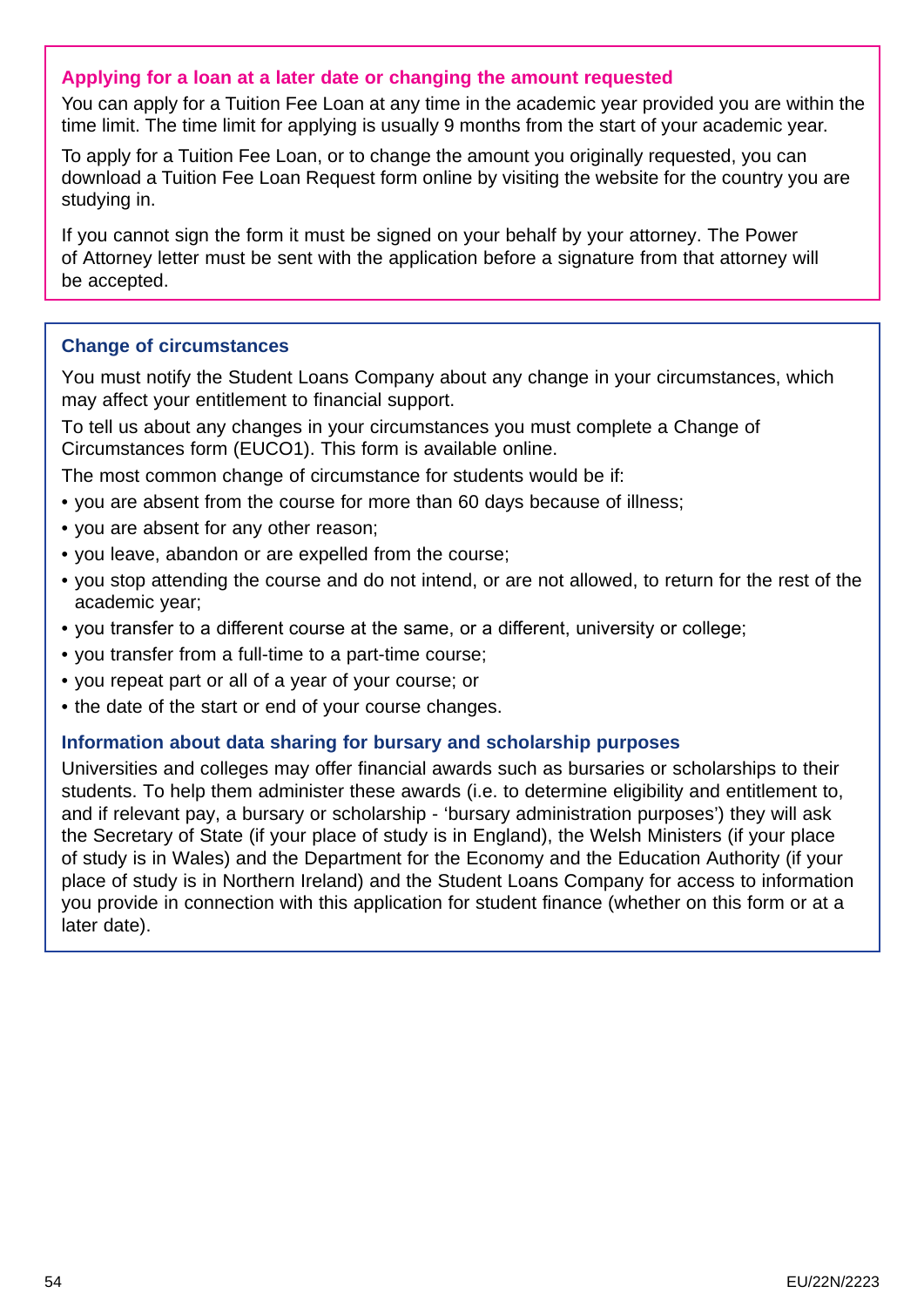### Applying for a loan at a later date or changing the amount requested

You can apply for a Tuition Fee Loan at any time in the academic year provided you are within the time limit. The time limit for applying is usually 9 months from the start of your academic year.

To apply for a Tuition Fee Loan, or to change the amount you originally requested, you can download a Tuition Fee Loan Request form online by visiting the website for the country you are studying in.

If you cannot sign the form it must be signed on your behalf by your attorney. The Power of Attorney letter must be sent with the application before a signature from that attorney will be accepted.

### Change of circumstances

You must notify the Student Loans Company about any change in your circumstances, which may affect your entitlement to financial support.

To tell us about any changes in your circumstances you must complete a Change of Circumstances form (EUCO1). This form is available online.

The most common change of circumstance for students would be if:

- you are absent from the course for more than 60 days because of illness;
- you are absent for any other reason;
- you leave, abandon or are expelled from the course;
- you stop attending the course and do not intend, or are not allowed, to return for the rest of the academic year;
- you transfer to a different course at the same, or a different, university or college;
- you transfer from a full-time to a part-time course;
- you repeat part or all of a year of your course; or
- the date of the start or end of your course changes.

### Information about data sharing for bursary and scholarship purposes

Universities and colleges may offer financial awards such as bursaries or scholarships to their students. To help them administer these awards (i.e. to determine eligibility and entitlement to, and if relevant pay, a bursary or scholarship - 'bursary administration purposes') they will ask the Secretary of State (if your place of study is in England), the Welsh Ministers (if your place of study is in Wales) and the Department for the Economy and the Education Authority (if your place of study is in Northern Ireland) and the Student Loans Company for access to information you provide in connection with this application for student finance (whether on this form or at a later date).